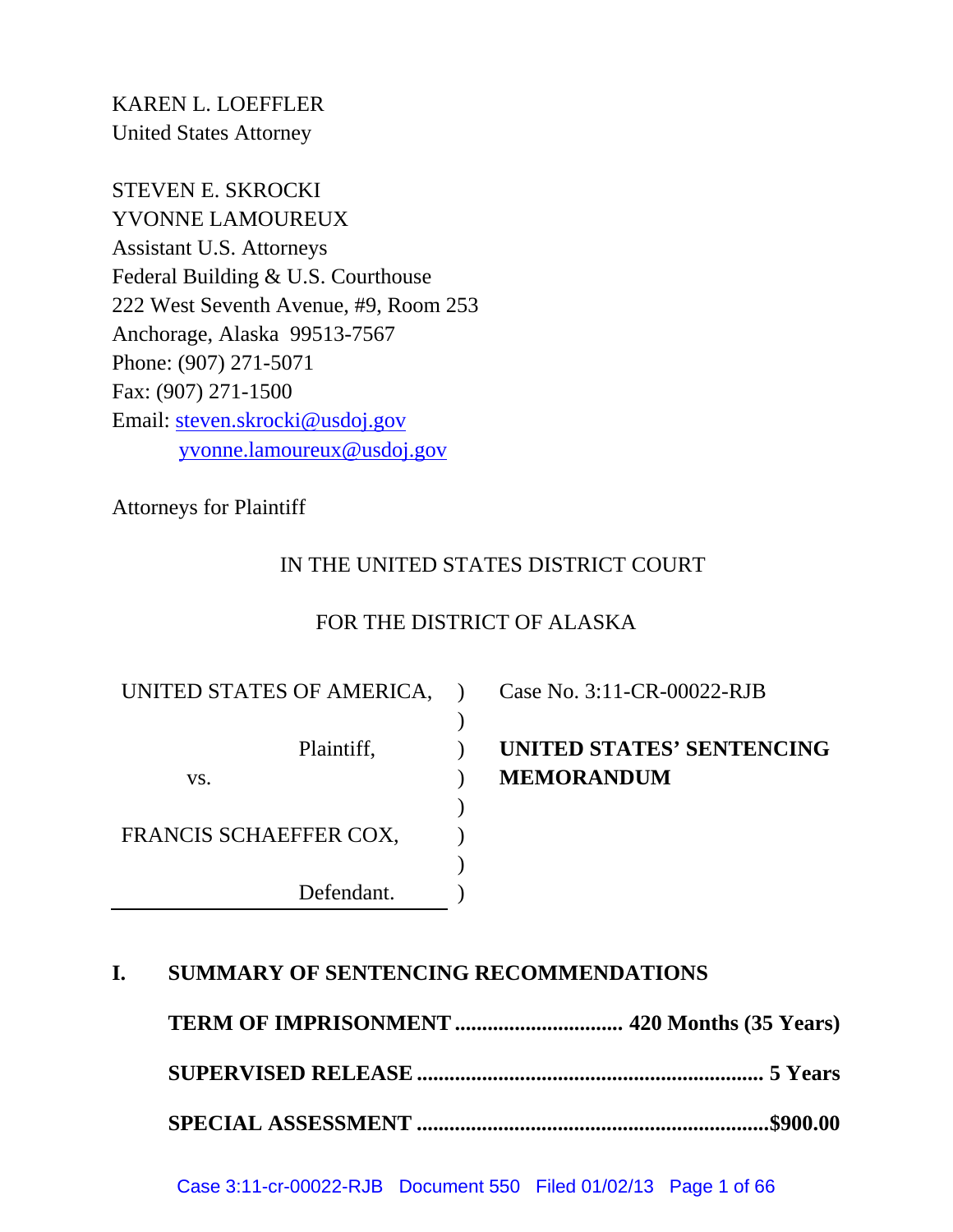KAREN L. LOEFFLER
United States Attorney

STEVEN E. SKROCKI
YVONNE LAMOUREUX
Assistant U.S. Attorneys
Federal Building & U.S. Courthouse
222 West Seventh Avenue, #9, Room 253
Anchorage, Alaska 99513-7567
Phone: (907) 271-5071
Fax: (907) 271-1500
Email: steven.skrocki@usdoj.gov
yvonne.lamoureux@usdoj.gov

Attorneys for Plaintiff

IN THE UNITED STATES DISTRICT COURT

FOR THE DISTRICT OF ALASKA

| | | |
|---|---|---|
| UNITED STATES OF AMERICA, | ) | Case No. 3:11-CR-00022-RJB |
| | ) | |
| Plaintiff, | ) | **UNITED STATES' SENTENCING** |
| vs. | ) | **MEMORANDUM** |
| | ) | |
| FRANCIS SCHAEFFER COX, | ) | |
| | ) | |
| Defendant. | ) | |

## I. SUMMARY OF SENTENCING RECOMMENDATIONS

**TERM OF IMPRISONMENT .............................. 420 Months (35 Years)**

**SUPERVISED RELEASE ............................................................ 5 Years**

**SPECIAL ASSESSMENT ..............................................................$900.00**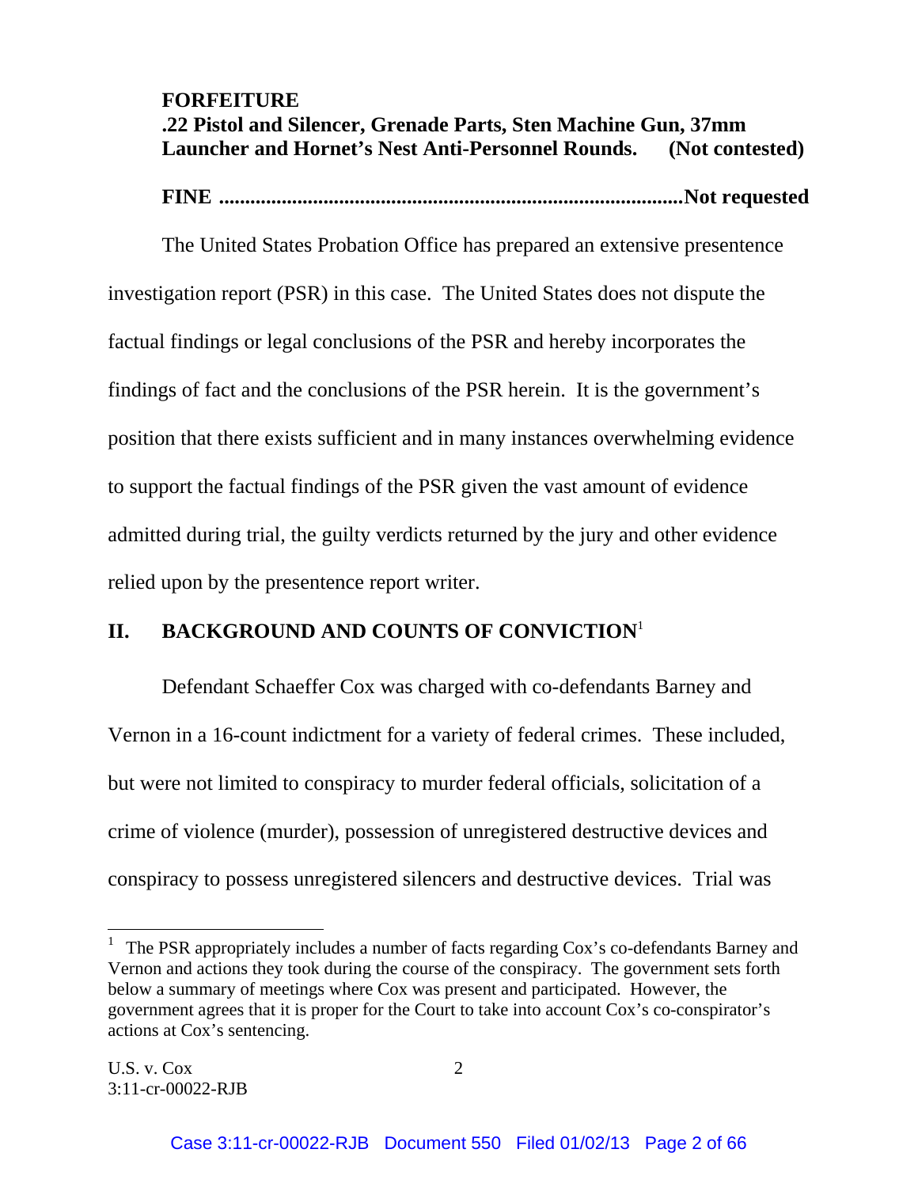**FORFEITURE**
**.22 Pistol and Silencer, Grenade Parts, Sten Machine Gun, 37mm Launcher and Hornet's Nest Anti-Personnel Rounds. (Not contested)**

**FINE ........................................................................................Not requested**

The United States Probation Office has prepared an extensive presentence investigation report (PSR) in this case. The United States does not dispute the factual findings or legal conclusions of the PSR and hereby incorporates the findings of fact and the conclusions of the PSR herein. It is the government's position that there exists sufficient and in many instances overwhelming evidence to support the factual findings of the PSR given the vast amount of evidence admitted during trial, the guilty verdicts returned by the jury and other evidence relied upon by the presentence report writer.

## II. BACKGROUND AND COUNTS OF CONVICTION[1]

Defendant Schaeffer Cox was charged with co-defendants Barney and Vernon in a 16-count indictment for a variety of federal crimes. These included, but were not limited to conspiracy to murder federal officials, solicitation of a crime of violence (murder), possession of unregistered destructive devices and conspiracy to possess unregistered silencers and destructive devices. Trial was

[1] The PSR appropriately includes a number of facts regarding Cox's co-defendants Barney and Vernon and actions they took during the course of the conspiracy. The government sets forth below a summary of meetings where Cox was present and participated. However, the government agrees that it is proper for the Court to take into account Cox's co-conspirator's actions at Cox's sentencing.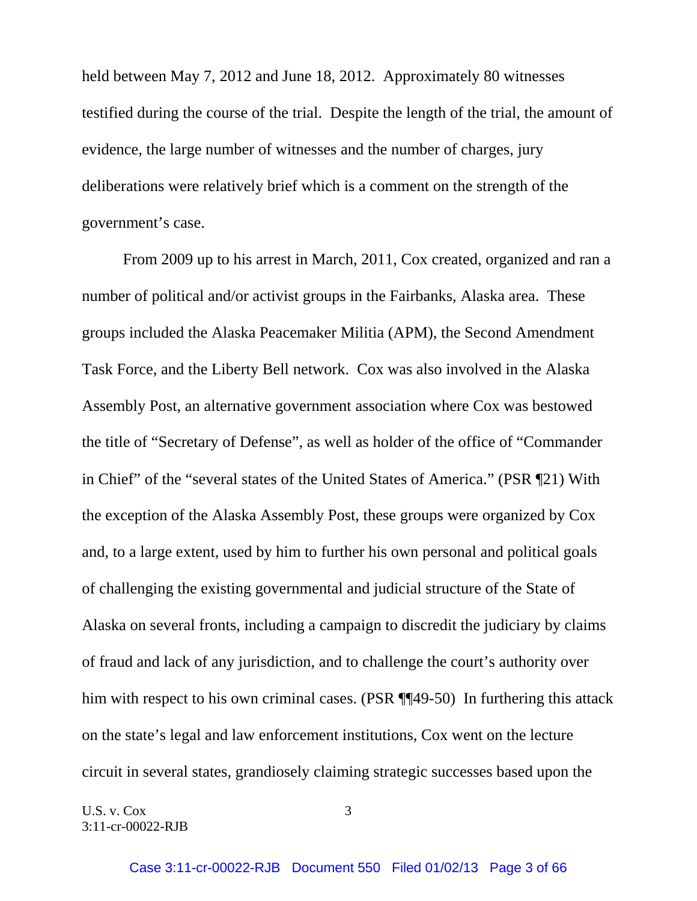held between May 7, 2012 and June 18, 2012. Approximately 80 witnesses testified during the course of the trial. Despite the length of the trial, the amount of evidence, the large number of witnesses and the number of charges, jury deliberations were relatively brief which is a comment on the strength of the government's case.

From 2009 up to his arrest in March, 2011, Cox created, organized and ran a number of political and/or activist groups in the Fairbanks, Alaska area. These groups included the Alaska Peacemaker Militia (APM), the Second Amendment Task Force, and the Liberty Bell network. Cox was also involved in the Alaska Assembly Post, an alternative government association where Cox was bestowed the title of "Secretary of Defense", as well as holder of the office of "Commander in Chief" of the "several states of the United States of America." (PSR ¶21) With the exception of the Alaska Assembly Post, these groups were organized by Cox and, to a large extent, used by him to further his own personal and political goals of challenging the existing governmental and judicial structure of the State of Alaska on several fronts, including a campaign to discredit the judiciary by claims of fraud and lack of any jurisdiction, and to challenge the court's authority over him with respect to his own criminal cases. (PSR ¶¶49-50) In furthering this attack on the state's legal and law enforcement institutions, Cox went on the lecture circuit in several states, grandiosely claiming strategic successes based upon the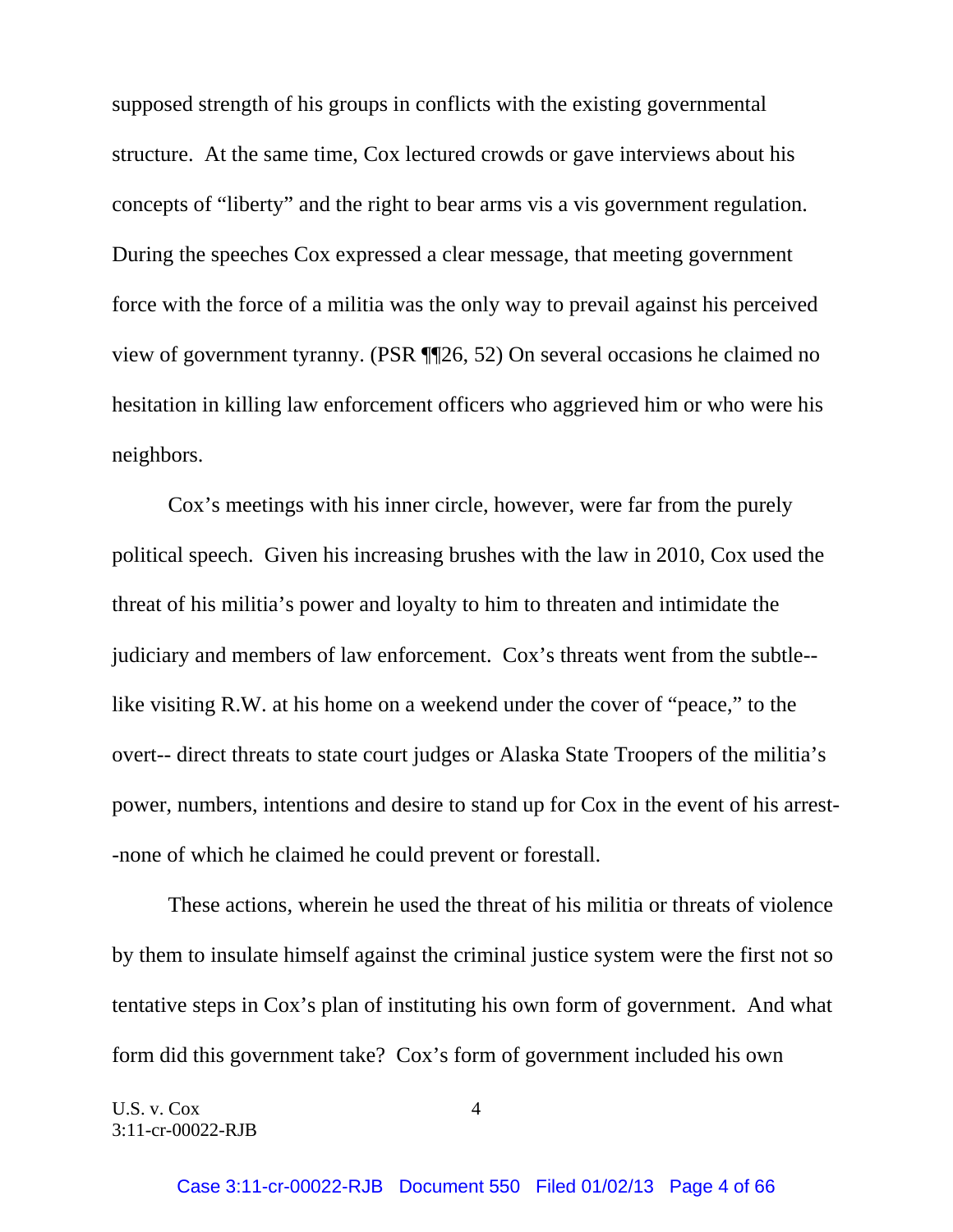supposed strength of his groups in conflicts with the existing governmental structure. At the same time, Cox lectured crowds or gave interviews about his concepts of "liberty" and the right to bear arms vis a vis government regulation. During the speeches Cox expressed a clear message, that meeting government force with the force of a militia was the only way to prevail against his perceived view of government tyranny. (PSR ¶¶26, 52) On several occasions he claimed no hesitation in killing law enforcement officers who aggrieved him or who were his neighbors.

Cox's meetings with his inner circle, however, were far from the purely political speech. Given his increasing brushes with the law in 2010, Cox used the threat of his militia's power and loyalty to him to threaten and intimidate the judiciary and members of law enforcement. Cox's threats went from the subtle--like visiting R.W. at his home on a weekend under the cover of "peace," to the overt-- direct threats to state court judges or Alaska State Troopers of the militia's power, numbers, intentions and desire to stand up for Cox in the event of his arrest--none of which he claimed he could prevent or forestall.

These actions, wherein he used the threat of his militia or threats of violence by them to insulate himself against the criminal justice system were the first not so tentative steps in Cox's plan of instituting his own form of government. And what form did this government take? Cox's form of government included his own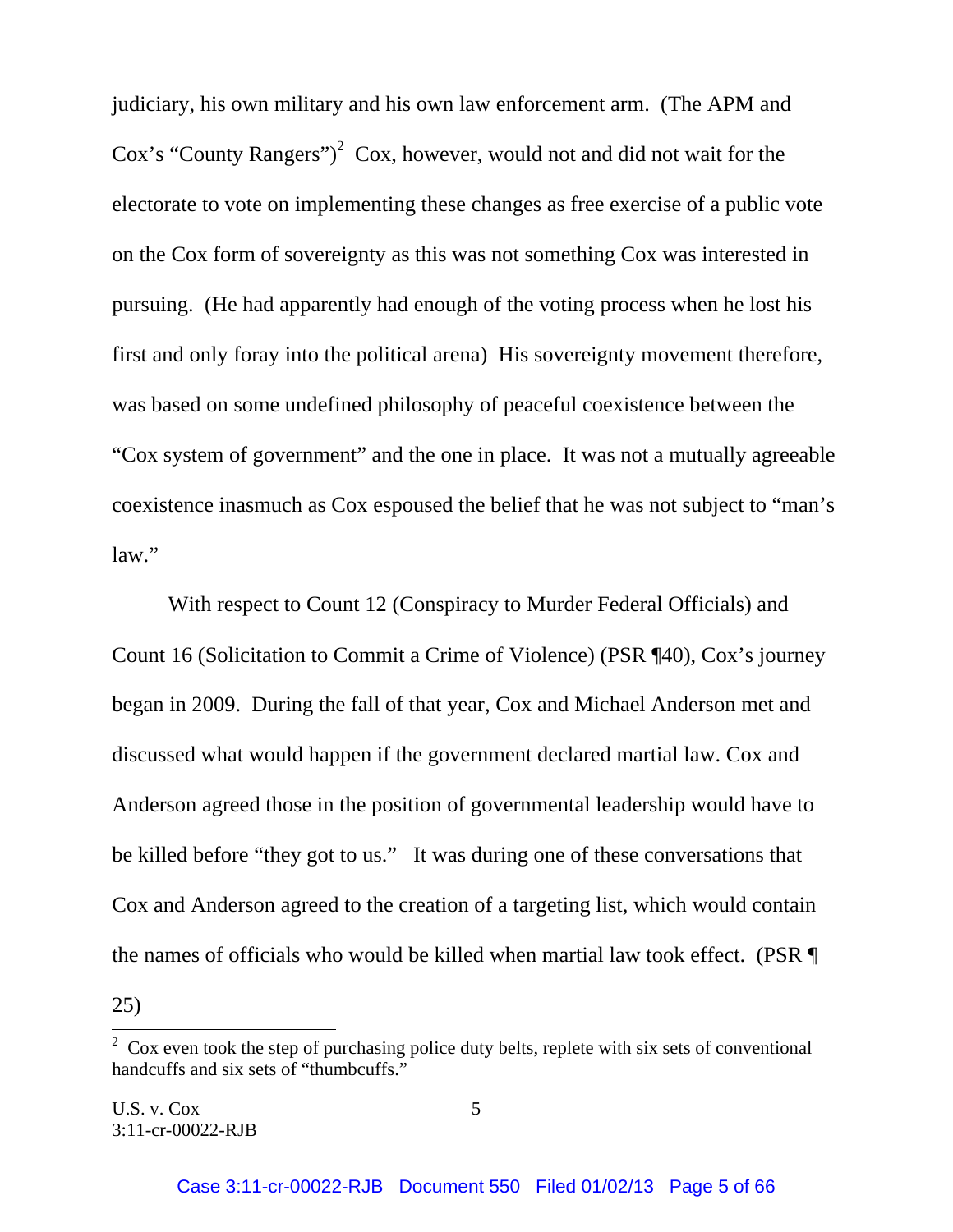judiciary, his own military and his own law enforcement arm. (The APM and Cox's "County Rangers")[2] Cox, however, would not and did not wait for the electorate to vote on implementing these changes as free exercise of a public vote on the Cox form of sovereignty as this was not something Cox was interested in pursuing. (He had apparently had enough of the voting process when he lost his first and only foray into the political arena) His sovereignty movement therefore, was based on some undefined philosophy of peaceful coexistence between the "Cox system of government" and the one in place. It was not a mutually agreeable coexistence inasmuch as Cox espoused the belief that he was not subject to "man's law."

With respect to Count 12 (Conspiracy to Murder Federal Officials) and Count 16 (Solicitation to Commit a Crime of Violence) (PSR ¶40), Cox's journey began in 2009. During the fall of that year, Cox and Michael Anderson met and discussed what would happen if the government declared martial law. Cox and Anderson agreed those in the position of governmental leadership would have to be killed before "they got to us." It was during one of these conversations that Cox and Anderson agreed to the creation of a targeting list, which would contain the names of officials who would be killed when martial law took effect. (PSR ¶ 25)

[2] Cox even took the step of purchasing police duty belts, replete with six sets of conventional handcuffs and six sets of "thumbcuffs."

U.S. v. Cox
3:11-cr-00022-RJB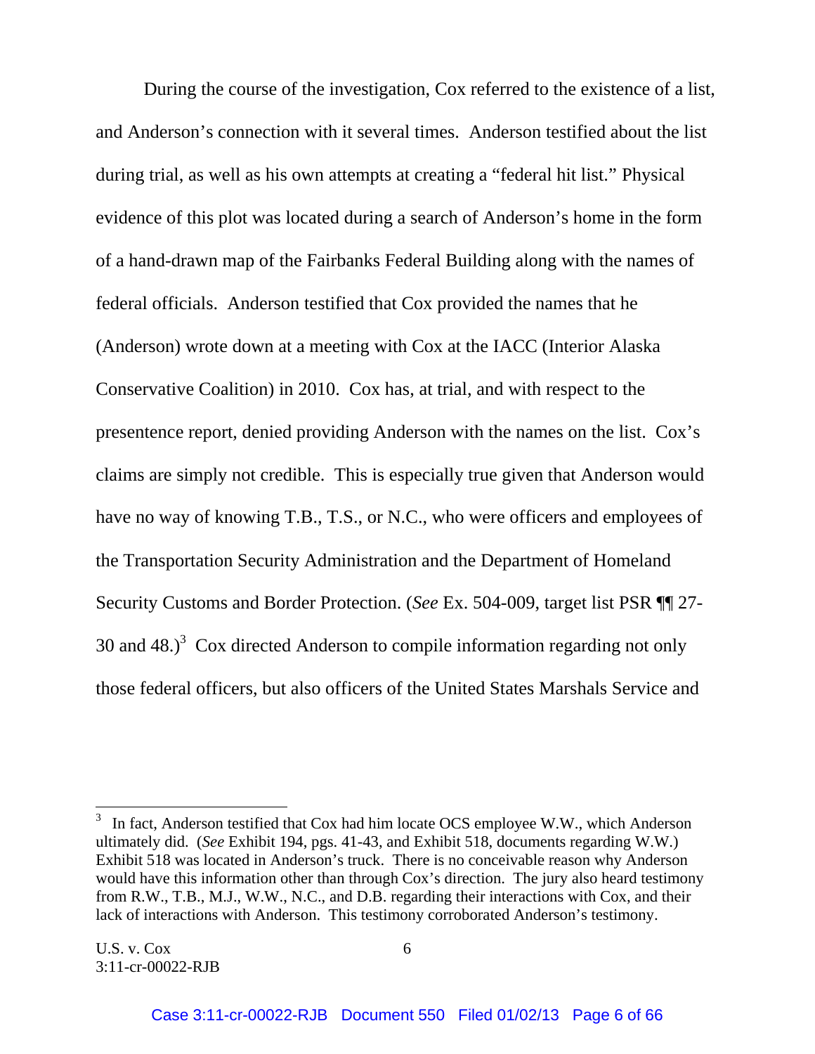During the course of the investigation, Cox referred to the existence of a list, and Anderson's connection with it several times. Anderson testified about the list during trial, as well as his own attempts at creating a "federal hit list." Physical evidence of this plot was located during a search of Anderson's home in the form of a hand-drawn map of the Fairbanks Federal Building along with the names of federal officials. Anderson testified that Cox provided the names that he (Anderson) wrote down at a meeting with Cox at the IACC (Interior Alaska Conservative Coalition) in 2010. Cox has, at trial, and with respect to the presentence report, denied providing Anderson with the names on the list. Cox's claims are simply not credible. This is especially true given that Anderson would have no way of knowing T.B., T.S., or N.C., who were officers and employees of the Transportation Security Administration and the Department of Homeland Security Customs and Border Protection. (*See* Ex. 504-009, target list PSR ¶¶ 27-30 and 48.)[3] Cox directed Anderson to compile information regarding not only those federal officers, but also officers of the United States Marshals Service and

[3] In fact, Anderson testified that Cox had him locate OCS employee W.W., which Anderson ultimately did. (*See* Exhibit 194, pgs. 41-43, and Exhibit 518, documents regarding W.W.) Exhibit 518 was located in Anderson's truck. There is no conceivable reason why Anderson would have this information other than through Cox's direction. The jury also heard testimony from R.W., T.B., M.J., W.W., N.C., and D.B. regarding their interactions with Cox, and their lack of interactions with Anderson. This testimony corroborated Anderson's testimony.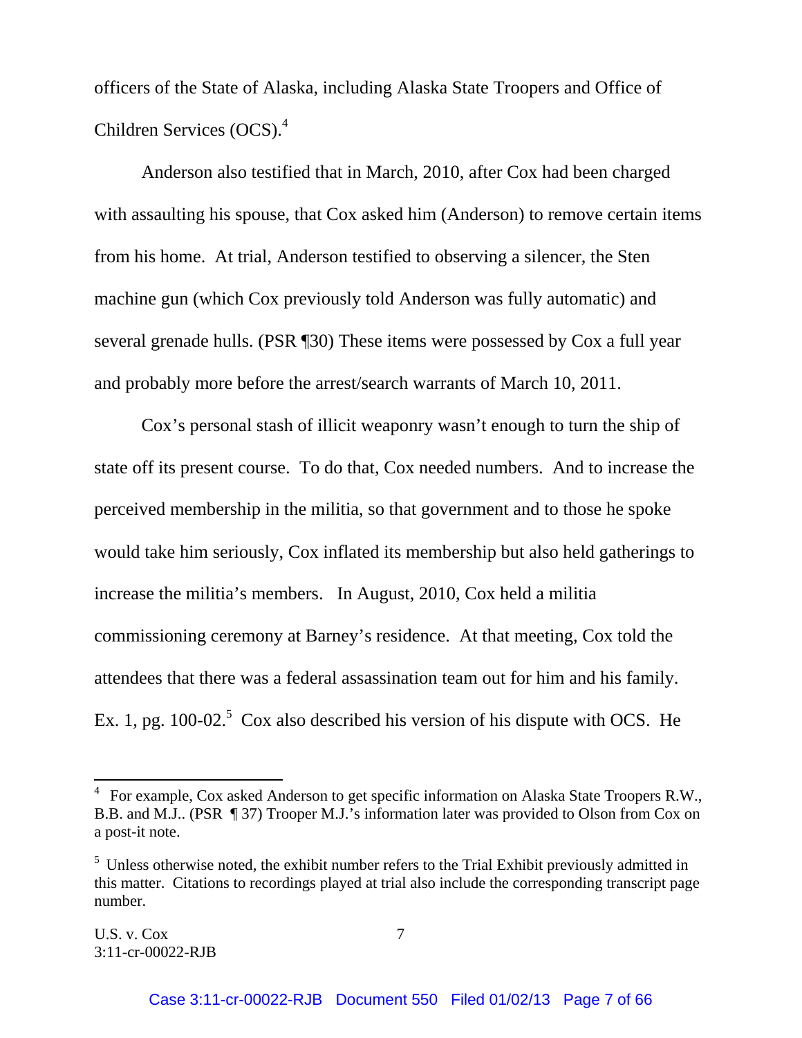officers of the State of Alaska, including Alaska State Troopers and Office of Children Services (OCS).[4]

Anderson also testified that in March, 2010, after Cox had been charged with assaulting his spouse, that Cox asked him (Anderson) to remove certain items from his home. At trial, Anderson testified to observing a silencer, the Sten machine gun (which Cox previously told Anderson was fully automatic) and several grenade hulls. (PSR ¶30) These items were possessed by Cox a full year and probably more before the arrest/search warrants of March 10, 2011.

Cox's personal stash of illicit weaponry wasn't enough to turn the ship of state off its present course. To do that, Cox needed numbers. And to increase the perceived membership in the militia, so that government and to those he spoke would take him seriously, Cox inflated its membership but also held gatherings to increase the militia's members. In August, 2010, Cox held a militia commissioning ceremony at Barney's residence. At that meeting, Cox told the attendees that there was a federal assassination team out for him and his family. Ex. 1, pg. 100-02.[5] Cox also described his version of his dispute with OCS. He

---

[4] For example, Cox asked Anderson to get specific information on Alaska State Troopers R.W., B.B. and M.J.. (PSR ¶ 37) Trooper M.J.'s information later was provided to Olson from Cox on a post-it note.

[5] Unless otherwise noted, the exhibit number refers to the Trial Exhibit previously admitted in this matter. Citations to recordings played at trial also include the corresponding transcript page number.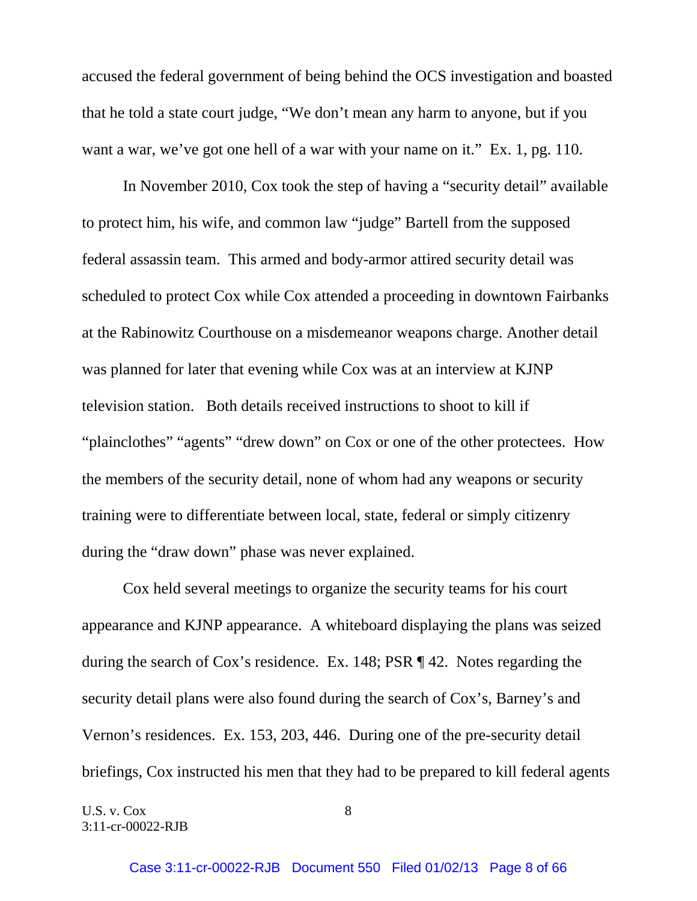accused the federal government of being behind the OCS investigation and boasted that he told a state court judge, "We don't mean any harm to anyone, but if you want a war, we've got one hell of a war with your name on it." Ex. 1, pg. 110.

In November 2010, Cox took the step of having a "security detail" available to protect him, his wife, and common law "judge" Bartell from the supposed federal assassin team. This armed and body-armor attired security detail was scheduled to protect Cox while Cox attended a proceeding in downtown Fairbanks at the Rabinowitz Courthouse on a misdemeanor weapons charge. Another detail was planned for later that evening while Cox was at an interview at KJNP television station. Both details received instructions to shoot to kill if "plainclothes" "agents" "drew down" on Cox or one of the other protectees. How the members of the security detail, none of whom had any weapons or security training were to differentiate between local, state, federal or simply citizenry during the "draw down" phase was never explained.

Cox held several meetings to organize the security teams for his court appearance and KJNP appearance. A whiteboard displaying the plans was seized during the search of Cox's residence. Ex. 148; PSR ¶ 42. Notes regarding the security detail plans were also found during the search of Cox's, Barney's and Vernon's residences. Ex. 153, 203, 446. During one of the pre-security detail briefings, Cox instructed his men that they had to be prepared to kill federal agents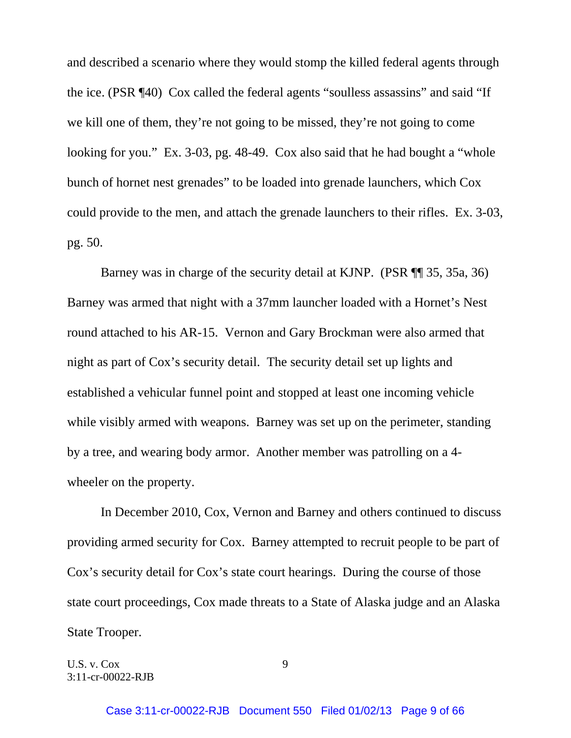and described a scenario where they would stomp the killed federal agents through the ice. (PSR ¶40) Cox called the federal agents "soulless assassins" and said "If we kill one of them, they're not going to be missed, they're not going to come looking for you." Ex. 3-03, pg. 48-49. Cox also said that he had bought a "whole bunch of hornet nest grenades" to be loaded into grenade launchers, which Cox could provide to the men, and attach the grenade launchers to their rifles. Ex. 3-03, pg. 50.

Barney was in charge of the security detail at KJNP. (PSR ¶¶ 35, 35a, 36) Barney was armed that night with a 37mm launcher loaded with a Hornet's Nest round attached to his AR-15. Vernon and Gary Brockman were also armed that night as part of Cox's security detail. The security detail set up lights and established a vehicular funnel point and stopped at least one incoming vehicle while visibly armed with weapons. Barney was set up on the perimeter, standing by a tree, and wearing body armor. Another member was patrolling on a 4-wheeler on the property.

In December 2010, Cox, Vernon and Barney and others continued to discuss providing armed security for Cox. Barney attempted to recruit people to be part of Cox's security detail for Cox's state court hearings. During the course of those state court proceedings, Cox made threats to a State of Alaska judge and an Alaska State Trooper.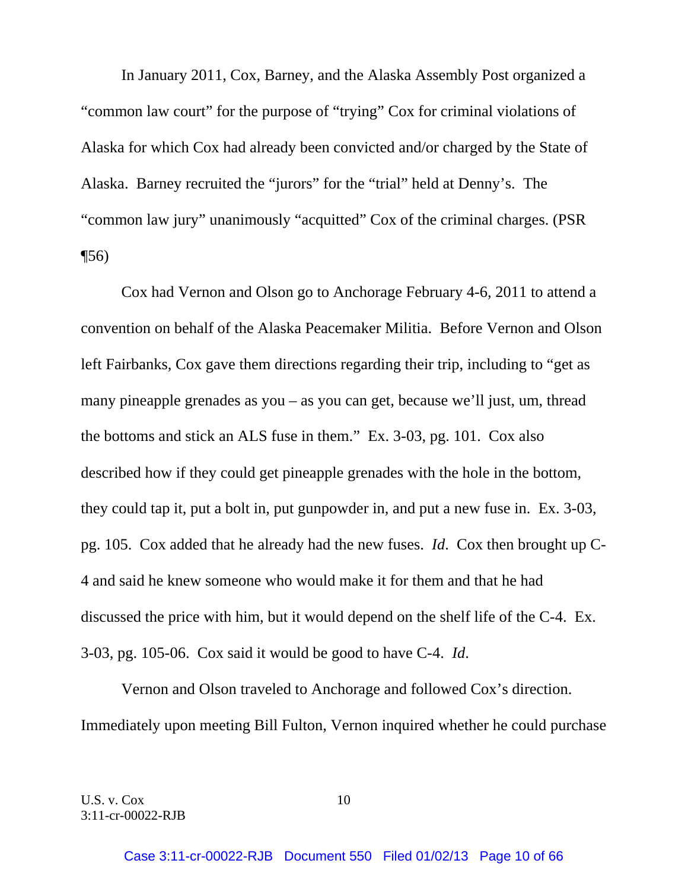In January 2011, Cox, Barney, and the Alaska Assembly Post organized a "common law court" for the purpose of "trying" Cox for criminal violations of Alaska for which Cox had already been convicted and/or charged by the State of Alaska. Barney recruited the "jurors" for the "trial" held at Denny's. The "common law jury" unanimously "acquitted" Cox of the criminal charges. (PSR ¶56)

Cox had Vernon and Olson go to Anchorage February 4-6, 2011 to attend a convention on behalf of the Alaska Peacemaker Militia. Before Vernon and Olson left Fairbanks, Cox gave them directions regarding their trip, including to "get as many pineapple grenades as you – as you can get, because we'll just, um, thread the bottoms and stick an ALS fuse in them." Ex. 3-03, pg. 101. Cox also described how if they could get pineapple grenades with the hole in the bottom, they could tap it, put a bolt in, put gunpowder in, and put a new fuse in. Ex. 3-03, pg. 105. Cox added that he already had the new fuses. *Id*. Cox then brought up C-4 and said he knew someone who would make it for them and that he had discussed the price with him, but it would depend on the shelf life of the C-4. Ex. 3-03, pg. 105-06. Cox said it would be good to have C-4. *Id*.

Vernon and Olson traveled to Anchorage and followed Cox's direction. Immediately upon meeting Bill Fulton, Vernon inquired whether he could purchase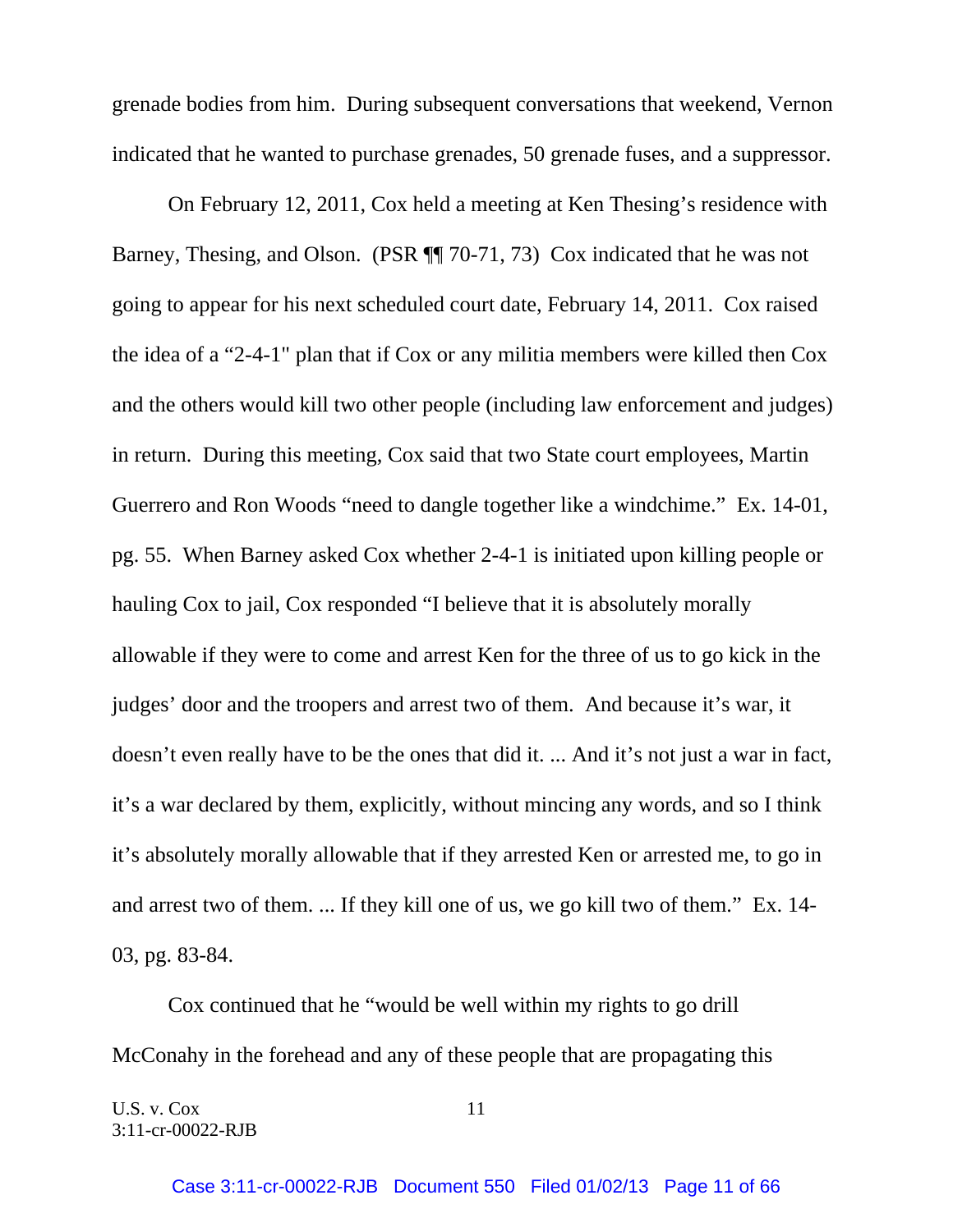grenade bodies from him. During subsequent conversations that weekend, Vernon indicated that he wanted to purchase grenades, 50 grenade fuses, and a suppressor.

On February 12, 2011, Cox held a meeting at Ken Thesing's residence with Barney, Thesing, and Olson. (PSR ¶¶ 70-71, 73) Cox indicated that he was not going to appear for his next scheduled court date, February 14, 2011. Cox raised the idea of a "2-4-1" plan that if Cox or any militia members were killed then Cox and the others would kill two other people (including law enforcement and judges) in return. During this meeting, Cox said that two State court employees, Martin Guerrero and Ron Woods "need to dangle together like a windchime." Ex. 14-01, pg. 55. When Barney asked Cox whether 2-4-1 is initiated upon killing people or hauling Cox to jail, Cox responded "I believe that it is absolutely morally allowable if they were to come and arrest Ken for the three of us to go kick in the judges' door and the troopers and arrest two of them. And because it's war, it doesn't even really have to be the ones that did it. ... And it's not just a war in fact, it's a war declared by them, explicitly, without mincing any words, and so I think it's absolutely morally allowable that if they arrested Ken or arrested me, to go in and arrest two of them. ... If they kill one of us, we go kill two of them." Ex. 14-03, pg. 83-84.

Cox continued that he "would be well within my rights to go drill McConahy in the forehead and any of these people that are propagating this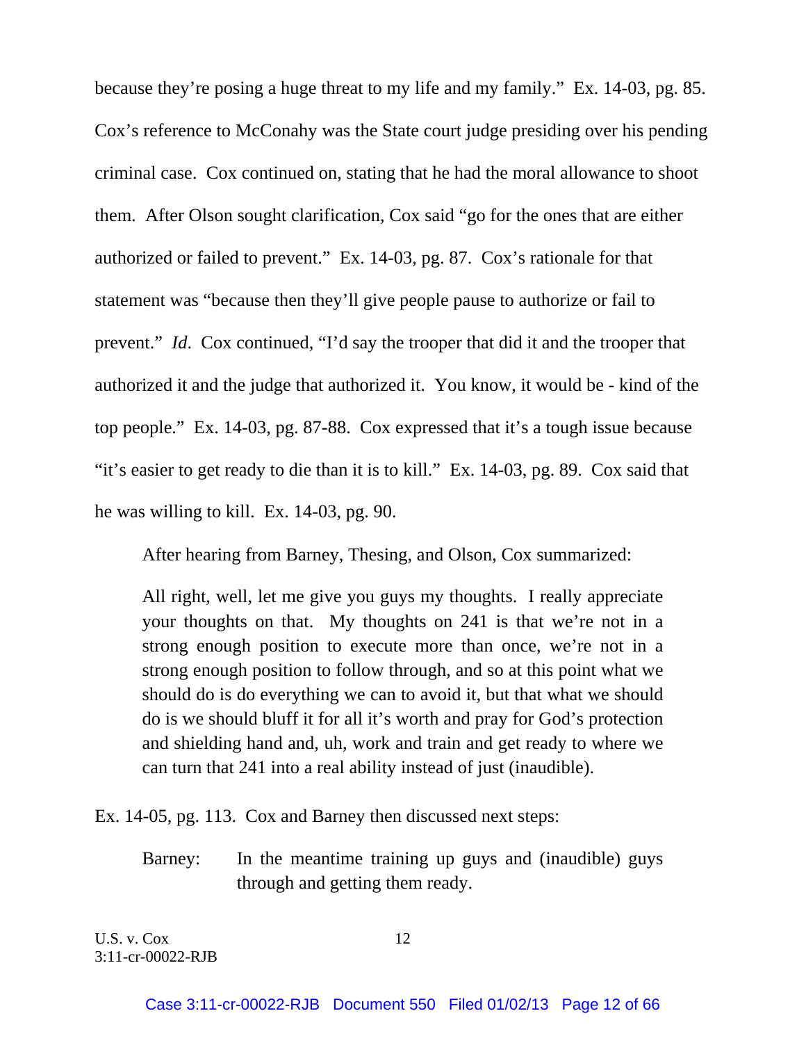because they're posing a huge threat to my life and my family." Ex. 14-03, pg. 85. Cox's reference to McConahy was the State court judge presiding over his pending criminal case. Cox continued on, stating that he had the moral allowance to shoot them. After Olson sought clarification, Cox said "go for the ones that are either authorized or failed to prevent." Ex. 14-03, pg. 87. Cox's rationale for that statement was "because then they'll give people pause to authorize or fail to prevent." *Id*. Cox continued, "I'd say the trooper that did it and the trooper that authorized it and the judge that authorized it. You know, it would be - kind of the top people." Ex. 14-03, pg. 87-88. Cox expressed that it's a tough issue because "it's easier to get ready to die than it is to kill." Ex. 14-03, pg. 89. Cox said that he was willing to kill. Ex. 14-03, pg. 90.

After hearing from Barney, Thesing, and Olson, Cox summarized:

> All right, well, let me give you guys my thoughts. I really appreciate your thoughts on that. My thoughts on 241 is that we're not in a strong enough position to execute more than once, we're not in a strong enough position to follow through, and so at this point what we should do is do everything we can to avoid it, but that what we should do is we should bluff it for all it's worth and pray for God's protection and shielding hand and, uh, work and train and get ready to where we can turn that 241 into a real ability instead of just (inaudible).

Ex. 14-05, pg. 113. Cox and Barney then discussed next steps:

> Barney: In the meantime training up guys and (inaudible) guys through and getting them ready.

U.S. v. Cox
3:11-cr-00022-RJB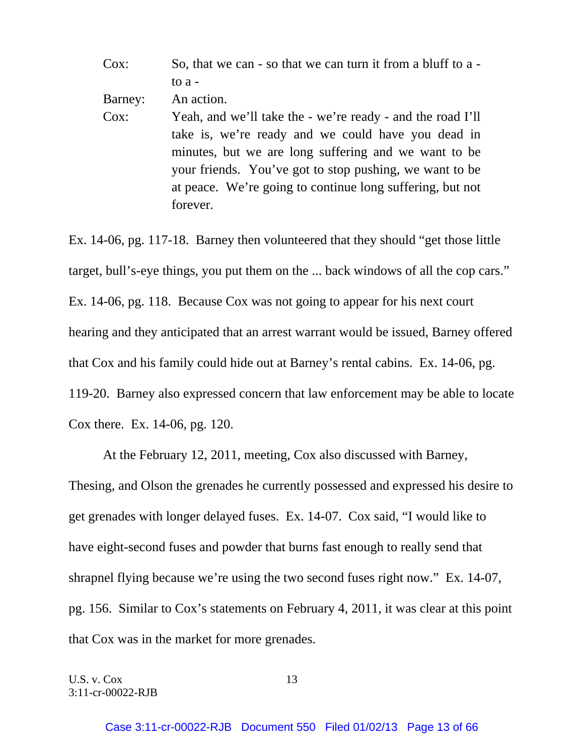Cox: So, that we can - so that we can turn it from a bluff to a - to a -

Barney: An action.

Cox: Yeah, and we'll take the - we're ready - and the road I'll take is, we're ready and we could have you dead in minutes, but we are long suffering and we want to be your friends. You've got to stop pushing, we want to be at peace. We're going to continue long suffering, but not forever.

Ex. 14-06, pg. 117-18. Barney then volunteered that they should "get those little target, bull's-eye things, you put them on the ... back windows of all the cop cars." Ex. 14-06, pg. 118. Because Cox was not going to appear for his next court hearing and they anticipated that an arrest warrant would be issued, Barney offered that Cox and his family could hide out at Barney's rental cabins. Ex. 14-06, pg. 119-20. Barney also expressed concern that law enforcement may be able to locate Cox there. Ex. 14-06, pg. 120.

At the February 12, 2011, meeting, Cox also discussed with Barney, Thesing, and Olson the grenades he currently possessed and expressed his desire to get grenades with longer delayed fuses. Ex. 14-07. Cox said, "I would like to have eight-second fuses and powder that burns fast enough to really send that shrapnel flying because we're using the two second fuses right now." Ex. 14-07, pg. 156. Similar to Cox's statements on February 4, 2011, it was clear at this point that Cox was in the market for more grenades.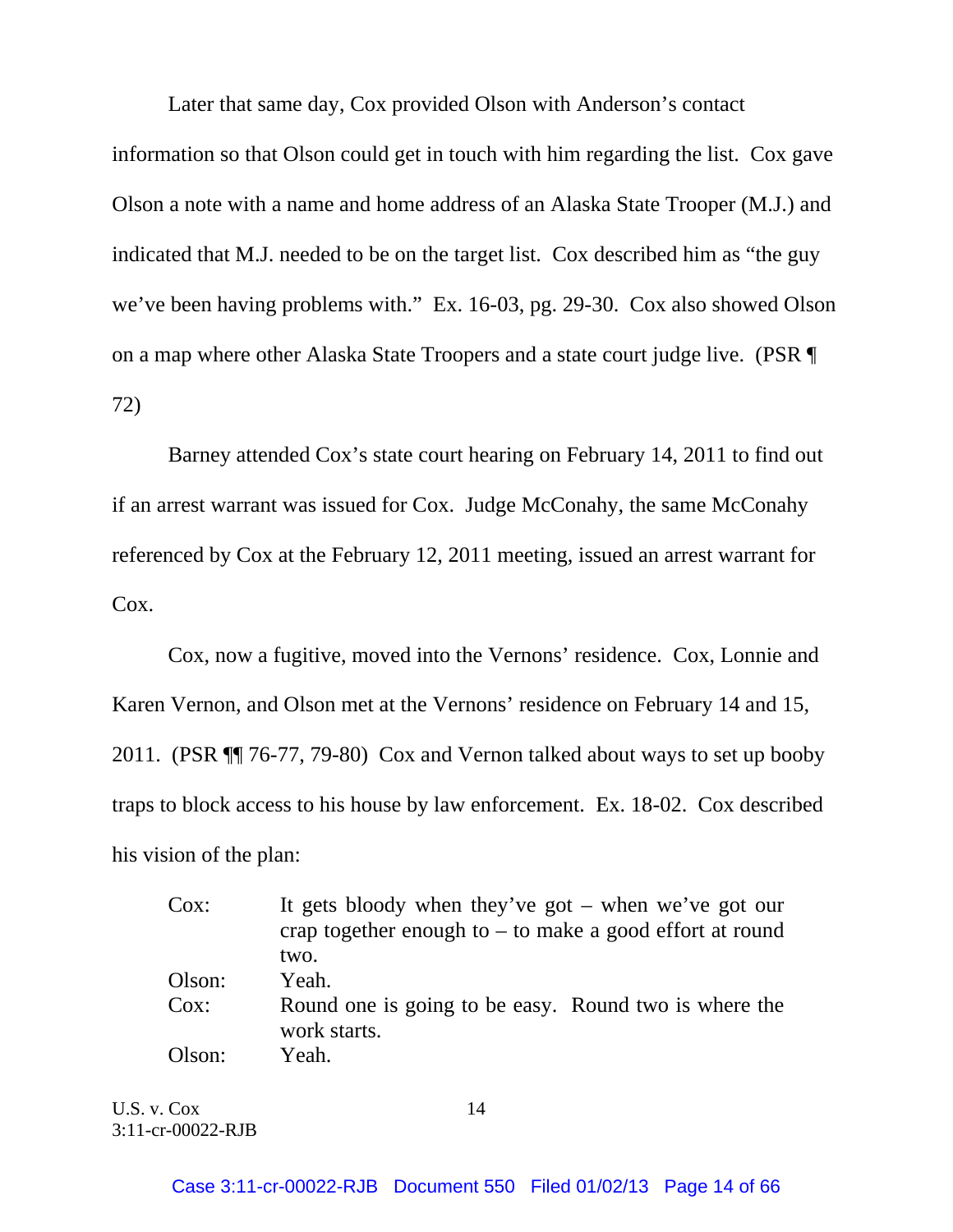Later that same day, Cox provided Olson with Anderson's contact information so that Olson could get in touch with him regarding the list. Cox gave Olson a note with a name and home address of an Alaska State Trooper (M.J.) and indicated that M.J. needed to be on the target list. Cox described him as "the guy we've been having problems with." Ex. 16-03, pg. 29-30. Cox also showed Olson on a map where other Alaska State Troopers and a state court judge live. (PSR ¶ 72)

Barney attended Cox's state court hearing on February 14, 2011 to find out if an arrest warrant was issued for Cox. Judge McConahy, the same McConahy referenced by Cox at the February 12, 2011 meeting, issued an arrest warrant for Cox.

Cox, now a fugitive, moved into the Vernons' residence. Cox, Lonnie and Karen Vernon, and Olson met at the Vernons' residence on February 14 and 15, 2011. (PSR ¶¶ 76-77, 79-80) Cox and Vernon talked about ways to set up booby traps to block access to his house by law enforcement. Ex. 18-02. Cox described his vision of the plan:

> Cox: It gets bloody when they've got – when we've got our crap together enough to – to make a good effort at round two.
>
> Olson: Yeah.
>
> Cox: Round one is going to be easy. Round two is where the work starts.
>
> Olson: Yeah.

U.S. v. Cox
3:11-cr-00022-RJB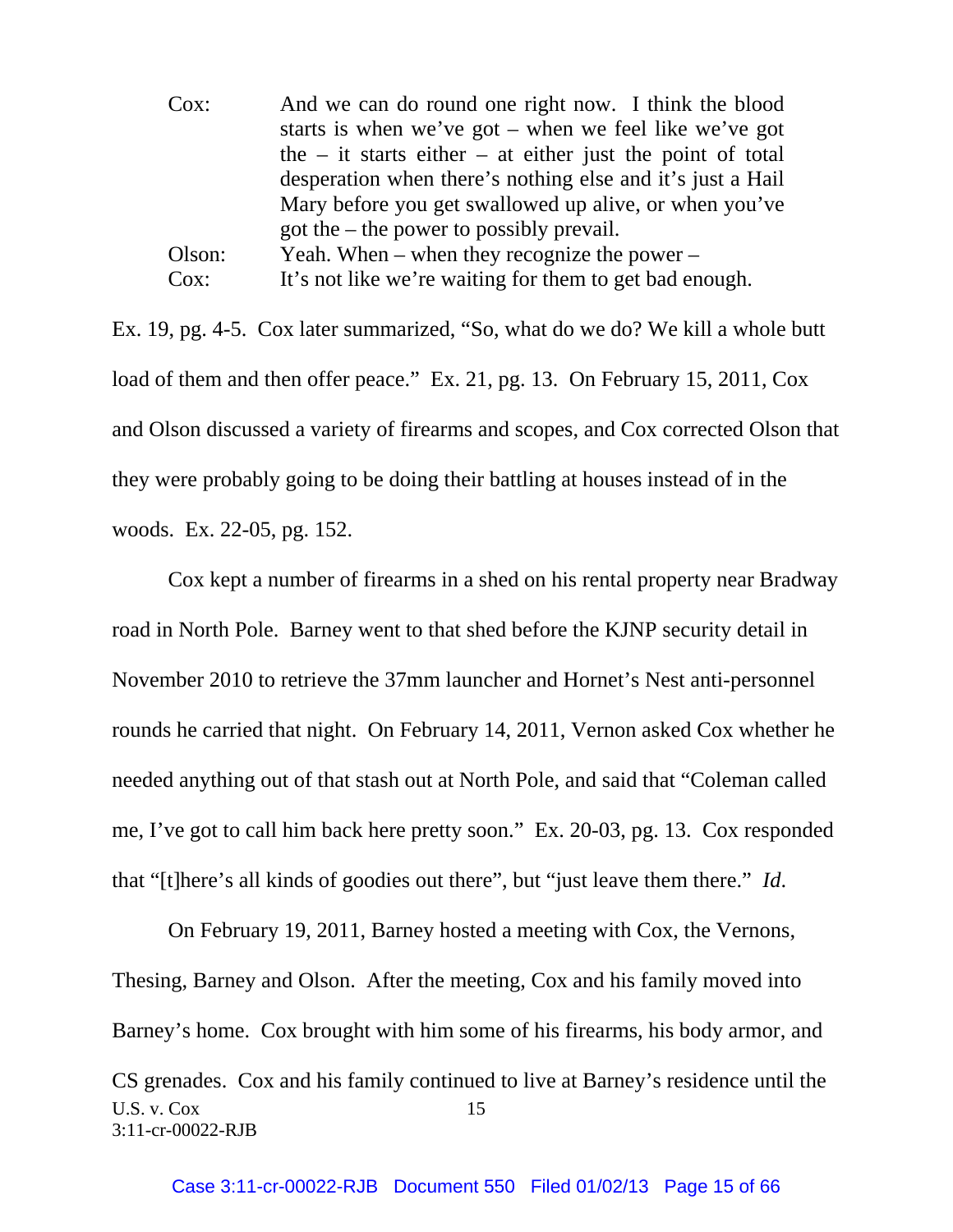| | |
|---|---|
| Cox: | And we can do round one right now. I think the blood starts is when we've got – when we feel like we've got the – it starts either – at either just the point of total desperation when there's nothing else and it's just a Hail Mary before you get swallowed up alive, or when you've got the – the power to possibly prevail. |
| Olson: | Yeah. When – when they recognize the power – |
| Cox: | It's not like we're waiting for them to get bad enough. |

Ex. 19, pg. 4-5. Cox later summarized, "So, what do we do? We kill a whole butt load of them and then offer peace." Ex. 21, pg. 13. On February 15, 2011, Cox and Olson discussed a variety of firearms and scopes, and Cox corrected Olson that they were probably going to be doing their battling at houses instead of in the woods. Ex. 22-05, pg. 152.

Cox kept a number of firearms in a shed on his rental property near Bradway road in North Pole. Barney went to that shed before the KJNP security detail in November 2010 to retrieve the 37mm launcher and Hornet's Nest anti-personnel rounds he carried that night. On February 14, 2011, Vernon asked Cox whether he needed anything out of that stash out at North Pole, and said that "Coleman called me, I've got to call him back here pretty soon." Ex. 20-03, pg. 13. Cox responded that "[t]here's all kinds of goodies out there", but "just leave them there." *Id*.

On February 19, 2011, Barney hosted a meeting with Cox, the Vernons, Thesing, Barney and Olson. After the meeting, Cox and his family moved into Barney's home. Cox brought with him some of his firearms, his body armor, and CS grenades. Cox and his family continued to live at Barney's residence until the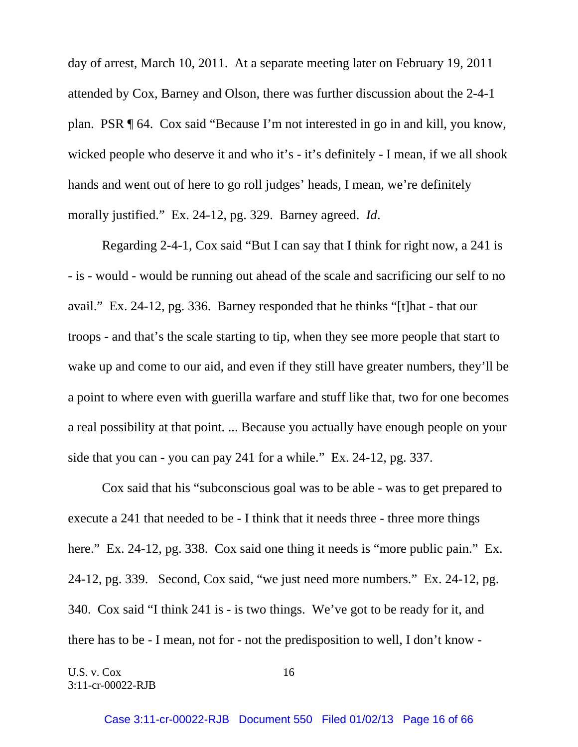day of arrest, March 10, 2011. At a separate meeting later on February 19, 2011 attended by Cox, Barney and Olson, there was further discussion about the 2-4-1 plan. PSR ¶ 64. Cox said "Because I'm not interested in go in and kill, you know, wicked people who deserve it and who it's - it's definitely - I mean, if we all shook hands and went out of here to go roll judges' heads, I mean, we're definitely morally justified." Ex. 24-12, pg. 329. Barney agreed. *Id*.

Regarding 2-4-1, Cox said "But I can say that I think for right now, a 241 is - is - would - would be running out ahead of the scale and sacrificing our self to no avail." Ex. 24-12, pg. 336. Barney responded that he thinks "[t]hat - that our troops - and that's the scale starting to tip, when they see more people that start to wake up and come to our aid, and even if they still have greater numbers, they'll be a point to where even with guerilla warfare and stuff like that, two for one becomes a real possibility at that point. ... Because you actually have enough people on your side that you can - you can pay 241 for a while." Ex. 24-12, pg. 337.

Cox said that his "subconscious goal was to be able - was to get prepared to execute a 241 that needed to be - I think that it needs three - three more things here." Ex. 24-12, pg. 338. Cox said one thing it needs is "more public pain." Ex. 24-12, pg. 339. Second, Cox said, "we just need more numbers." Ex. 24-12, pg. 340. Cox said "I think 241 is - is two things. We've got to be ready for it, and there has to be - I mean, not for - not the predisposition to well, I don't know -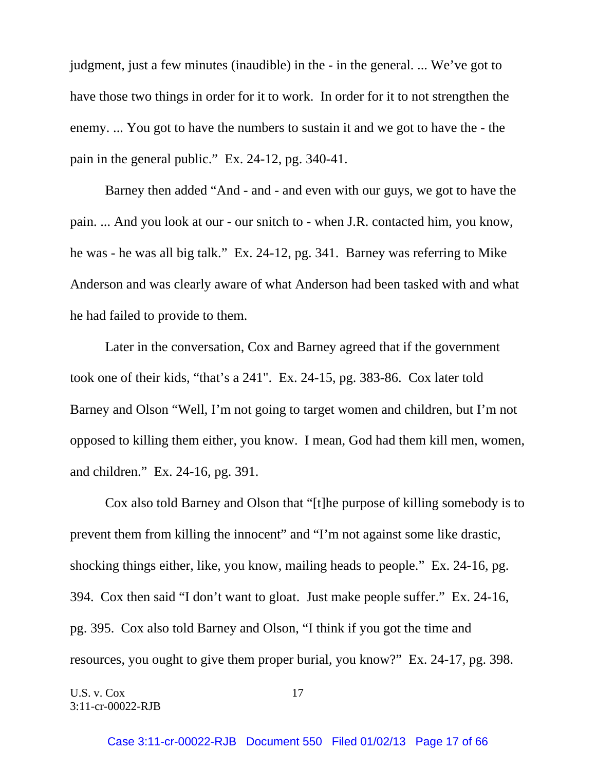judgment, just a few minutes (inaudible) in the - in the general. ... We've got to have those two things in order for it to work. In order for it to not strengthen the enemy. ... You got to have the numbers to sustain it and we got to have the - the pain in the general public." Ex. 24-12, pg. 340-41.

Barney then added "And - and - and even with our guys, we got to have the pain. ... And you look at our - our snitch to - when J.R. contacted him, you know, he was - he was all big talk." Ex. 24-12, pg. 341. Barney was referring to Mike Anderson and was clearly aware of what Anderson had been tasked with and what he had failed to provide to them.

Later in the conversation, Cox and Barney agreed that if the government took one of their kids, "that's a 241". Ex. 24-15, pg. 383-86. Cox later told Barney and Olson "Well, I'm not going to target women and children, but I'm not opposed to killing them either, you know. I mean, God had them kill men, women, and children." Ex. 24-16, pg. 391.

Cox also told Barney and Olson that "[t]he purpose of killing somebody is to prevent them from killing the innocent" and "I'm not against some like drastic, shocking things either, like, you know, mailing heads to people." Ex. 24-16, pg. 394. Cox then said "I don't want to gloat. Just make people suffer." Ex. 24-16, pg. 395. Cox also told Barney and Olson, "I think if you got the time and resources, you ought to give them proper burial, you know?" Ex. 24-17, pg. 398.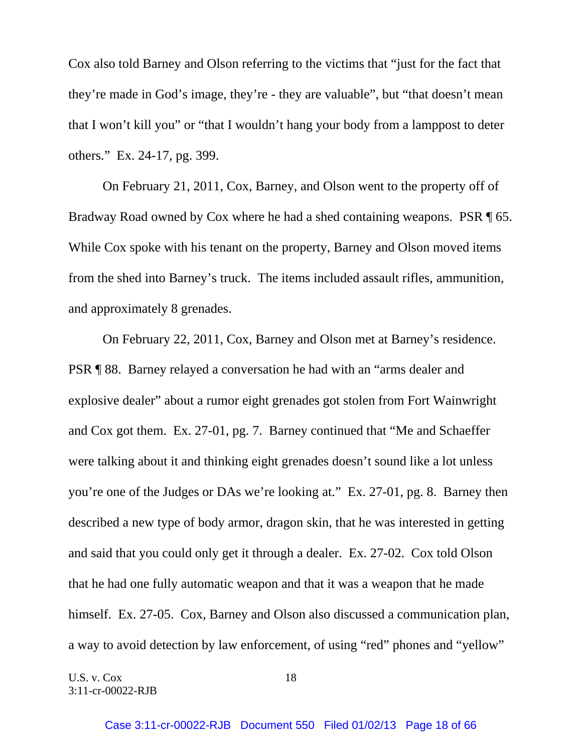Cox also told Barney and Olson referring to the victims that "just for the fact that they're made in God's image, they're - they are valuable", but "that doesn't mean that I won't kill you" or "that I wouldn't hang your body from a lamppost to deter others." Ex. 24-17, pg. 399.

On February 21, 2011, Cox, Barney, and Olson went to the property off of Bradway Road owned by Cox where he had a shed containing weapons. PSR ¶ 65. While Cox spoke with his tenant on the property, Barney and Olson moved items from the shed into Barney's truck. The items included assault rifles, ammunition, and approximately 8 grenades.

On February 22, 2011, Cox, Barney and Olson met at Barney's residence. PSR ¶ 88. Barney relayed a conversation he had with an "arms dealer and explosive dealer" about a rumor eight grenades got stolen from Fort Wainwright and Cox got them. Ex. 27-01, pg. 7. Barney continued that "Me and Schaeffer were talking about it and thinking eight grenades doesn't sound like a lot unless you're one of the Judges or DAs we're looking at." Ex. 27-01, pg. 8. Barney then described a new type of body armor, dragon skin, that he was interested in getting and said that you could only get it through a dealer. Ex. 27-02. Cox told Olson that he had one fully automatic weapon and that it was a weapon that he made himself. Ex. 27-05. Cox, Barney and Olson also discussed a communication plan, a way to avoid detection by law enforcement, of using "red" phones and "yellow"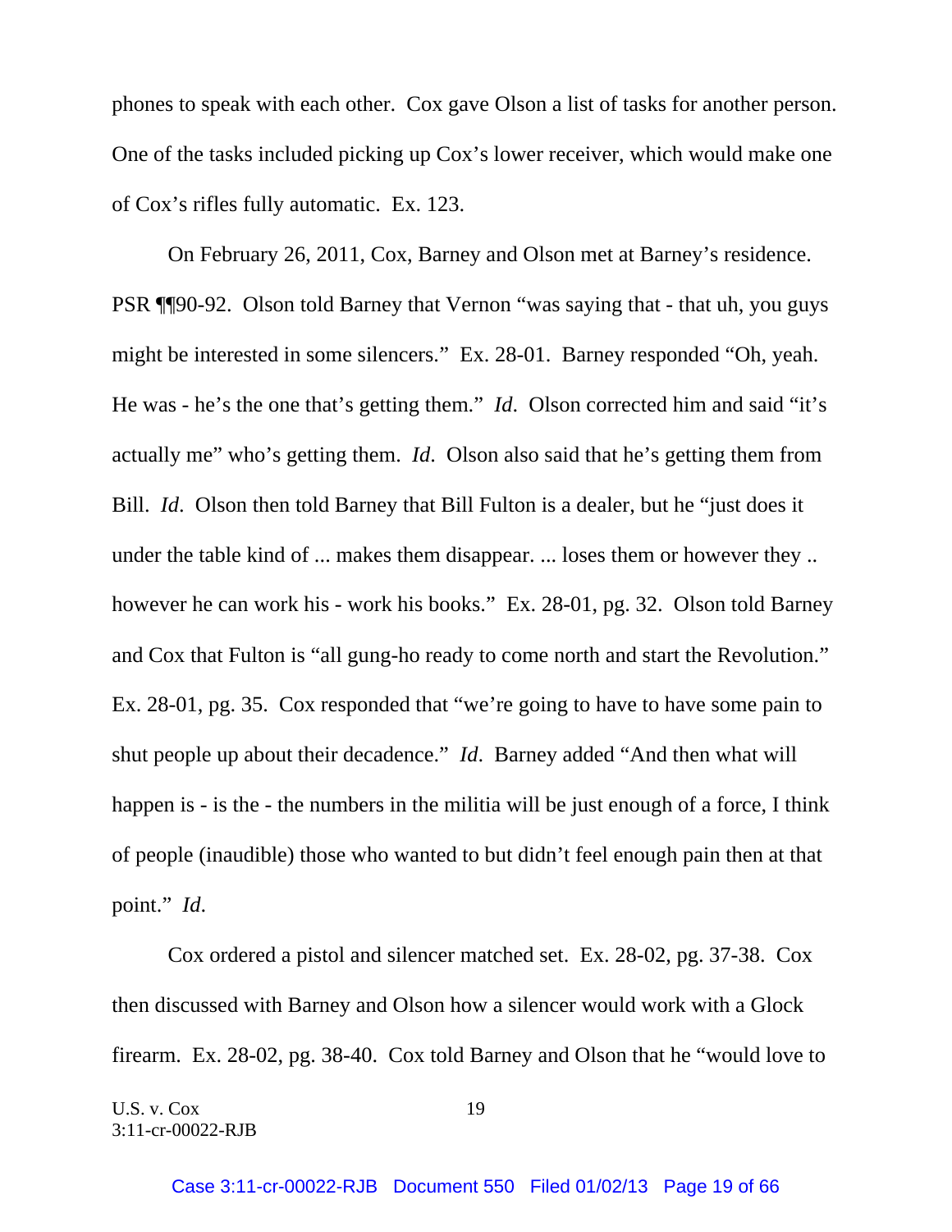phones to speak with each other. Cox gave Olson a list of tasks for another person. One of the tasks included picking up Cox's lower receiver, which would make one of Cox's rifles fully automatic. Ex. 123.

On February 26, 2011, Cox, Barney and Olson met at Barney's residence. PSR ¶¶90-92. Olson told Barney that Vernon "was saying that - that uh, you guys might be interested in some silencers." Ex. 28-01. Barney responded "Oh, yeah. He was - he's the one that's getting them." *Id*. Olson corrected him and said "it's actually me" who's getting them. *Id*. Olson also said that he's getting them from Bill. *Id*. Olson then told Barney that Bill Fulton is a dealer, but he "just does it under the table kind of ... makes them disappear. ... loses them or however they .. however he can work his - work his books." Ex. 28-01, pg. 32. Olson told Barney and Cox that Fulton is "all gung-ho ready to come north and start the Revolution." Ex. 28-01, pg. 35. Cox responded that "we're going to have to have some pain to shut people up about their decadence." *Id*. Barney added "And then what will happen is - is the - the numbers in the militia will be just enough of a force, I think of people (inaudible) those who wanted to but didn't feel enough pain then at that point." *Id*.

Cox ordered a pistol and silencer matched set. Ex. 28-02, pg. 37-38. Cox then discussed with Barney and Olson how a silencer would work with a Glock firearm. Ex. 28-02, pg. 38-40. Cox told Barney and Olson that he "would love to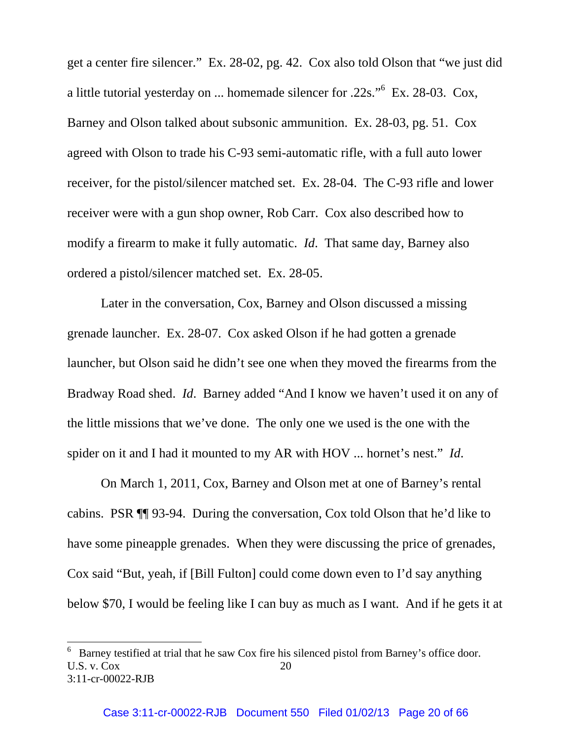get a center fire silencer." Ex. 28-02, pg. 42. Cox also told Olson that "we just did a little tutorial yesterday on ... homemade silencer for .22s."[6] Ex. 28-03. Cox, Barney and Olson talked about subsonic ammunition. Ex. 28-03, pg. 51. Cox agreed with Olson to trade his C-93 semi-automatic rifle, with a full auto lower receiver, for the pistol/silencer matched set. Ex. 28-04. The C-93 rifle and lower receiver were with a gun shop owner, Rob Carr. Cox also described how to modify a firearm to make it fully automatic. *Id*. That same day, Barney also ordered a pistol/silencer matched set. Ex. 28-05.

Later in the conversation, Cox, Barney and Olson discussed a missing grenade launcher. Ex. 28-07. Cox asked Olson if he had gotten a grenade launcher, but Olson said he didn't see one when they moved the firearms from the Bradway Road shed. *Id*. Barney added "And I know we haven't used it on any of the little missions that we've done. The only one we used is the one with the spider on it and I had it mounted to my AR with HOV ... hornet's nest." *Id*.

On March 1, 2011, Cox, Barney and Olson met at one of Barney's rental cabins. PSR ¶¶ 93-94. During the conversation, Cox told Olson that he'd like to have some pineapple grenades. When they were discussing the price of grenades, Cox said "But, yeah, if [Bill Fulton] could come down even to I'd say anything below $70, I would be feeling like I can buy as much as I want. And if he gets it at

---

[6] Barney testified at trial that he saw Cox fire his silenced pistol from Barney's office door.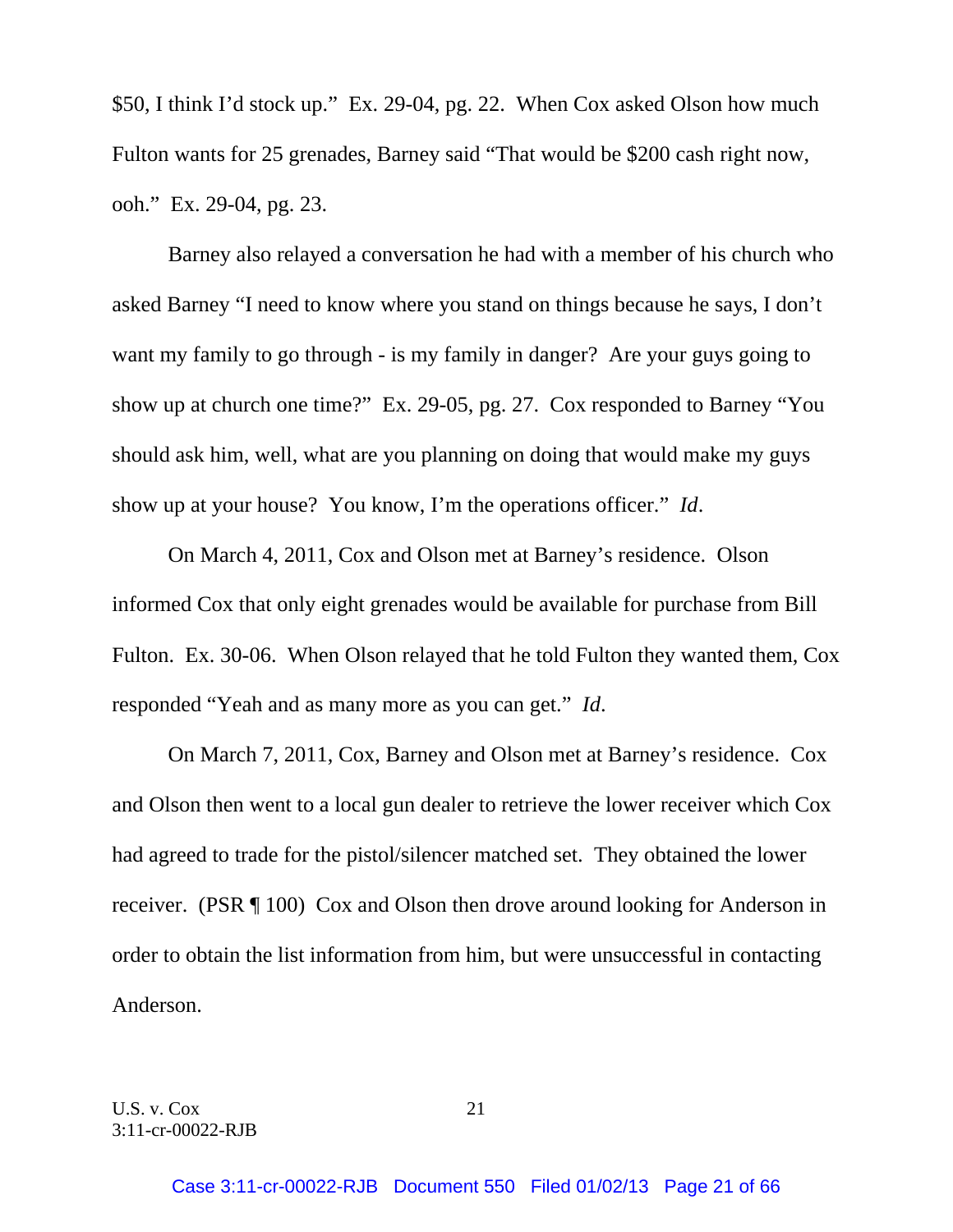$50, I think I'd stock up." Ex. 29-04, pg. 22. When Cox asked Olson how much Fulton wants for 25 grenades, Barney said "That would be $200 cash right now, ooh." Ex. 29-04, pg. 23.

Barney also relayed a conversation he had with a member of his church who asked Barney "I need to know where you stand on things because he says, I don't want my family to go through - is my family in danger? Are your guys going to show up at church one time?" Ex. 29-05, pg. 27. Cox responded to Barney "You should ask him, well, what are you planning on doing that would make my guys show up at your house? You know, I'm the operations officer." *Id*.

On March 4, 2011, Cox and Olson met at Barney's residence. Olson informed Cox that only eight grenades would be available for purchase from Bill Fulton. Ex. 30-06. When Olson relayed that he told Fulton they wanted them, Cox responded "Yeah and as many more as you can get." *Id*.

On March 7, 2011, Cox, Barney and Olson met at Barney's residence. Cox and Olson then went to a local gun dealer to retrieve the lower receiver which Cox had agreed to trade for the pistol/silencer matched set. They obtained the lower receiver. (PSR ¶ 100) Cox and Olson then drove around looking for Anderson in order to obtain the list information from him, but were unsuccessful in contacting Anderson.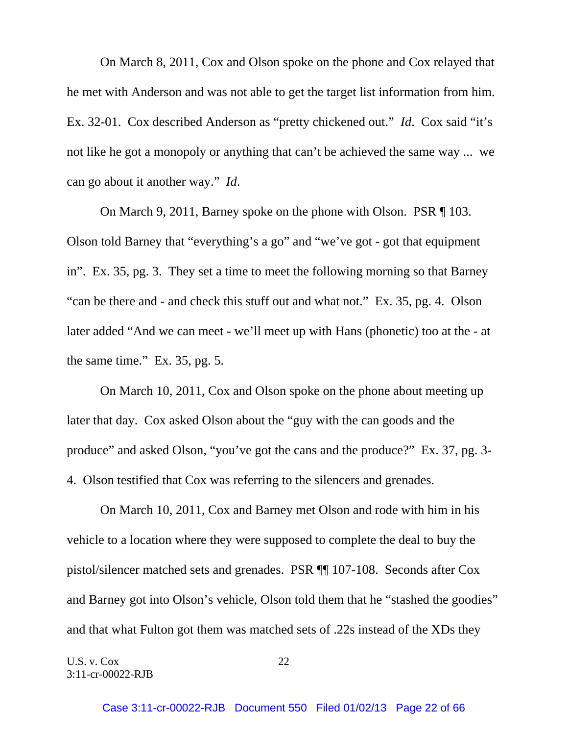On March 8, 2011, Cox and Olson spoke on the phone and Cox relayed that he met with Anderson and was not able to get the target list information from him. Ex. 32-01. Cox described Anderson as "pretty chickened out." *Id*. Cox said "it's not like he got a monopoly or anything that can't be achieved the same way ... we can go about it another way." *Id*.

On March 9, 2011, Barney spoke on the phone with Olson. PSR ¶ 103. Olson told Barney that "everything's a go" and "we've got - got that equipment in". Ex. 35, pg. 3. They set a time to meet the following morning so that Barney "can be there and - and check this stuff out and what not." Ex. 35, pg. 4. Olson later added "And we can meet - we'll meet up with Hans (phonetic) too at the - at the same time." Ex. 35, pg. 5.

On March 10, 2011, Cox and Olson spoke on the phone about meeting up later that day. Cox asked Olson about the "guy with the can goods and the produce" and asked Olson, "you've got the cans and the produce?" Ex. 37, pg. 3-4. Olson testified that Cox was referring to the silencers and grenades.

On March 10, 2011, Cox and Barney met Olson and rode with him in his vehicle to a location where they were supposed to complete the deal to buy the pistol/silencer matched sets and grenades. PSR ¶¶ 107-108. Seconds after Cox and Barney got into Olson's vehicle, Olson told them that he "stashed the goodies" and that what Fulton got them was matched sets of .22s instead of the XDs they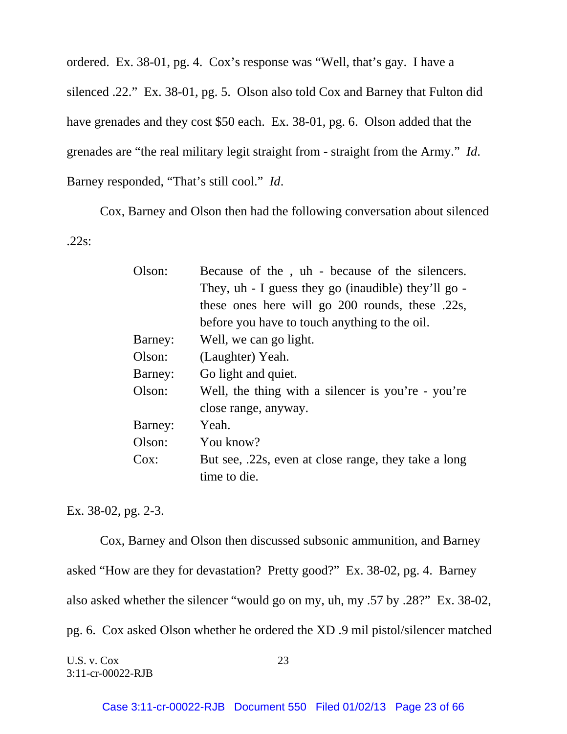ordered. Ex. 38-01, pg. 4. Cox's response was "Well, that's gay. I have a silenced .22." Ex. 38-01, pg. 5. Olson also told Cox and Barney that Fulton did have grenades and they cost $50 each. Ex. 38-01, pg. 6. Olson added that the grenades are "the real military legit straight from - straight from the Army." *Id*. Barney responded, "That's still cool." *Id*.

Cox, Barney and Olson then had the following conversation about silenced .22s:

| | |
|---|---|
| Olson: | Because of the , uh - because of the silencers. They, uh - I guess they go (inaudible) they'll go - these ones here will go 200 rounds, these .22s, before you have to touch anything to the oil. |
| Barney: | Well, we can go light. |
| Olson: | (Laughter) Yeah. |
| Barney: | Go light and quiet. |
| Olson: | Well, the thing with a silencer is you're - you're close range, anyway. |
| Barney: | Yeah. |
| Olson: | You know? |
| Cox: | But see, .22s, even at close range, they take a long time to die. |

Ex. 38-02, pg. 2-3.

Cox, Barney and Olson then discussed subsonic ammunition, and Barney asked "How are they for devastation? Pretty good?" Ex. 38-02, pg. 4. Barney also asked whether the silencer "would go on my, uh, my .57 by .28?" Ex. 38-02, pg. 6. Cox asked Olson whether he ordered the XD .9 mil pistol/silencer matched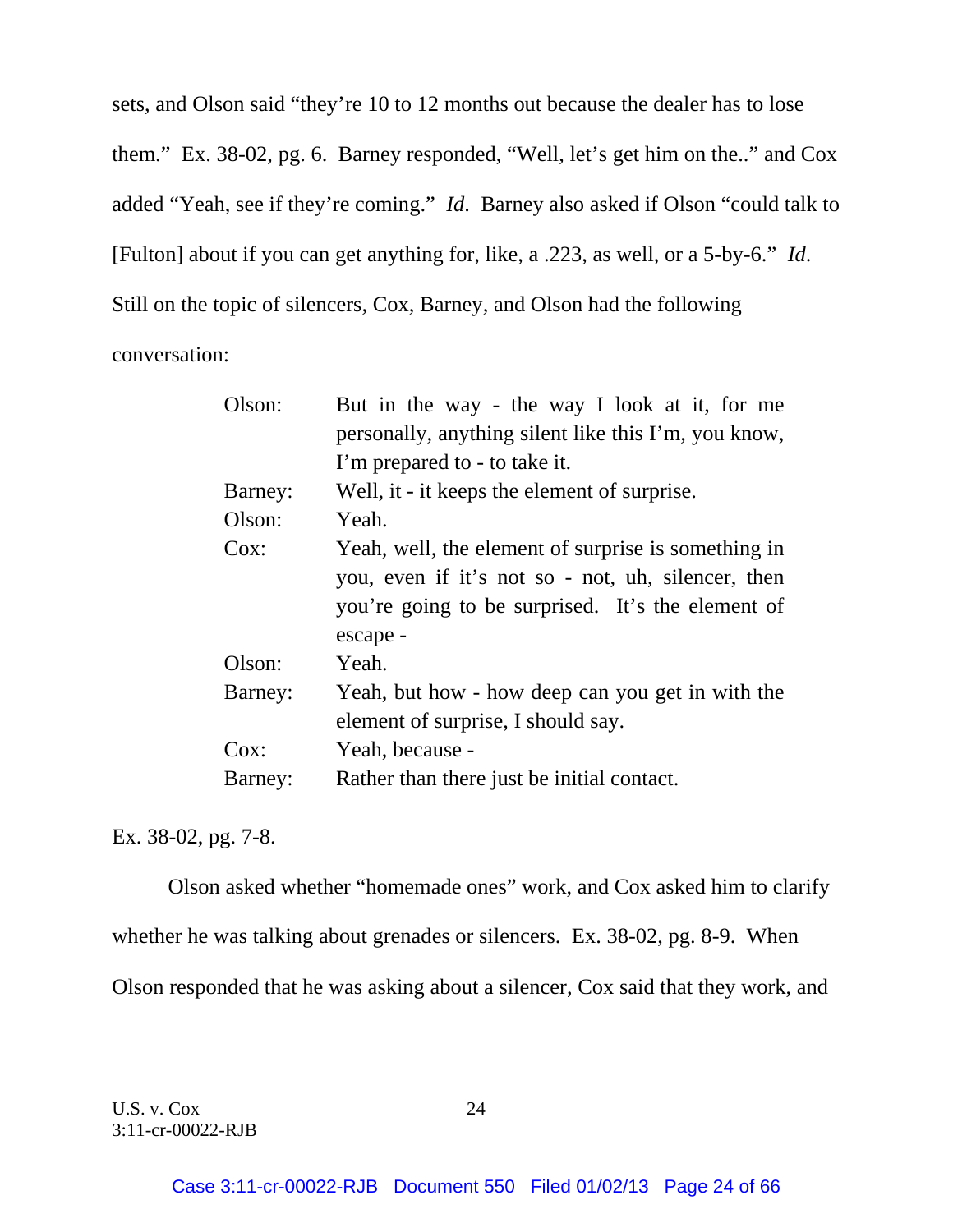sets, and Olson said "they're 10 to 12 months out because the dealer has to lose them." Ex. 38-02, pg. 6. Barney responded, "Well, let's get him on the.." and Cox added "Yeah, see if they're coming." *Id*. Barney also asked if Olson "could talk to [Fulton] about if you can get anything for, like, a .223, as well, or a 5-by-6." *Id*. Still on the topic of silencers, Cox, Barney, and Olson had the following conversation:

| | |
|---|---|
| Olson: | But in the way - the way I look at it, for me personally, anything silent like this I'm, you know, I'm prepared to - to take it. |
| Barney: | Well, it - it keeps the element of surprise. |
| Olson: | Yeah. |
| Cox: | Yeah, well, the element of surprise is something in you, even if it's not so - not, uh, silencer, then you're going to be surprised. It's the element of escape - |
| Olson: | Yeah. |
| Barney: | Yeah, but how - how deep can you get in with the element of surprise, I should say. |
| Cox: | Yeah, because - |
| Barney: | Rather than there just be initial contact. |

Ex. 38-02, pg. 7-8.

Olson asked whether "homemade ones" work, and Cox asked him to clarify whether he was talking about grenades or silencers. Ex. 38-02, pg. 8-9. When Olson responded that he was asking about a silencer, Cox said that they work, and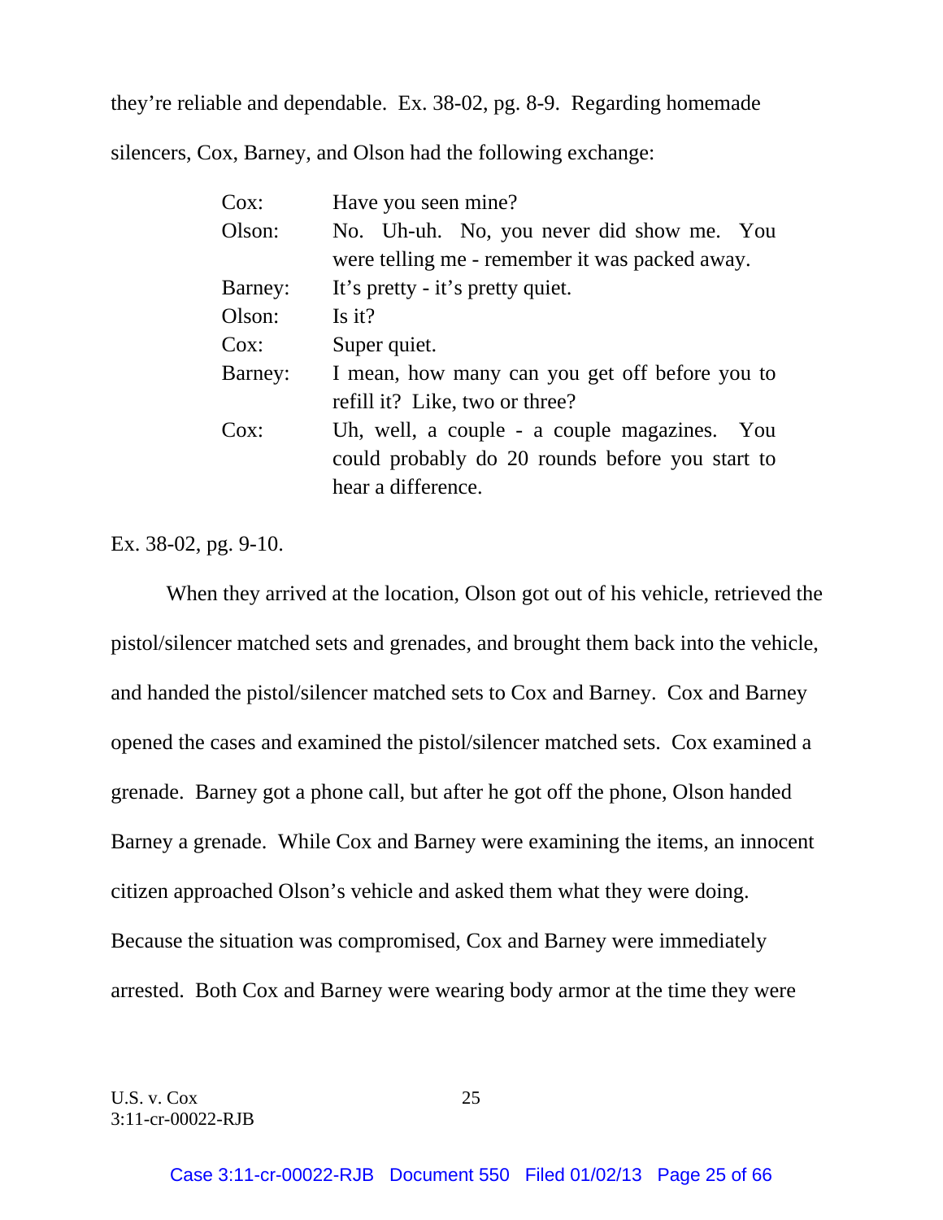they're reliable and dependable. Ex. 38-02, pg. 8-9. Regarding homemade silencers, Cox, Barney, and Olson had the following exchange:

| | |
|---|---|
| Cox: | Have you seen mine? |
| Olson: | No. Uh-uh. No, you never did show me. You were telling me - remember it was packed away. |
| Barney: | It's pretty - it's pretty quiet. |
| Olson: | Is it? |
| Cox: | Super quiet. |
| Barney: | I mean, how many can you get off before you to refill it? Like, two or three? |
| Cox: | Uh, well, a couple - a couple magazines. You could probably do 20 rounds before you start to hear a difference. |

Ex. 38-02, pg. 9-10.

When they arrived at the location, Olson got out of his vehicle, retrieved the pistol/silencer matched sets and grenades, and brought them back into the vehicle, and handed the pistol/silencer matched sets to Cox and Barney. Cox and Barney opened the cases and examined the pistol/silencer matched sets. Cox examined a grenade. Barney got a phone call, but after he got off the phone, Olson handed Barney a grenade. While Cox and Barney were examining the items, an innocent citizen approached Olson's vehicle and asked them what they were doing. Because the situation was compromised, Cox and Barney were immediately arrested. Both Cox and Barney were wearing body armor at the time they were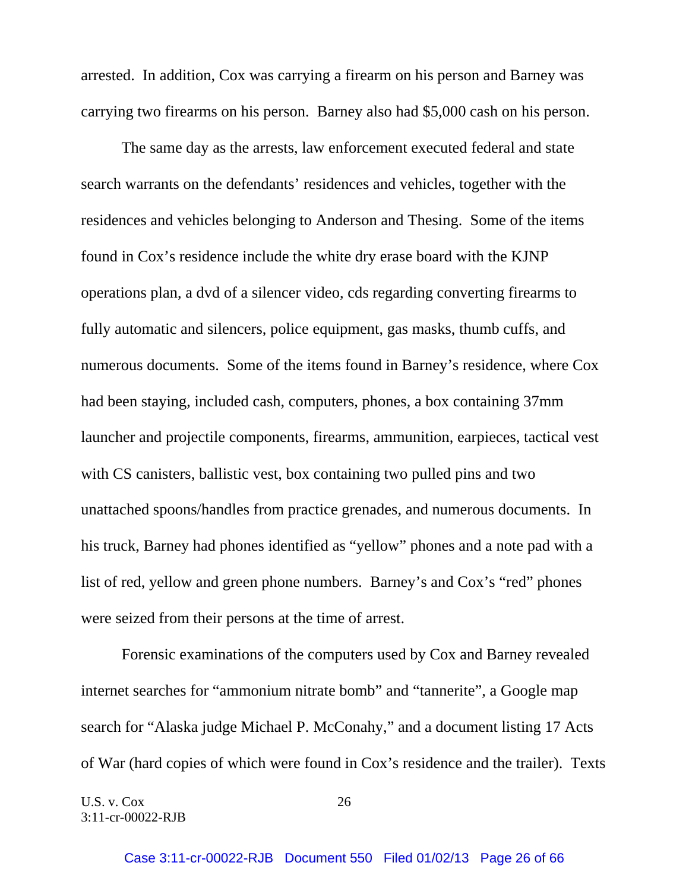arrested. In addition, Cox was carrying a firearm on his person and Barney was carrying two firearms on his person. Barney also had $5,000 cash on his person.

The same day as the arrests, law enforcement executed federal and state search warrants on the defendants' residences and vehicles, together with the residences and vehicles belonging to Anderson and Thesing. Some of the items found in Cox's residence include the white dry erase board with the KJNP operations plan, a dvd of a silencer video, cds regarding converting firearms to fully automatic and silencers, police equipment, gas masks, thumb cuffs, and numerous documents. Some of the items found in Barney's residence, where Cox had been staying, included cash, computers, phones, a box containing 37mm launcher and projectile components, firearms, ammunition, earpieces, tactical vest with CS canisters, ballistic vest, box containing two pulled pins and two unattached spoons/handles from practice grenades, and numerous documents. In his truck, Barney had phones identified as "yellow" phones and a note pad with a list of red, yellow and green phone numbers. Barney's and Cox's "red" phones were seized from their persons at the time of arrest.

Forensic examinations of the computers used by Cox and Barney revealed internet searches for "ammonium nitrate bomb" and "tannerite", a Google map search for "Alaska judge Michael P. McConahy," and a document listing 17 Acts of War (hard copies of which were found in Cox's residence and the trailer). Texts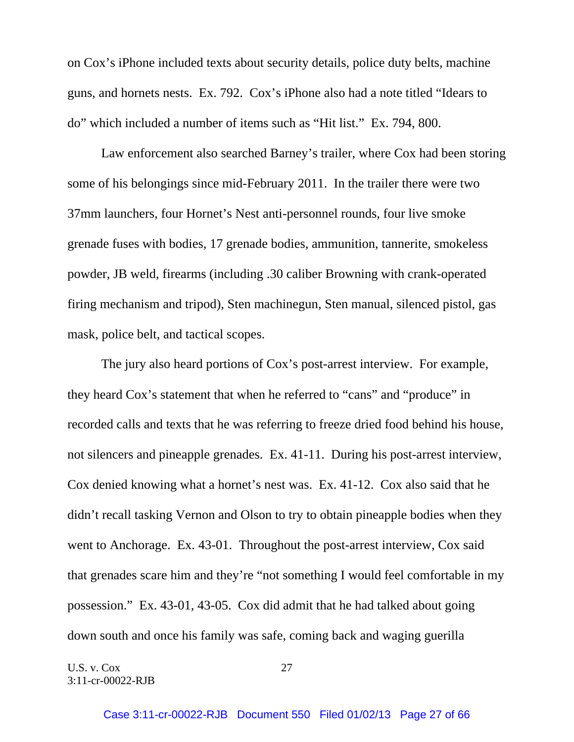on Cox's iPhone included texts about security details, police duty belts, machine guns, and hornets nests. Ex. 792. Cox's iPhone also had a note titled "Idears to do" which included a number of items such as "Hit list." Ex. 794, 800.

Law enforcement also searched Barney's trailer, where Cox had been storing some of his belongings since mid-February 2011. In the trailer there were two 37mm launchers, four Hornet's Nest anti-personnel rounds, four live smoke grenade fuses with bodies, 17 grenade bodies, ammunition, tannerite, smokeless powder, JB weld, firearms (including .30 caliber Browning with crank-operated firing mechanism and tripod), Sten machinegun, Sten manual, silenced pistol, gas mask, police belt, and tactical scopes.

The jury also heard portions of Cox's post-arrest interview. For example, they heard Cox's statement that when he referred to "cans" and "produce" in recorded calls and texts that he was referring to freeze dried food behind his house, not silencers and pineapple grenades. Ex. 41-11. During his post-arrest interview, Cox denied knowing what a hornet's nest was. Ex. 41-12. Cox also said that he didn't recall tasking Vernon and Olson to try to obtain pineapple bodies when they went to Anchorage. Ex. 43-01. Throughout the post-arrest interview, Cox said that grenades scare him and they're "not something I would feel comfortable in my possession." Ex. 43-01, 43-05. Cox did admit that he had talked about going down south and once his family was safe, coming back and waging guerilla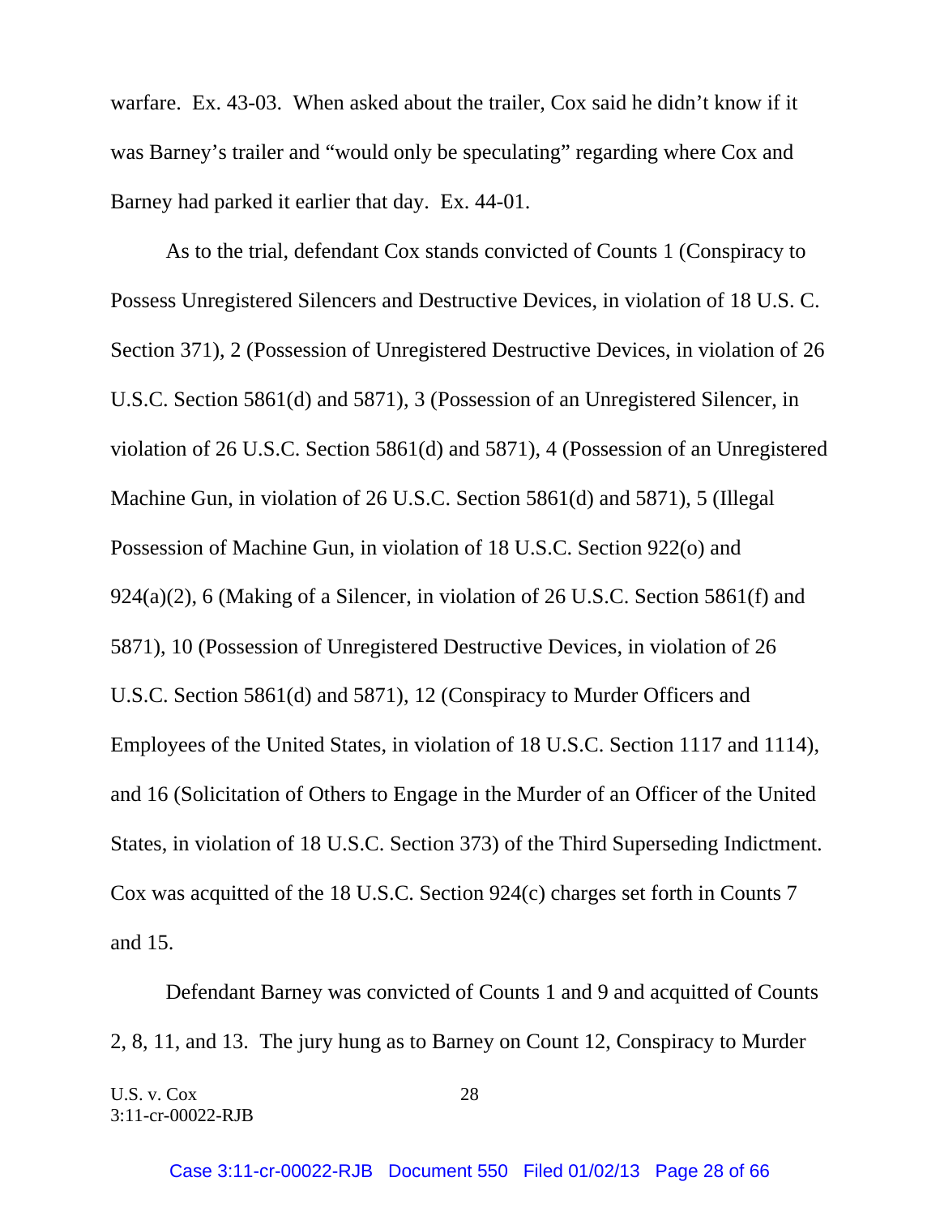warfare. Ex. 43-03. When asked about the trailer, Cox said he didn't know if it was Barney's trailer and "would only be speculating" regarding where Cox and Barney had parked it earlier that day. Ex. 44-01.

As to the trial, defendant Cox stands convicted of Counts 1 (Conspiracy to Possess Unregistered Silencers and Destructive Devices, in violation of 18 U.S. C. Section 371), 2 (Possession of Unregistered Destructive Devices, in violation of 26 U.S.C. Section 5861(d) and 5871), 3 (Possession of an Unregistered Silencer, in violation of 26 U.S.C. Section 5861(d) and 5871), 4 (Possession of an Unregistered Machine Gun, in violation of 26 U.S.C. Section 5861(d) and 5871), 5 (Illegal Possession of Machine Gun, in violation of 18 U.S.C. Section 922(o) and 924(a)(2), 6 (Making of a Silencer, in violation of 26 U.S.C. Section 5861(f) and 5871), 10 (Possession of Unregistered Destructive Devices, in violation of 26 U.S.C. Section 5861(d) and 5871), 12 (Conspiracy to Murder Officers and Employees of the United States, in violation of 18 U.S.C. Section 1117 and 1114), and 16 (Solicitation of Others to Engage in the Murder of an Officer of the United States, in violation of 18 U.S.C. Section 373) of the Third Superseding Indictment. Cox was acquitted of the 18 U.S.C. Section 924(c) charges set forth in Counts 7 and 15.

Defendant Barney was convicted of Counts 1 and 9 and acquitted of Counts 2, 8, 11, and 13. The jury hung as to Barney on Count 12, Conspiracy to Murder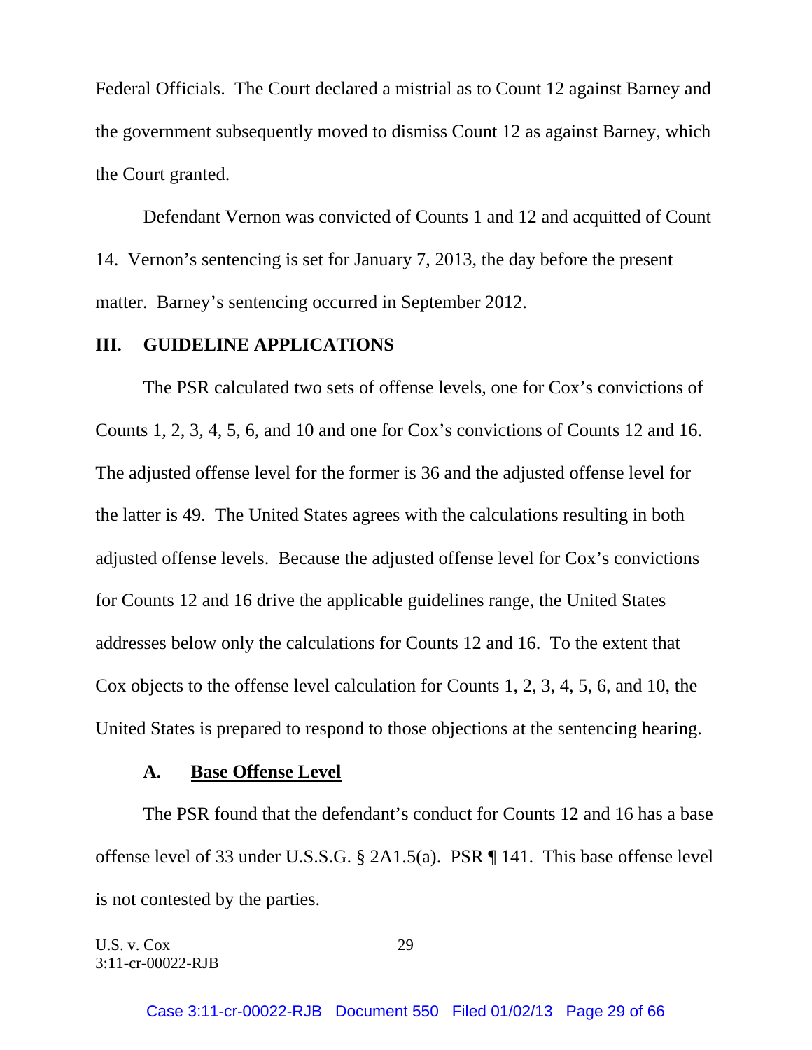Federal Officials. The Court declared a mistrial as to Count 12 against Barney and the government subsequently moved to dismiss Count 12 as against Barney, which the Court granted.

Defendant Vernon was convicted of Counts 1 and 12 and acquitted of Count 14. Vernon's sentencing is set for January 7, 2013, the day before the present matter. Barney's sentencing occurred in September 2012.

## III. GUIDELINE APPLICATIONS

The PSR calculated two sets of offense levels, one for Cox's convictions of Counts 1, 2, 3, 4, 5, 6, and 10 and one for Cox's convictions of Counts 12 and 16. The adjusted offense level for the former is 36 and the adjusted offense level for the latter is 49. The United States agrees with the calculations resulting in both adjusted offense levels. Because the adjusted offense level for Cox's convictions for Counts 12 and 16 drive the applicable guidelines range, the United States addresses below only the calculations for Counts 12 and 16. To the extent that Cox objects to the offense level calculation for Counts 1, 2, 3, 4, 5, 6, and 10, the United States is prepared to respond to those objections at the sentencing hearing.

### A. Base Offense Level

The PSR found that the defendant's conduct for Counts 12 and 16 has a base offense level of 33 under U.S.S.G. § 2A1.5(a). PSR ¶ 141. This base offense level is not contested by the parties.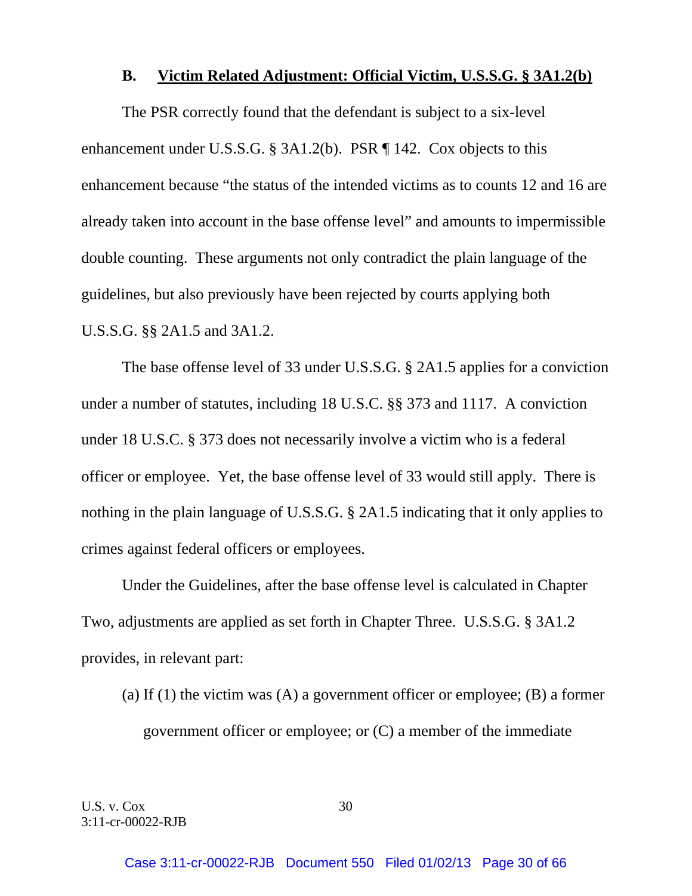### B. Victim Related Adjustment: Official Victim, U.S.S.G. § 3A1.2(b)

The PSR correctly found that the defendant is subject to a six-level enhancement under U.S.S.G. § 3A1.2(b). PSR ¶ 142. Cox objects to this enhancement because "the status of the intended victims as to counts 12 and 16 are already taken into account in the base offense level" and amounts to impermissible double counting. These arguments not only contradict the plain language of the guidelines, but also previously have been rejected by courts applying both U.S.S.G. §§ 2A1.5 and 3A1.2.

The base offense level of 33 under U.S.S.G. § 2A1.5 applies for a conviction under a number of statutes, including 18 U.S.C. §§ 373 and 1117. A conviction under 18 U.S.C. § 373 does not necessarily involve a victim who is a federal officer or employee. Yet, the base offense level of 33 would still apply. There is nothing in the plain language of U.S.S.G. § 2A1.5 indicating that it only applies to crimes against federal officers or employees.

Under the Guidelines, after the base offense level is calculated in Chapter Two, adjustments are applied as set forth in Chapter Three. U.S.S.G. § 3A1.2 provides, in relevant part:

> (a) If (1) the victim was (A) a government officer or employee; (B) a former government officer or employee; or (C) a member of the immediate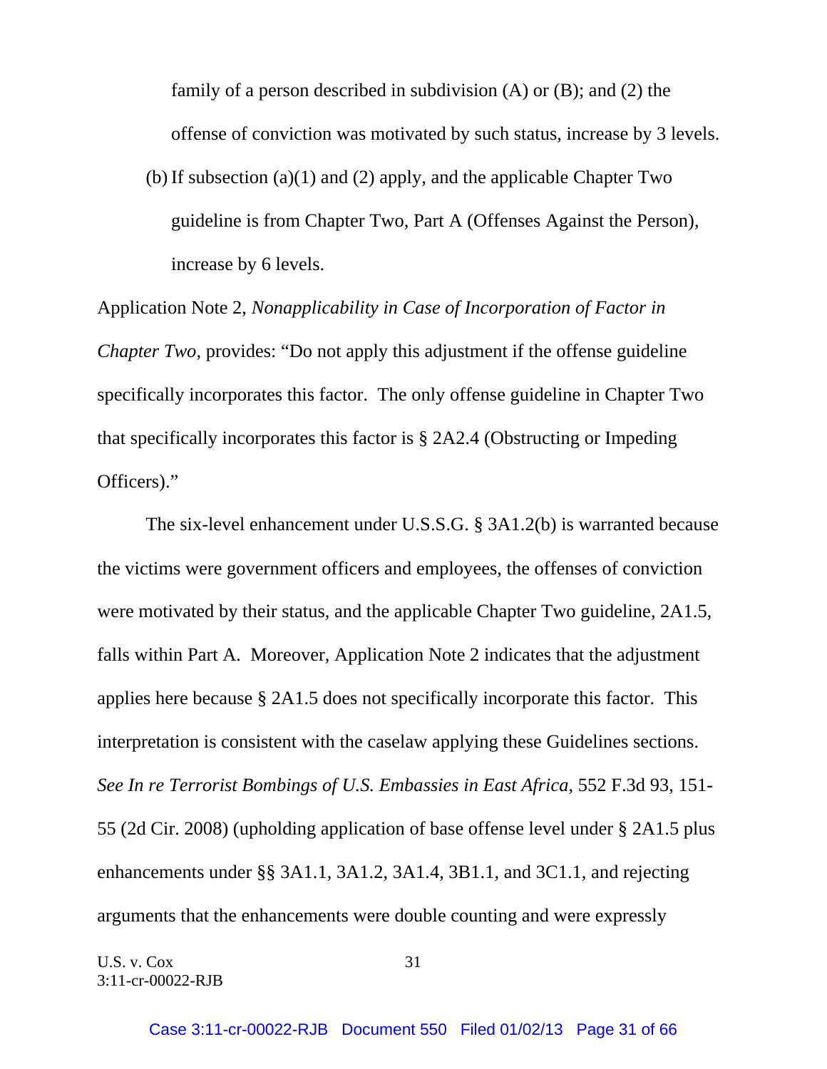family of a person described in subdivision (A) or (B); and (2) the offense of conviction was motivated by such status, increase by 3 levels.

(b) If subsection (a)(1) and (2) apply, and the applicable Chapter Two guideline is from Chapter Two, Part A (Offenses Against the Person), increase by 6 levels.

Application Note 2, *Nonapplicability in Case of Incorporation of Factor in Chapter Two*, provides: "Do not apply this adjustment if the offense guideline specifically incorporates this factor. The only offense guideline in Chapter Two that specifically incorporates this factor is § 2A2.4 (Obstructing or Impeding Officers)."

The six-level enhancement under U.S.S.G. § 3A1.2(b) is warranted because the victims were government officers and employees, the offenses of conviction were motivated by their status, and the applicable Chapter Two guideline, 2A1.5, falls within Part A. Moreover, Application Note 2 indicates that the adjustment applies here because § 2A1.5 does not specifically incorporate this factor. This interpretation is consistent with the caselaw applying these Guidelines sections. *See In re Terrorist Bombings of U.S. Embassies in East Africa*, 552 F.3d 93, 151-55 (2d Cir. 2008) (upholding application of base offense level under § 2A1.5 plus enhancements under §§ 3A1.1, 3A1.2, 3A1.4, 3B1.1, and 3C1.1, and rejecting arguments that the enhancements were double counting and were expressly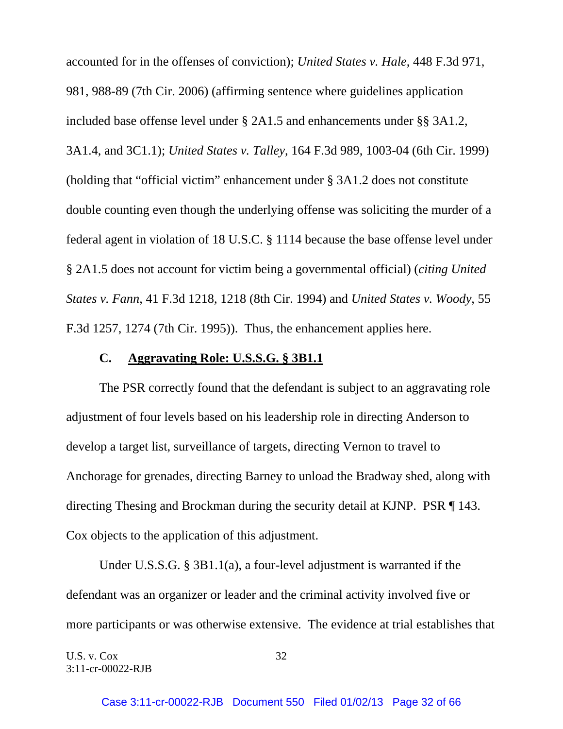accounted for in the offenses of conviction); *United States v. Hale*, 448 F.3d 971, 981, 988-89 (7th Cir. 2006) (affirming sentence where guidelines application included base offense level under § 2A1.5 and enhancements under §§ 3A1.2, 3A1.4, and 3C1.1); *United States v. Talley*, 164 F.3d 989, 1003-04 (6th Cir. 1999) (holding that "official victim" enhancement under § 3A1.2 does not constitute double counting even though the underlying offense was soliciting the murder of a federal agent in violation of 18 U.S.C. § 1114 because the base offense level under § 2A1.5 does not account for victim being a governmental official) (*citing United States v. Fann*, 41 F.3d 1218, 1218 (8th Cir. 1994) and *United States v. Woody*, 55 F.3d 1257, 1274 (7th Cir. 1995)). Thus, the enhancement applies here.

### C. Aggravating Role: U.S.S.G. § 3B1.1

The PSR correctly found that the defendant is subject to an aggravating role adjustment of four levels based on his leadership role in directing Anderson to develop a target list, surveillance of targets, directing Vernon to travel to Anchorage for grenades, directing Barney to unload the Bradway shed, along with directing Thesing and Brockman during the security detail at KJNP. PSR ¶ 143. Cox objects to the application of this adjustment.

Under U.S.S.G. § 3B1.1(a), a four-level adjustment is warranted if the defendant was an organizer or leader and the criminal activity involved five or more participants or was otherwise extensive. The evidence at trial establishes that

U.S. v. Cox
3:11-cr-00022-RJB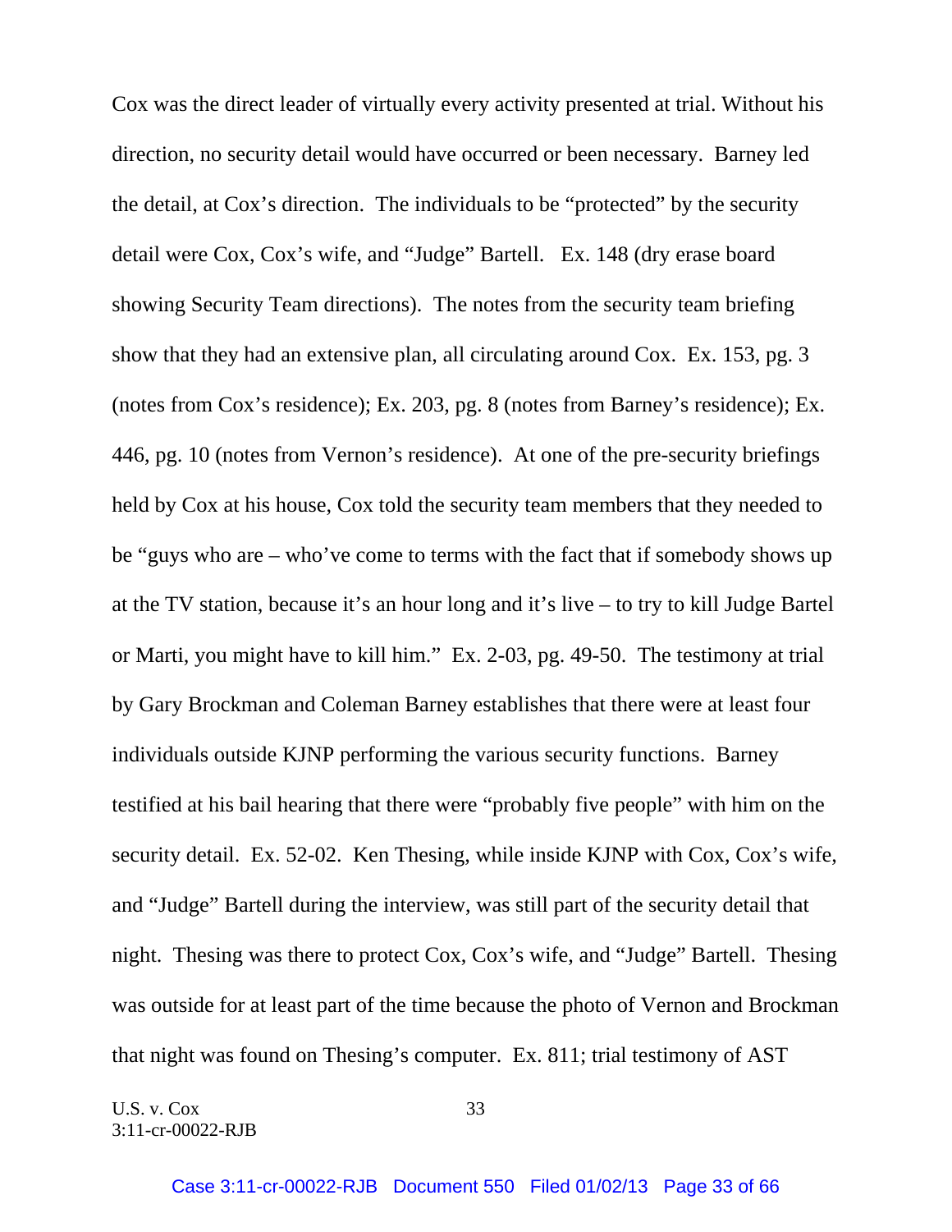Cox was the direct leader of virtually every activity presented at trial. Without his direction, no security detail would have occurred or been necessary. Barney led the detail, at Cox's direction. The individuals to be "protected" by the security detail were Cox, Cox's wife, and "Judge" Bartell. Ex. 148 (dry erase board showing Security Team directions). The notes from the security team briefing show that they had an extensive plan, all circulating around Cox. Ex. 153, pg. 3 (notes from Cox's residence); Ex. 203, pg. 8 (notes from Barney's residence); Ex. 446, pg. 10 (notes from Vernon's residence). At one of the pre-security briefings held by Cox at his house, Cox told the security team members that they needed to be "guys who are – who've come to terms with the fact that if somebody shows up at the TV station, because it's an hour long and it's live – to try to kill Judge Bartel or Marti, you might have to kill him." Ex. 2-03, pg. 49-50. The testimony at trial by Gary Brockman and Coleman Barney establishes that there were at least four individuals outside KJNP performing the various security functions. Barney testified at his bail hearing that there were "probably five people" with him on the security detail. Ex. 52-02. Ken Thesing, while inside KJNP with Cox, Cox's wife, and "Judge" Bartell during the interview, was still part of the security detail that night. Thesing was there to protect Cox, Cox's wife, and "Judge" Bartell. Thesing was outside for at least part of the time because the photo of Vernon and Brockman that night was found on Thesing's computer. Ex. 811; trial testimony of AST

U.S. v. Cox
3:11-cr-00022-RJB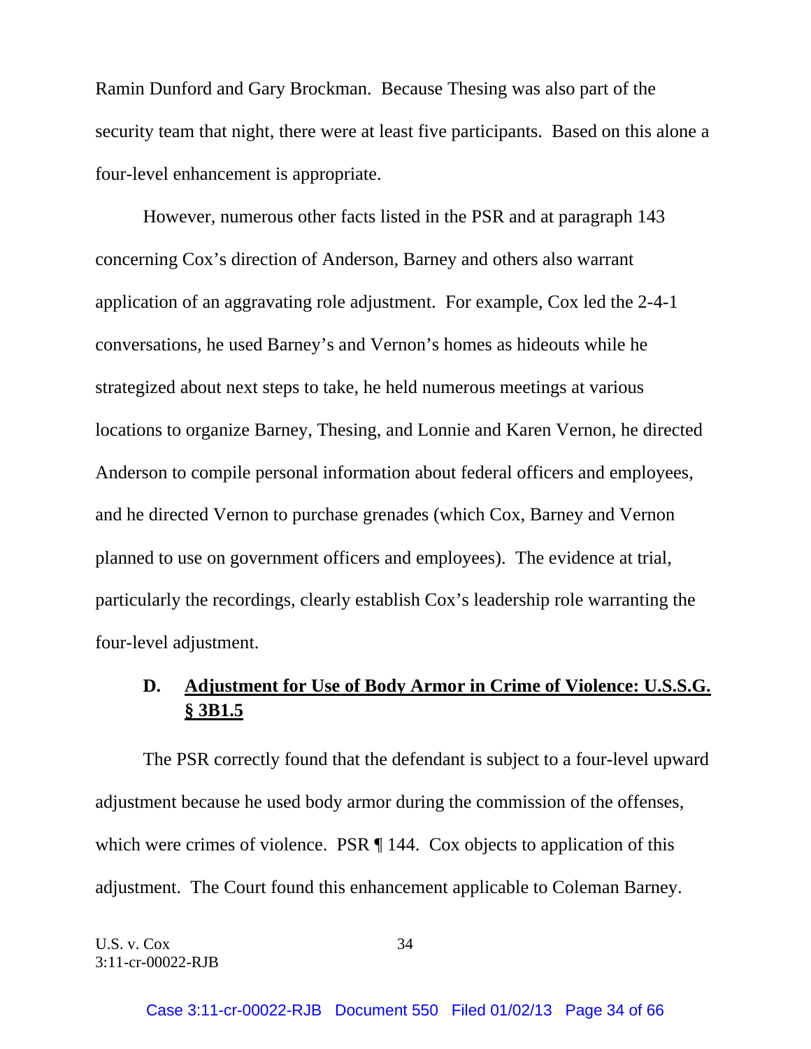Ramin Dunford and Gary Brockman. Because Thesing was also part of the security team that night, there were at least five participants. Based on this alone a four-level enhancement is appropriate.

However, numerous other facts listed in the PSR and at paragraph 143 concerning Cox's direction of Anderson, Barney and others also warrant application of an aggravating role adjustment. For example, Cox led the 2-4-1 conversations, he used Barney's and Vernon's homes as hideouts while he strategized about next steps to take, he held numerous meetings at various locations to organize Barney, Thesing, and Lonnie and Karen Vernon, he directed Anderson to compile personal information about federal officers and employees, and he directed Vernon to purchase grenades (which Cox, Barney and Vernon planned to use on government officers and employees). The evidence at trial, particularly the recordings, clearly establish Cox's leadership role warranting the four-level adjustment.

### D. Adjustment for Use of Body Armor in Crime of Violence: U.S.S.G. § 3B1.5

The PSR correctly found that the defendant is subject to a four-level upward adjustment because he used body armor during the commission of the offenses, which were crimes of violence. PSR ¶ 144. Cox objects to application of this adjustment. The Court found this enhancement applicable to Coleman Barney.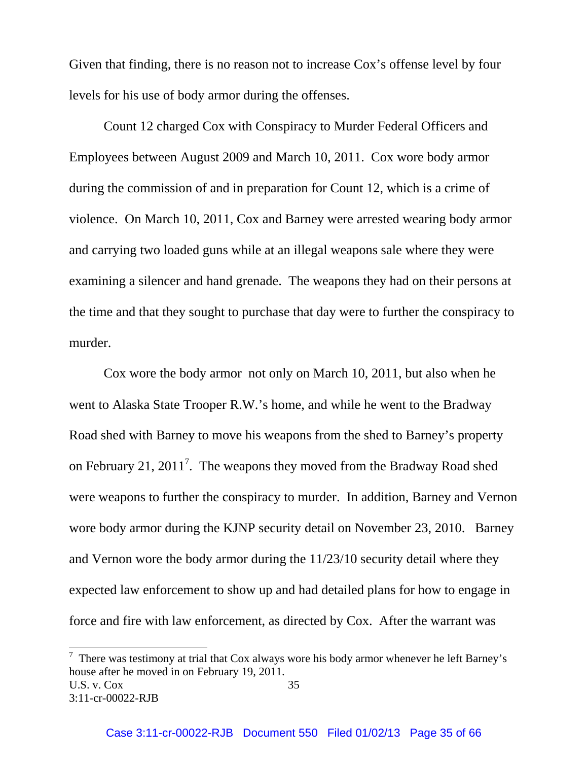Given that finding, there is no reason not to increase Cox's offense level by four levels for his use of body armor during the offenses.

Count 12 charged Cox with Conspiracy to Murder Federal Officers and Employees between August 2009 and March 10, 2011. Cox wore body armor during the commission of and in preparation for Count 12, which is a crime of violence. On March 10, 2011, Cox and Barney were arrested wearing body armor and carrying two loaded guns while at an illegal weapons sale where they were examining a silencer and hand grenade. The weapons they had on their persons at the time and that they sought to purchase that day were to further the conspiracy to murder.

Cox wore the body armor not only on March 10, 2011, but also when he went to Alaska State Trooper R.W.'s home, and while he went to the Bradway Road shed with Barney to move his weapons from the shed to Barney's property on February 21, 2011[7]. The weapons they moved from the Bradway Road shed were weapons to further the conspiracy to murder. In addition, Barney and Vernon wore body armor during the KJNP security detail on November 23, 2010. Barney and Vernon wore the body armor during the 11/23/10 security detail where they expected law enforcement to show up and had detailed plans for how to engage in force and fire with law enforcement, as directed by Cox. After the warrant was

[7] There was testimony at trial that Cox always wore his body armor whenever he left Barney's house after he moved in on February 19, 2011.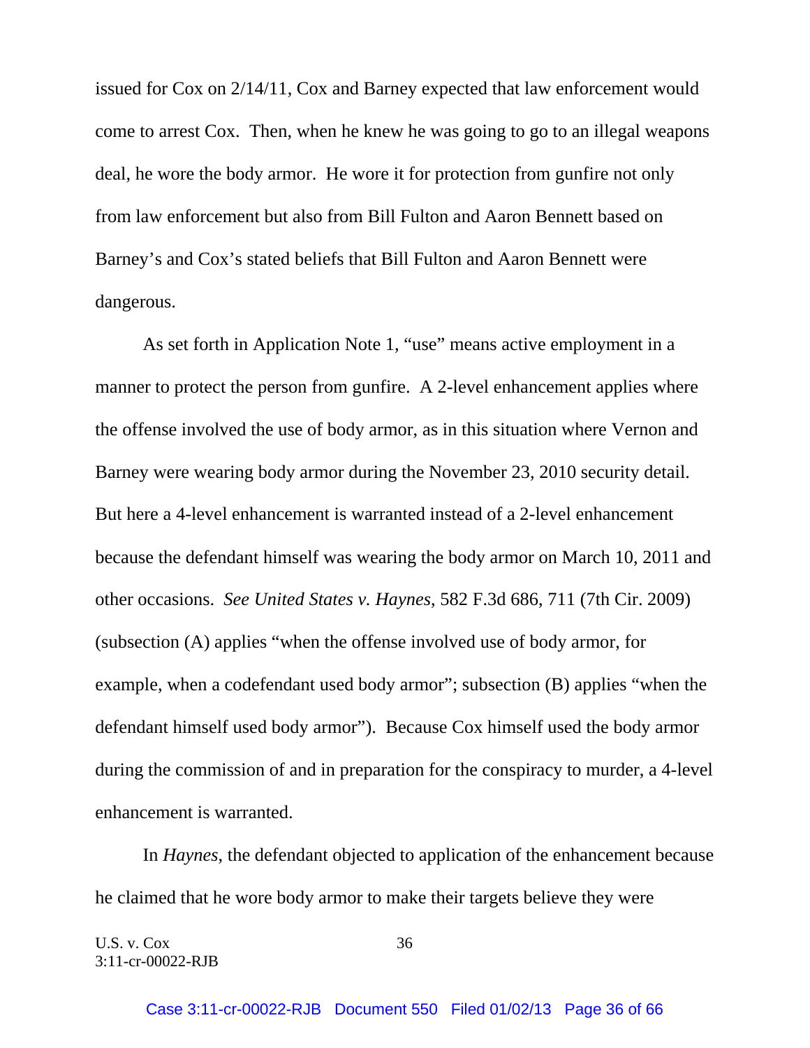issued for Cox on 2/14/11, Cox and Barney expected that law enforcement would come to arrest Cox. Then, when he knew he was going to go to an illegal weapons deal, he wore the body armor. He wore it for protection from gunfire not only from law enforcement but also from Bill Fulton and Aaron Bennett based on Barney's and Cox's stated beliefs that Bill Fulton and Aaron Bennett were dangerous.

As set forth in Application Note 1, "use" means active employment in a manner to protect the person from gunfire. A 2-level enhancement applies where the offense involved the use of body armor, as in this situation where Vernon and Barney were wearing body armor during the November 23, 2010 security detail. But here a 4-level enhancement is warranted instead of a 2-level enhancement because the defendant himself was wearing the body armor on March 10, 2011 and other occasions. *See United States v. Haynes*, 582 F.3d 686, 711 (7th Cir. 2009) (subsection (A) applies "when the offense involved use of body armor, for example, when a codefendant used body armor"; subsection (B) applies "when the defendant himself used body armor"). Because Cox himself used the body armor during the commission of and in preparation for the conspiracy to murder, a 4-level enhancement is warranted.

In *Haynes*, the defendant objected to application of the enhancement because he claimed that he wore body armor to make their targets believe they were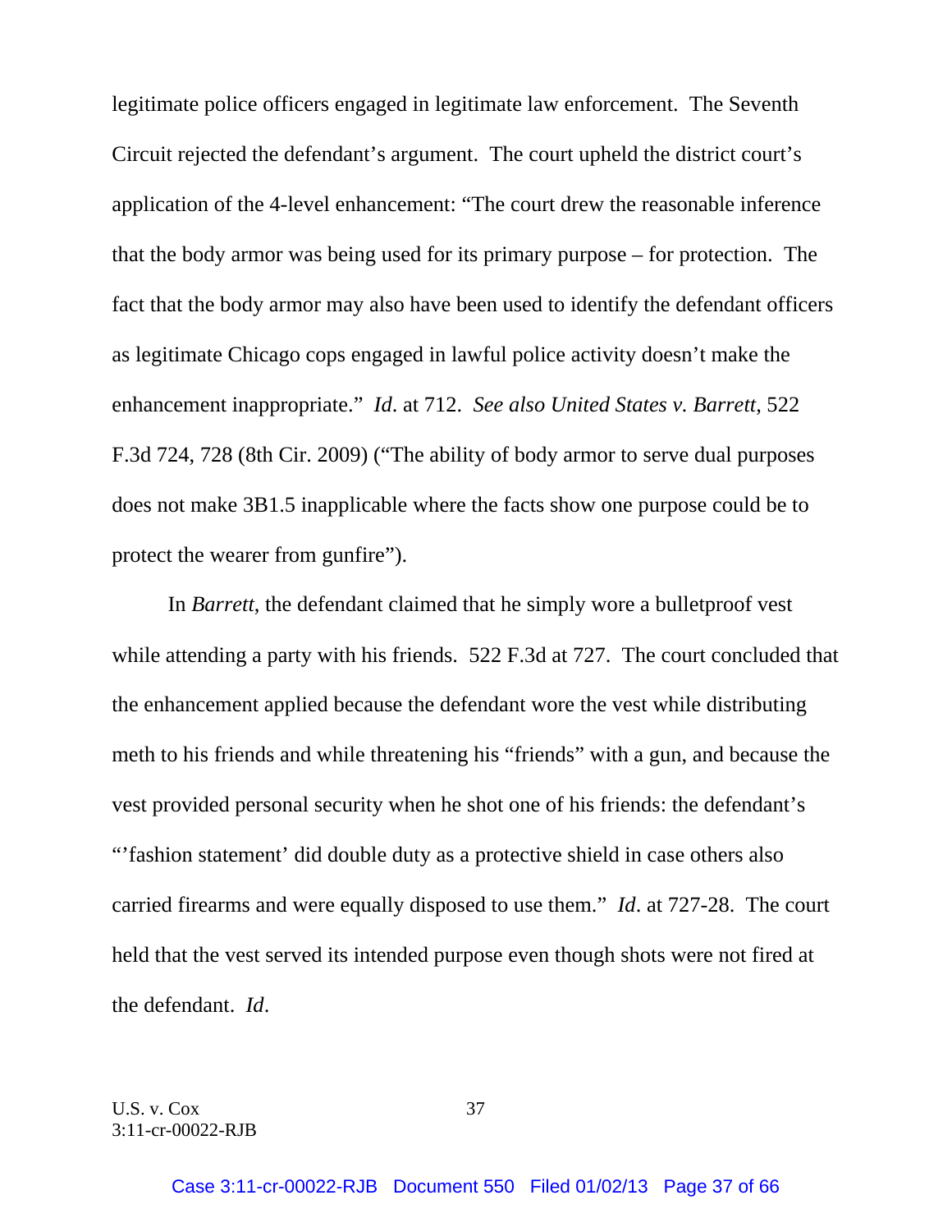legitimate police officers engaged in legitimate law enforcement. The Seventh Circuit rejected the defendant's argument. The court upheld the district court's application of the 4-level enhancement: "The court drew the reasonable inference that the body armor was being used for its primary purpose – for protection. The fact that the body armor may also have been used to identify the defendant officers as legitimate Chicago cops engaged in lawful police activity doesn't make the enhancement inappropriate." *Id*. at 712. *See also United States v. Barrett*, 522 F.3d 724, 728 (8th Cir. 2009) ("The ability of body armor to serve dual purposes does not make 3B1.5 inapplicable where the facts show one purpose could be to protect the wearer from gunfire").

In *Barrett*, the defendant claimed that he simply wore a bulletproof vest while attending a party with his friends. 522 F.3d at 727. The court concluded that the enhancement applied because the defendant wore the vest while distributing meth to his friends and while threatening his "friends" with a gun, and because the vest provided personal security when he shot one of his friends: the defendant's "'fashion statement' did double duty as a protective shield in case others also carried firearms and were equally disposed to use them." *Id*. at 727-28. The court held that the vest served its intended purpose even though shots were not fired at the defendant. *Id*.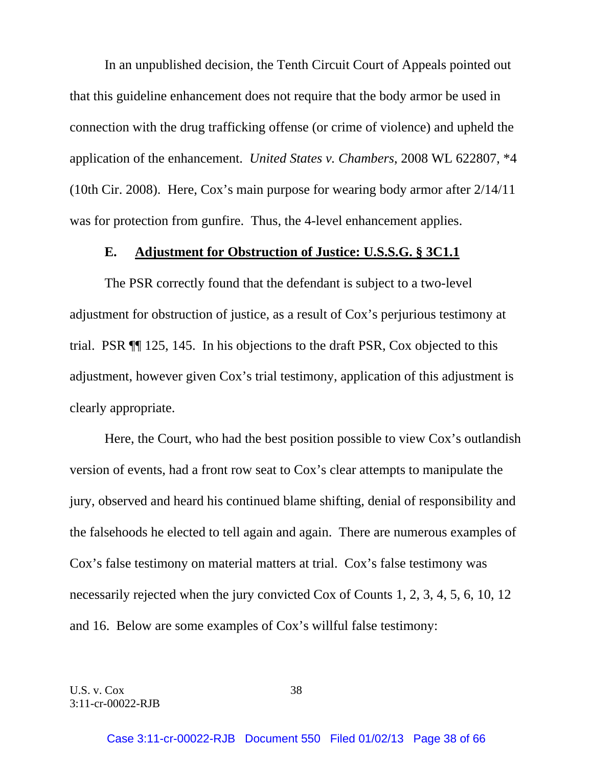In an unpublished decision, the Tenth Circuit Court of Appeals pointed out that this guideline enhancement does not require that the body armor be used in connection with the drug trafficking offense (or crime of violence) and upheld the application of the enhancement. *United States v. Chambers*, 2008 WL 622807, *4 (10th Cir. 2008). Here, Cox's main purpose for wearing body armor after 2/14/11 was for protection from gunfire. Thus, the 4-level enhancement applies.

### E. Adjustment for Obstruction of Justice: U.S.S.G. § 3C1.1

The PSR correctly found that the defendant is subject to a two-level adjustment for obstruction of justice, as a result of Cox's perjurious testimony at trial. PSR ¶¶ 125, 145. In his objections to the draft PSR, Cox objected to this adjustment, however given Cox's trial testimony, application of this adjustment is clearly appropriate.

Here, the Court, who had the best position possible to view Cox's outlandish version of events, had a front row seat to Cox's clear attempts to manipulate the jury, observed and heard his continued blame shifting, denial of responsibility and the falsehoods he elected to tell again and again. There are numerous examples of Cox's false testimony on material matters at trial. Cox's false testimony was necessarily rejected when the jury convicted Cox of Counts 1, 2, 3, 4, 5, 6, 10, 12 and 16. Below are some examples of Cox's willful false testimony: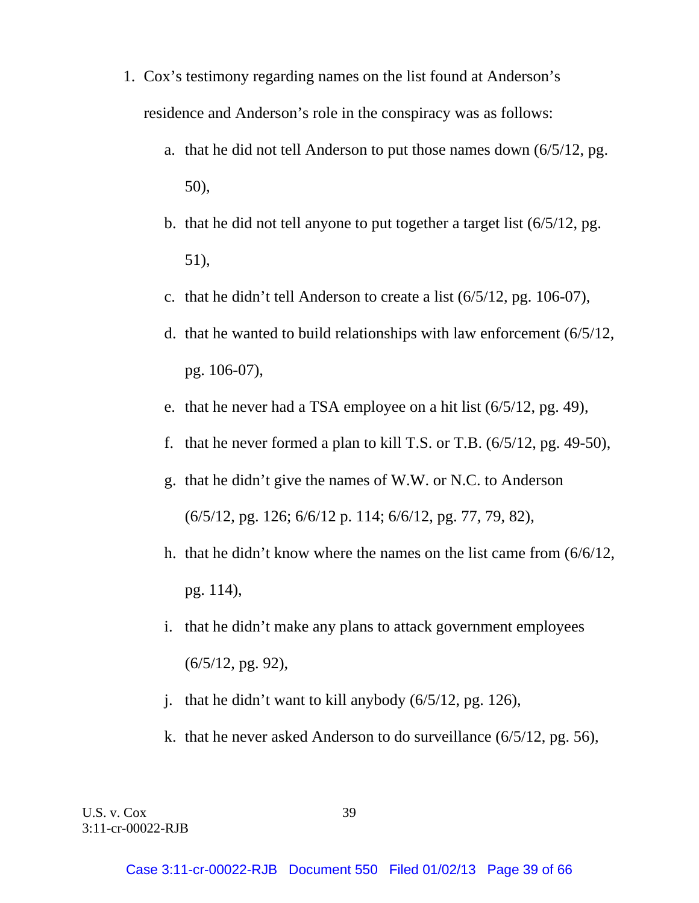1. Cox's testimony regarding names on the list found at Anderson's residence and Anderson's role in the conspiracy was as follows:

    a. that he did not tell Anderson to put those names down (6/5/12, pg. 50),

    b. that he did not tell anyone to put together a target list (6/5/12, pg. 51),

    c. that he didn't tell Anderson to create a list (6/5/12, pg. 106-07),

    d. that he wanted to build relationships with law enforcement (6/5/12, pg. 106-07),

    e. that he never had a TSA employee on a hit list (6/5/12, pg. 49),

    f. that he never formed a plan to kill T.S. or T.B. (6/5/12, pg. 49-50),

    g. that he didn't give the names of W.W. or N.C. to Anderson (6/5/12, pg. 126; 6/6/12 p. 114; 6/6/12, pg. 77, 79, 82),

    h. that he didn't know where the names on the list came from (6/6/12, pg. 114),

    i. that he didn't make any plans to attack government employees (6/5/12, pg. 92),

    j. that he didn't want to kill anybody (6/5/12, pg. 126),

    k. that he never asked Anderson to do surveillance (6/5/12, pg. 56),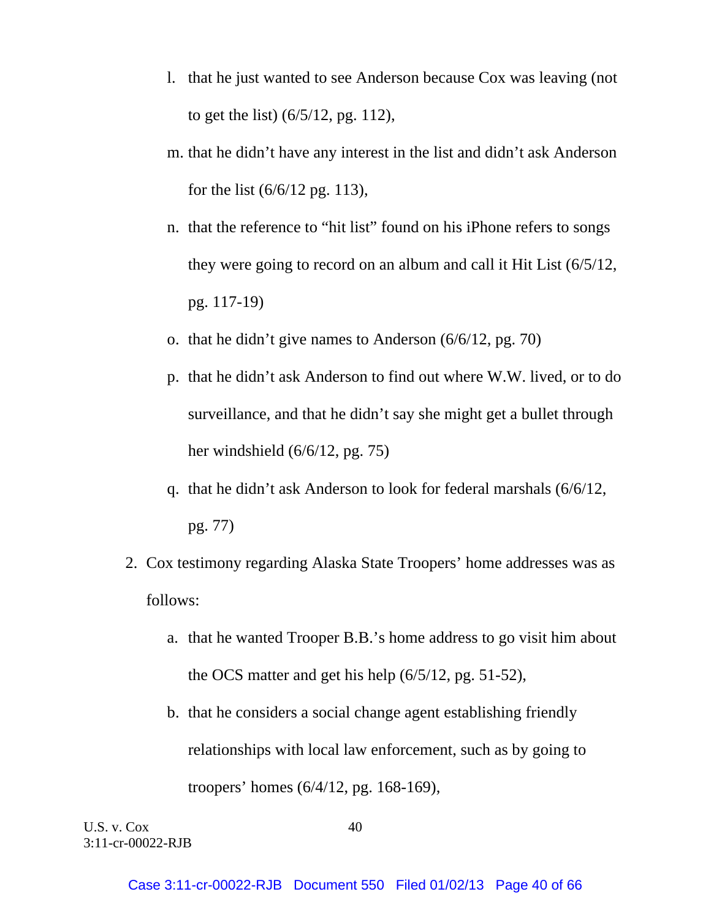l. that he just wanted to see Anderson because Cox was leaving (not to get the list) (6/5/12, pg. 112),

m. that he didn't have any interest in the list and didn't ask Anderson for the list (6/6/12 pg. 113),

n. that the reference to "hit list" found on his iPhone refers to songs they were going to record on an album and call it Hit List (6/5/12, pg. 117-19)

o. that he didn't give names to Anderson (6/6/12, pg. 70)

p. that he didn't ask Anderson to find out where W.W. lived, or to do surveillance, and that he didn't say she might get a bullet through her windshield (6/6/12, pg. 75)

q. that he didn't ask Anderson to look for federal marshals (6/6/12, pg. 77)

2. Cox testimony regarding Alaska State Troopers' home addresses was as follows:

   a. that he wanted Trooper B.B.'s home address to go visit him about the OCS matter and get his help (6/5/12, pg. 51-52),

   b. that he considers a social change agent establishing friendly relationships with local law enforcement, such as by going to troopers' homes (6/4/12, pg. 168-169),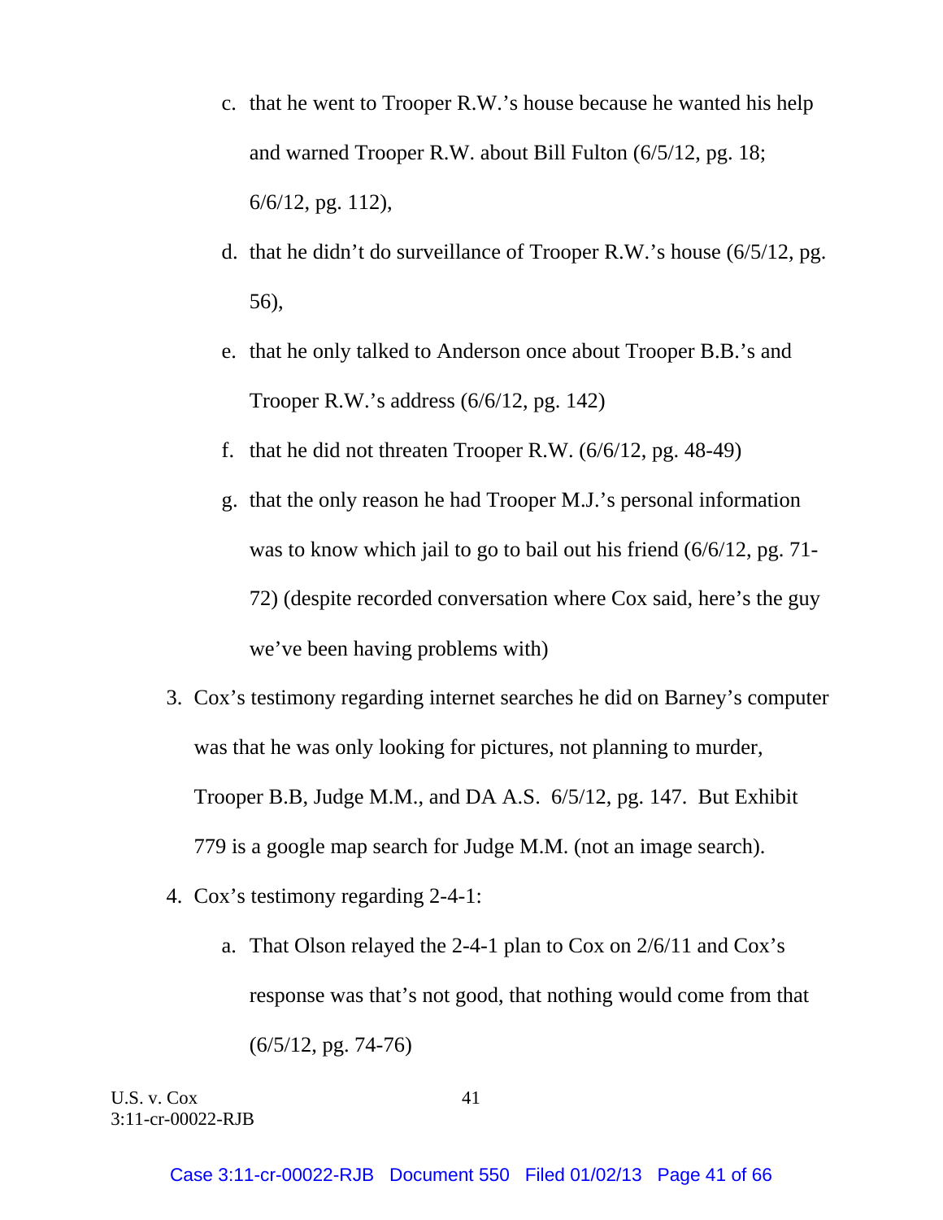c. that he went to Trooper R.W.'s house because he wanted his help and warned Trooper R.W. about Bill Fulton (6/5/12, pg. 18; 6/6/12, pg. 112),

d. that he didn't do surveillance of Trooper R.W.'s house (6/5/12, pg. 56),

e. that he only talked to Anderson once about Trooper B.B.'s and Trooper R.W.'s address (6/6/12, pg. 142)

f. that he did not threaten Trooper R.W. (6/6/12, pg. 48-49)

g. that the only reason he had Trooper M.J.'s personal information was to know which jail to go to bail out his friend (6/6/12, pg. 71-72) (despite recorded conversation where Cox said, here's the guy we've been having problems with)

3. Cox's testimony regarding internet searches he did on Barney's computer was that he was only looking for pictures, not planning to murder, Trooper B.B, Judge M.M., and DA A.S. 6/5/12, pg. 147. But Exhibit 779 is a google map search for Judge M.M. (not an image search).

4. Cox's testimony regarding 2-4-1:

   a. That Olson relayed the 2-4-1 plan to Cox on 2/6/11 and Cox's response was that's not good, that nothing would come from that (6/5/12, pg. 74-76)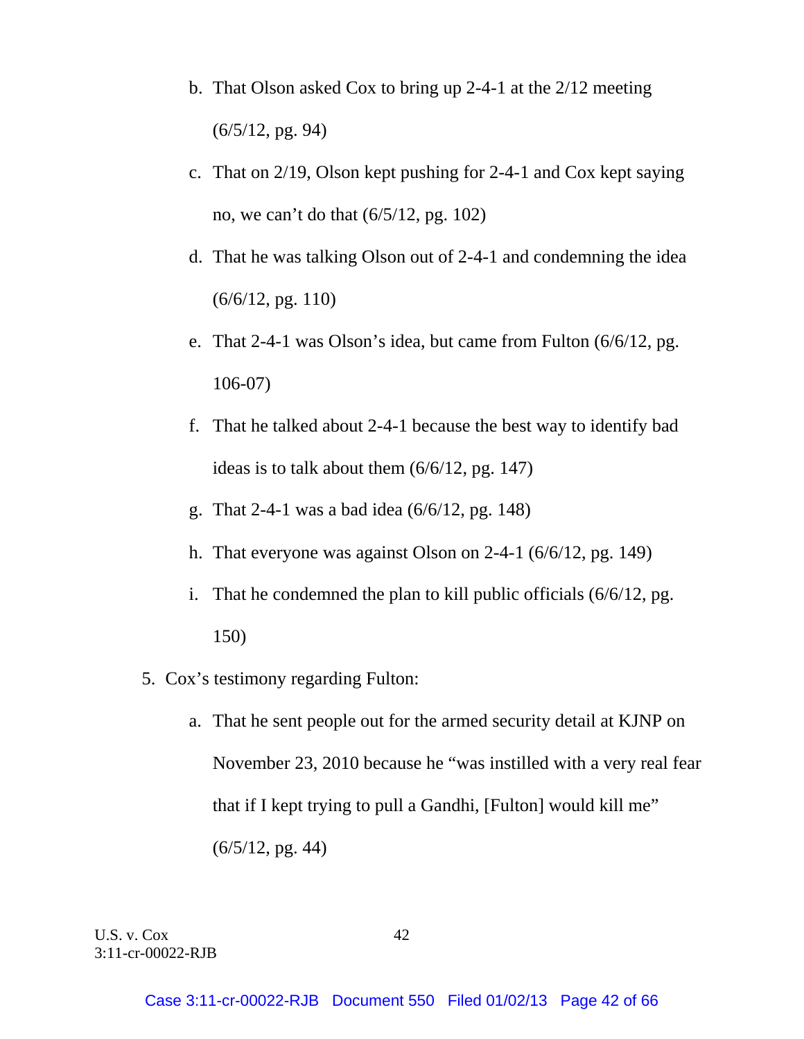b. That Olson asked Cox to bring up 2-4-1 at the 2/12 meeting (6/5/12, pg. 94)

c. That on 2/19, Olson kept pushing for 2-4-1 and Cox kept saying no, we can't do that (6/5/12, pg. 102)

d. That he was talking Olson out of 2-4-1 and condemning the idea (6/6/12, pg. 110)

e. That 2-4-1 was Olson's idea, but came from Fulton (6/6/12, pg. 106-07)

f. That he talked about 2-4-1 because the best way to identify bad ideas is to talk about them (6/6/12, pg. 147)

g. That 2-4-1 was a bad idea (6/6/12, pg. 148)

h. That everyone was against Olson on 2-4-1 (6/6/12, pg. 149)

i. That he condemned the plan to kill public officials (6/6/12, pg. 150)

5. Cox's testimony regarding Fulton:

   a. That he sent people out for the armed security detail at KJNP on November 23, 2010 because he "was instilled with a very real fear that if I kept trying to pull a Gandhi, [Fulton] would kill me" (6/5/12, pg. 44)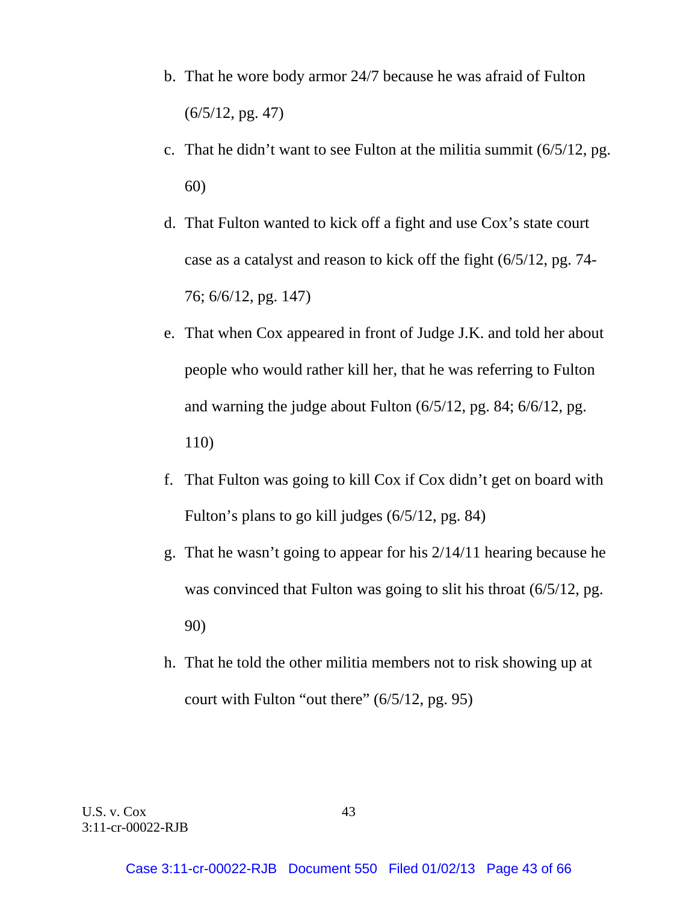b. That he wore body armor 24/7 because he was afraid of Fulton (6/5/12, pg. 47)

c. That he didn't want to see Fulton at the militia summit (6/5/12, pg. 60)

d. That Fulton wanted to kick off a fight and use Cox's state court case as a catalyst and reason to kick off the fight (6/5/12, pg. 74-76; 6/6/12, pg. 147)

e. That when Cox appeared in front of Judge J.K. and told her about people who would rather kill her, that he was referring to Fulton and warning the judge about Fulton (6/5/12, pg. 84; 6/6/12, pg. 110)

f. That Fulton was going to kill Cox if Cox didn't get on board with Fulton's plans to go kill judges (6/5/12, pg. 84)

g. That he wasn't going to appear for his 2/14/11 hearing because he was convinced that Fulton was going to slit his throat (6/5/12, pg. 90)

h. That he told the other militia members not to risk showing up at court with Fulton "out there" (6/5/12, pg. 95)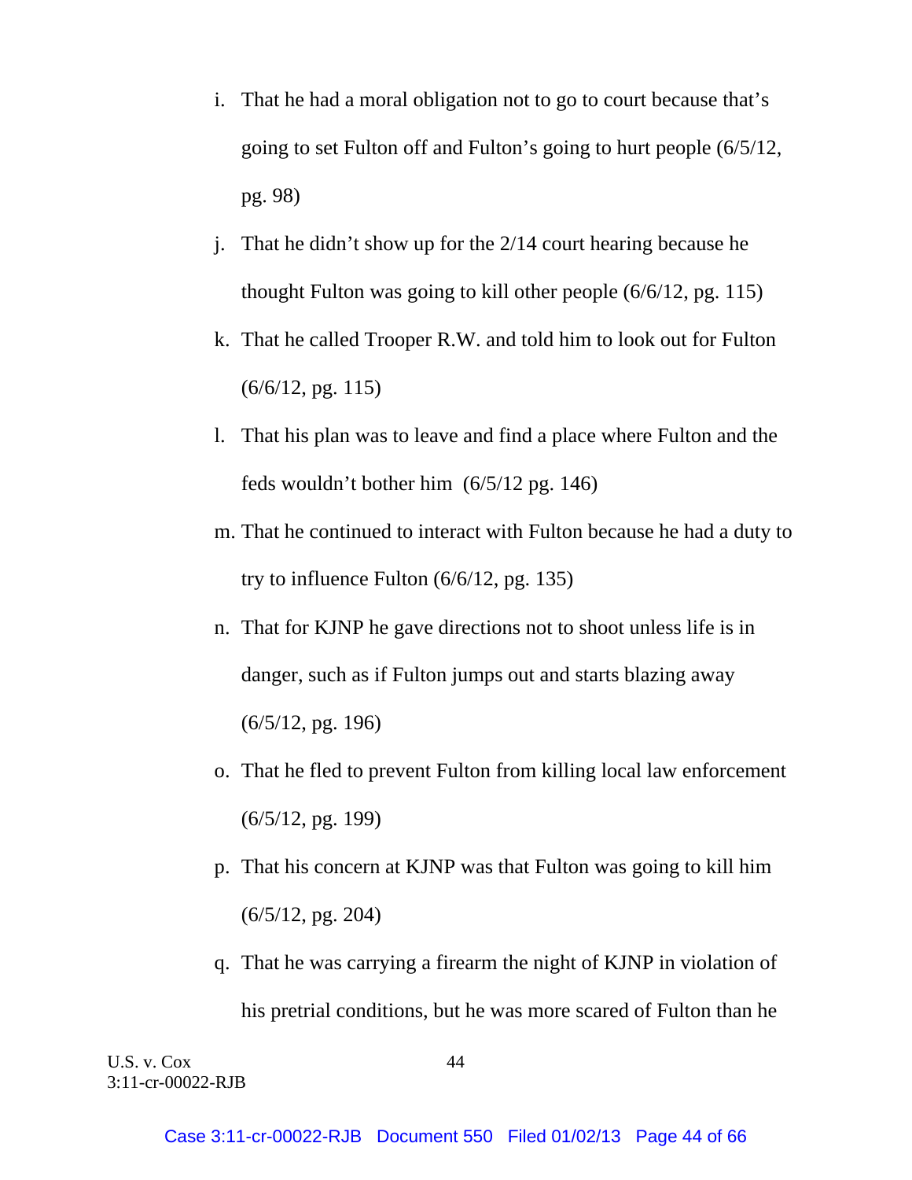i. That he had a moral obligation not to go to court because that's going to set Fulton off and Fulton's going to hurt people (6/5/12, pg. 98)

j. That he didn't show up for the 2/14 court hearing because he thought Fulton was going to kill other people (6/6/12, pg. 115)

k. That he called Trooper R.W. and told him to look out for Fulton (6/6/12, pg. 115)

l. That his plan was to leave and find a place where Fulton and the feds wouldn't bother him (6/5/12 pg. 146)

m. That he continued to interact with Fulton because he had a duty to try to influence Fulton (6/6/12, pg. 135)

n. That for KJNP he gave directions not to shoot unless life is in danger, such as if Fulton jumps out and starts blazing away (6/5/12, pg. 196)

o. That he fled to prevent Fulton from killing local law enforcement (6/5/12, pg. 199)

p. That his concern at KJNP was that Fulton was going to kill him (6/5/12, pg. 204)

q. That he was carrying a firearm the night of KJNP in violation of his pretrial conditions, but he was more scared of Fulton than he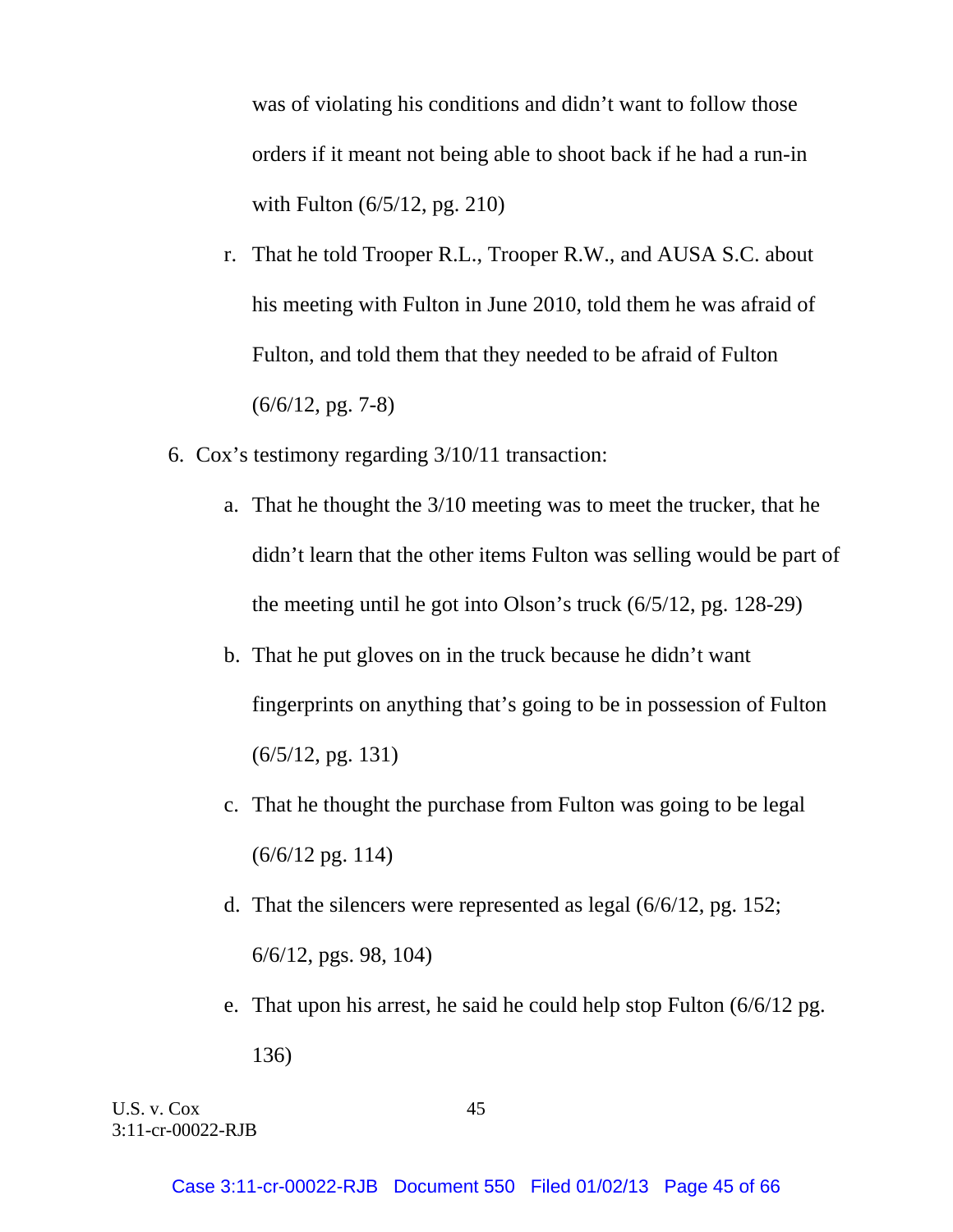was of violating his conditions and didn't want to follow those orders if it meant not being able to shoot back if he had a run-in with Fulton (6/5/12, pg. 210)

r. That he told Trooper R.L., Trooper R.W., and AUSA S.C. about his meeting with Fulton in June 2010, told them he was afraid of Fulton, and told them that they needed to be afraid of Fulton (6/6/12, pg. 7-8)

6. Cox's testimony regarding 3/10/11 transaction:

   a. That he thought the 3/10 meeting was to meet the trucker, that he didn't learn that the other items Fulton was selling would be part of the meeting until he got into Olson's truck (6/5/12, pg. 128-29)

   b. That he put gloves on in the truck because he didn't want fingerprints on anything that's going to be in possession of Fulton (6/5/12, pg. 131)

   c. That he thought the purchase from Fulton was going to be legal (6/6/12 pg. 114)

   d. That the silencers were represented as legal (6/6/12, pg. 152; 6/6/12, pgs. 98, 104)

   e. That upon his arrest, he said he could help stop Fulton (6/6/12 pg. 136)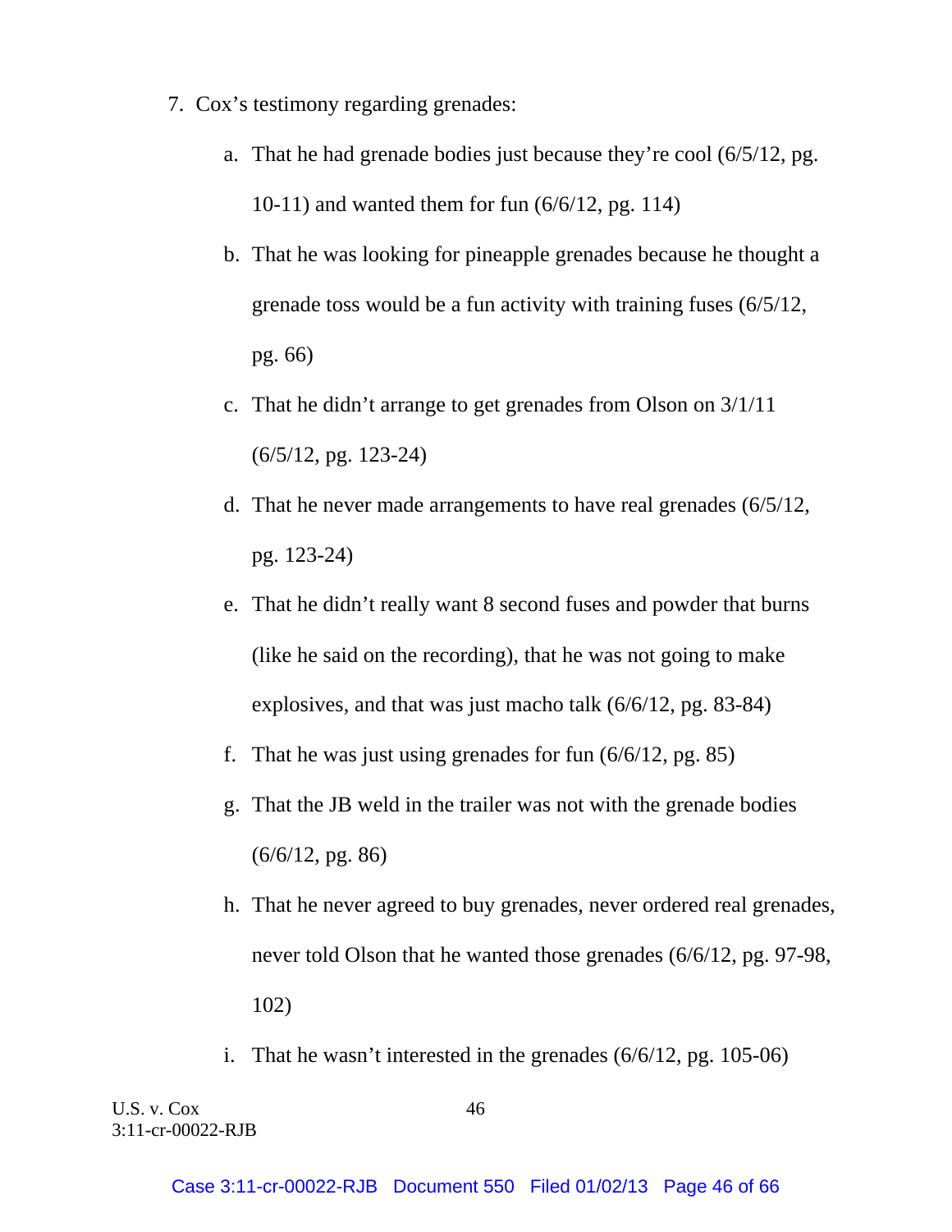7. Cox's testimony regarding grenades:

   a. That he had grenade bodies just because they're cool (6/5/12, pg. 10-11) and wanted them for fun (6/6/12, pg. 114)

   b. That he was looking for pineapple grenades because he thought a grenade toss would be a fun activity with training fuses (6/5/12, pg. 66)

   c. That he didn't arrange to get grenades from Olson on 3/1/11 (6/5/12, pg. 123-24)

   d. That he never made arrangements to have real grenades (6/5/12, pg. 123-24)

   e. That he didn't really want 8 second fuses and powder that burns (like he said on the recording), that he was not going to make explosives, and that was just macho talk (6/6/12, pg. 83-84)

   f. That he was just using grenades for fun (6/6/12, pg. 85)

   g. That the JB weld in the trailer was not with the grenade bodies (6/6/12, pg. 86)

   h. That he never agreed to buy grenades, never ordered real grenades, never told Olson that he wanted those grenades (6/6/12, pg. 97-98, 102)

   i. That he wasn't interested in the grenades (6/6/12, pg. 105-06)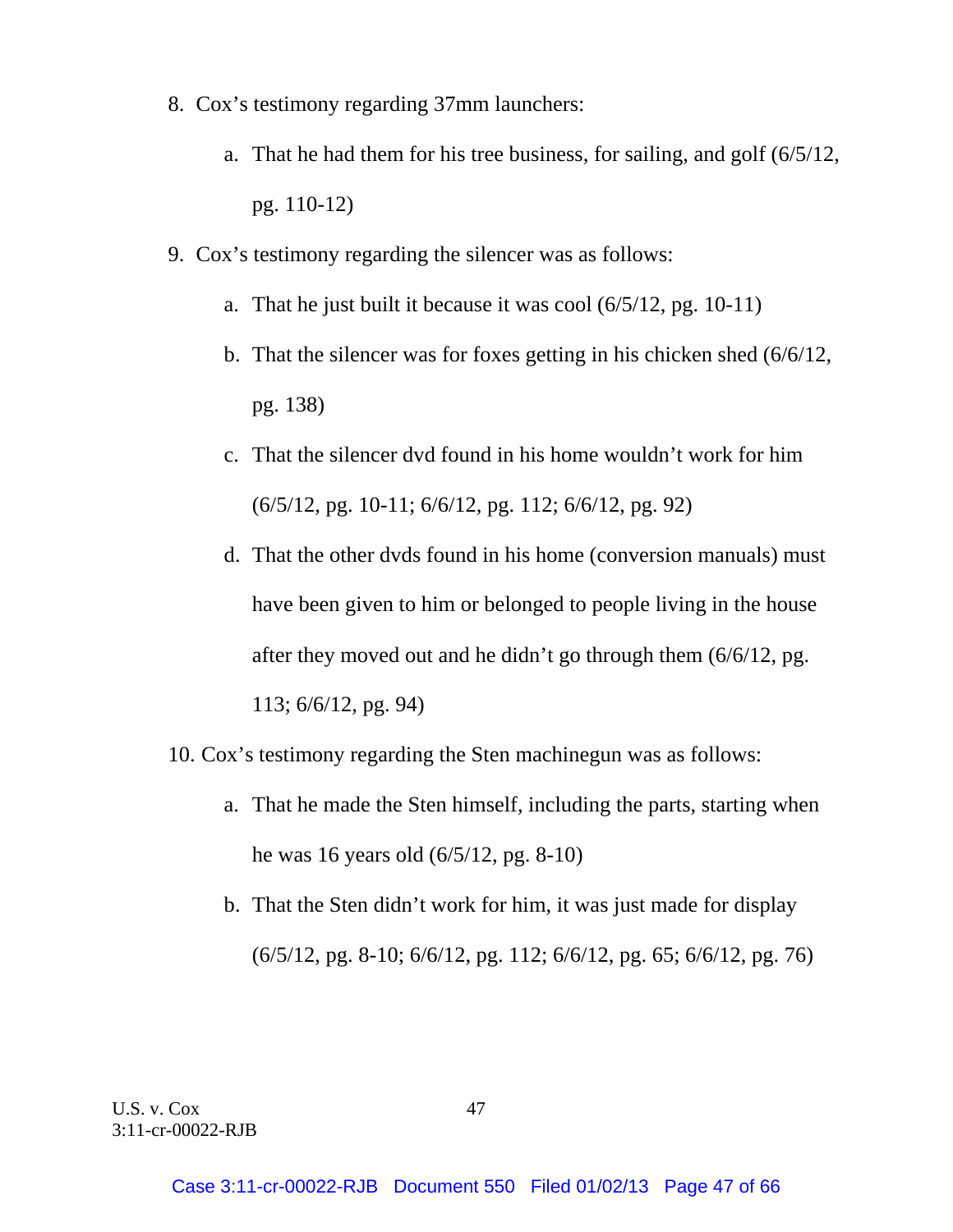8. Cox's testimony regarding 37mm launchers:
    a. That he had them for his tree business, for sailing, and golf (6/5/12, pg. 110-12)
9. Cox's testimony regarding the silencer was as follows:
    a. That he just built it because it was cool (6/5/12, pg. 10-11)
    b. That the silencer was for foxes getting in his chicken shed (6/6/12, pg. 138)
    c. That the silencer dvd found in his home wouldn't work for him (6/5/12, pg. 10-11; 6/6/12, pg. 112; 6/6/12, pg. 92)
    d. That the other dvds found in his home (conversion manuals) must have been given to him or belonged to people living in the house after they moved out and he didn't go through them (6/6/12, pg. 113; 6/6/12, pg. 94)
10. Cox's testimony regarding the Sten machinegun was as follows:
    a. That he made the Sten himself, including the parts, starting when he was 16 years old (6/5/12, pg. 8-10)
    b. That the Sten didn't work for him, it was just made for display (6/5/12, pg. 8-10; 6/6/12, pg. 112; 6/6/12, pg. 65; 6/6/12, pg. 76)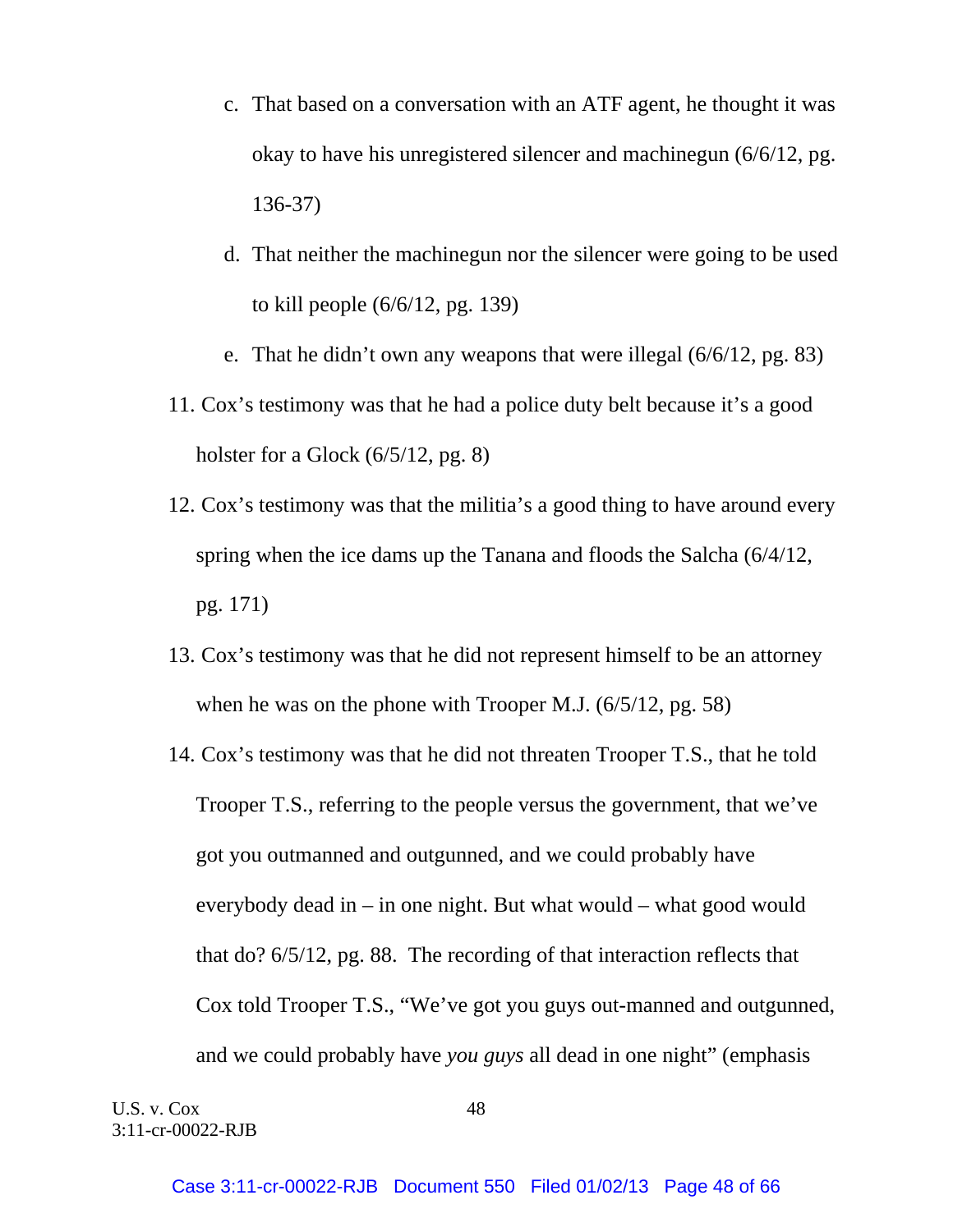c. That based on a conversation with an ATF agent, he thought it was okay to have his unregistered silencer and machinegun (6/6/12, pg. 136-37)

d. That neither the machinegun nor the silencer were going to be used to kill people (6/6/12, pg. 139)

e. That he didn't own any weapons that were illegal (6/6/12, pg. 83)

11. Cox's testimony was that he had a police duty belt because it's a good holster for a Glock (6/5/12, pg. 8)

12. Cox's testimony was that the militia's a good thing to have around every spring when the ice dams up the Tanana and floods the Salcha (6/4/12, pg. 171)

13. Cox's testimony was that he did not represent himself to be an attorney when he was on the phone with Trooper M.J. (6/5/12, pg. 58)

14. Cox's testimony was that he did not threaten Trooper T.S., that he told Trooper T.S., referring to the people versus the government, that we've got you outmanned and outgunned, and we could probably have everybody dead in – in one night. But what would – what good would that do? 6/5/12, pg. 88. The recording of that interaction reflects that Cox told Trooper T.S., "We've got you guys out-manned and outgunned, and we could probably have *you guys* all dead in one night" (emphasis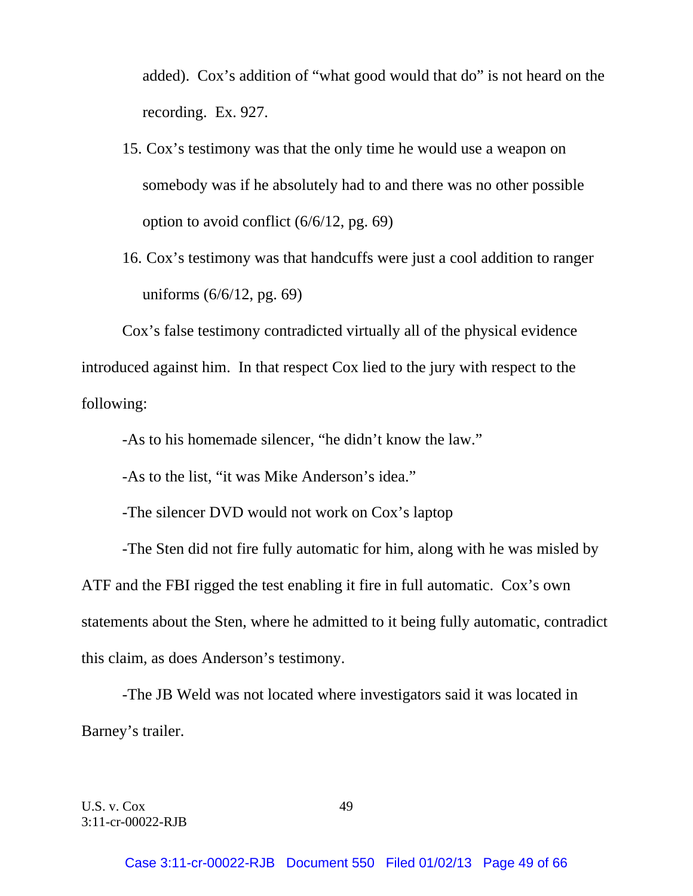added). Cox's addition of "what good would that do" is not heard on the recording. Ex. 927.

15. Cox's testimony was that the only time he would use a weapon on somebody was if he absolutely had to and there was no other possible option to avoid conflict (6/6/12, pg. 69)

16. Cox's testimony was that handcuffs were just a cool addition to ranger uniforms (6/6/12, pg. 69)

Cox's false testimony contradicted virtually all of the physical evidence introduced against him. In that respect Cox lied to the jury with respect to the following:

-As to his homemade silencer, "he didn't know the law."

-As to the list, "it was Mike Anderson's idea."

-The silencer DVD would not work on Cox's laptop

-The Sten did not fire fully automatic for him, along with he was misled by ATF and the FBI rigged the test enabling it fire in full automatic. Cox's own statements about the Sten, where he admitted to it being fully automatic, contradict this claim, as does Anderson's testimony.

-The JB Weld was not located where investigators said it was located in Barney's trailer.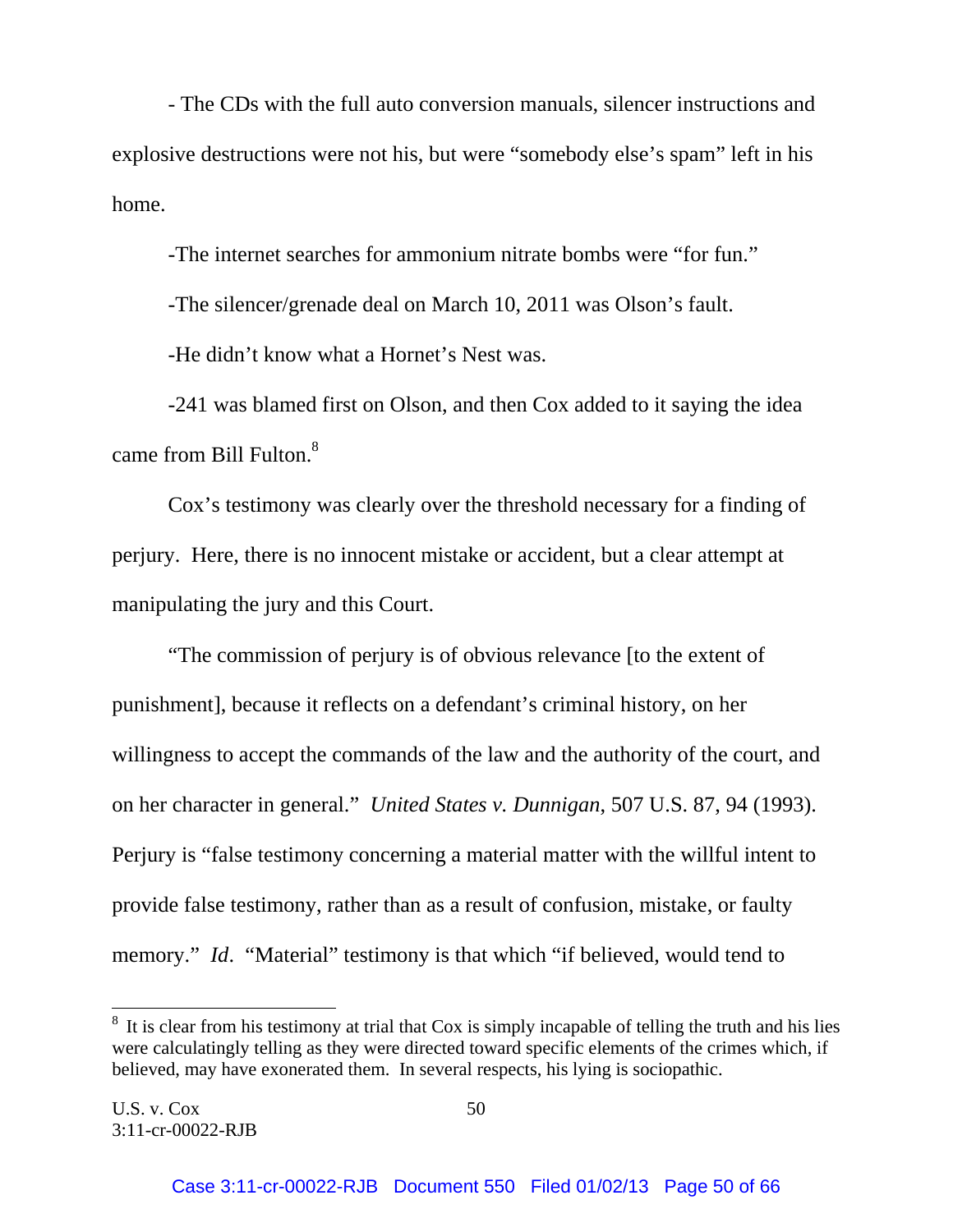- The CDs with the full auto conversion manuals, silencer instructions and explosive destructions were not his, but were "somebody else's spam" left in his home.

-The internet searches for ammonium nitrate bombs were "for fun."

-The silencer/grenade deal on March 10, 2011 was Olson's fault.

-He didn't know what a Hornet's Nest was.

-241 was blamed first on Olson, and then Cox added to it saying the idea came from Bill Fulton.[8]

Cox's testimony was clearly over the threshold necessary for a finding of perjury. Here, there is no innocent mistake or accident, but a clear attempt at manipulating the jury and this Court.

"The commission of perjury is of obvious relevance [to the extent of punishment], because it reflects on a defendant's criminal history, on her willingness to accept the commands of the law and the authority of the court, and on her character in general." *United States v. Dunnigan*, 507 U.S. 87, 94 (1993). Perjury is "false testimony concerning a material matter with the willful intent to provide false testimony, rather than as a result of confusion, mistake, or faulty memory." *Id*. "Material" testimony is that which "if believed, would tend to

---

[8] It is clear from his testimony at trial that Cox is simply incapable of telling the truth and his lies were calculatingly telling as they were directed toward specific elements of the crimes which, if believed, may have exonerated them. In several respects, his lying is sociopathic.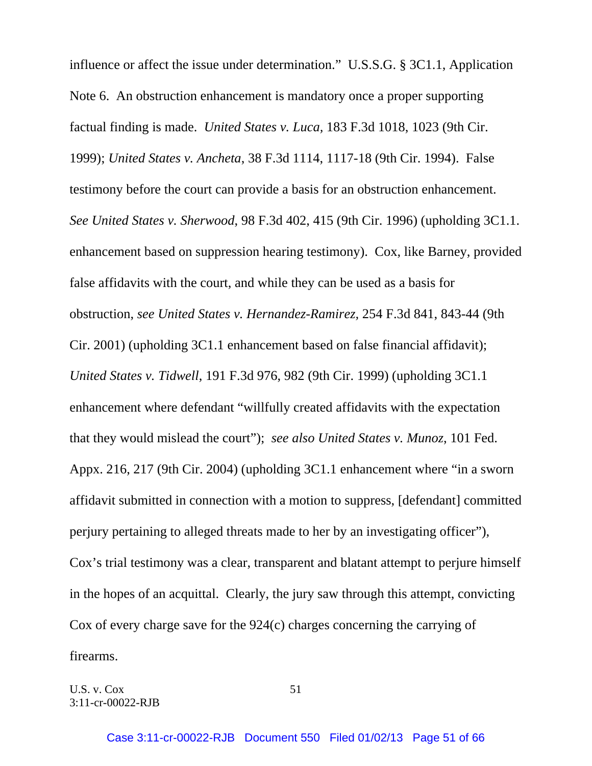influence or affect the issue under determination." U.S.S.G. § 3C1.1, Application Note 6. An obstruction enhancement is mandatory once a proper supporting factual finding is made. *United States v. Luca*, 183 F.3d 1018, 1023 (9th Cir. 1999); *United States v. Ancheta*, 38 F.3d 1114, 1117-18 (9th Cir. 1994). False testimony before the court can provide a basis for an obstruction enhancement. *See United States v. Sherwood*, 98 F.3d 402, 415 (9th Cir. 1996) (upholding 3C1.1. enhancement based on suppression hearing testimony). Cox, like Barney, provided false affidavits with the court, and while they can be used as a basis for obstruction, *see United States v. Hernandez-Ramirez,* 254 F.3d 841, 843-44 (9th Cir. 2001) (upholding 3C1.1 enhancement based on false financial affidavit); *United States v. Tidwell*, 191 F.3d 976, 982 (9th Cir. 1999) (upholding 3C1.1 enhancement where defendant "willfully created affidavits with the expectation that they would mislead the court"); *see also United States v. Munoz*, 101 Fed. Appx. 216, 217 (9th Cir. 2004) (upholding 3C1.1 enhancement where "in a sworn affidavit submitted in connection with a motion to suppress, [defendant] committed perjury pertaining to alleged threats made to her by an investigating officer"), Cox's trial testimony was a clear, transparent and blatant attempt to perjure himself in the hopes of an acquittal. Clearly, the jury saw through this attempt, convicting Cox of every charge save for the 924(c) charges concerning the carrying of firearms.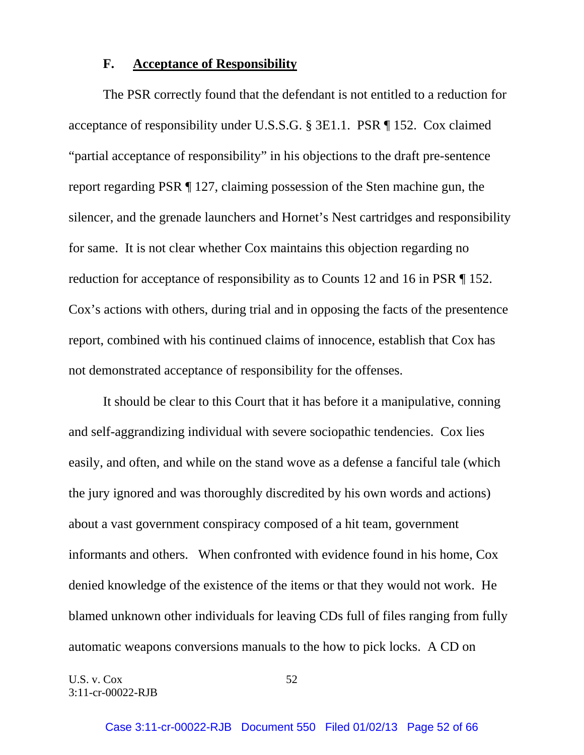### F. Acceptance of Responsibility

The PSR correctly found that the defendant is not entitled to a reduction for acceptance of responsibility under U.S.S.G. § 3E1.1. PSR ¶ 152. Cox claimed "partial acceptance of responsibility" in his objections to the draft pre-sentence report regarding PSR ¶ 127, claiming possession of the Sten machine gun, the silencer, and the grenade launchers and Hornet's Nest cartridges and responsibility for same. It is not clear whether Cox maintains this objection regarding no reduction for acceptance of responsibility as to Counts 12 and 16 in PSR ¶ 152. Cox's actions with others, during trial and in opposing the facts of the presentence report, combined with his continued claims of innocence, establish that Cox has not demonstrated acceptance of responsibility for the offenses.

It should be clear to this Court that it has before it a manipulative, conning and self-aggrandizing individual with severe sociopathic tendencies. Cox lies easily, and often, and while on the stand wove as a defense a fanciful tale (which the jury ignored and was thoroughly discredited by his own words and actions) about a vast government conspiracy composed of a hit team, government informants and others. When confronted with evidence found in his home, Cox denied knowledge of the existence of the items or that they would not work. He blamed unknown other individuals for leaving CDs full of files ranging from fully automatic weapons conversions manuals to the how to pick locks. A CD on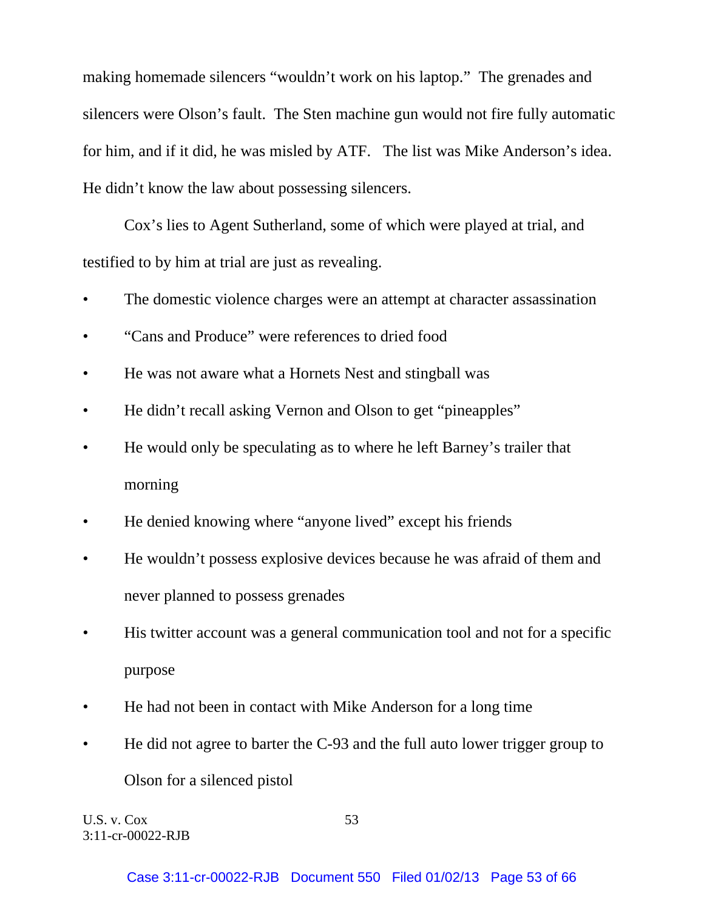making homemade silencers "wouldn't work on his laptop." The grenades and silencers were Olson's fault. The Sten machine gun would not fire fully automatic for him, and if it did, he was misled by ATF. The list was Mike Anderson's idea. He didn't know the law about possessing silencers.

Cox's lies to Agent Sutherland, some of which were played at trial, and testified to by him at trial are just as revealing.

- The domestic violence charges were an attempt at character assassination
- "Cans and Produce" were references to dried food
- He was not aware what a Hornets Nest and stingball was
- He didn't recall asking Vernon and Olson to get "pineapples"
- He would only be speculating as to where he left Barney's trailer that morning
- He denied knowing where "anyone lived" except his friends
- He wouldn't possess explosive devices because he was afraid of them and never planned to possess grenades
- His twitter account was a general communication tool and not for a specific purpose
- He had not been in contact with Mike Anderson for a long time
- He did not agree to barter the C-93 and the full auto lower trigger group to Olson for a silenced pistol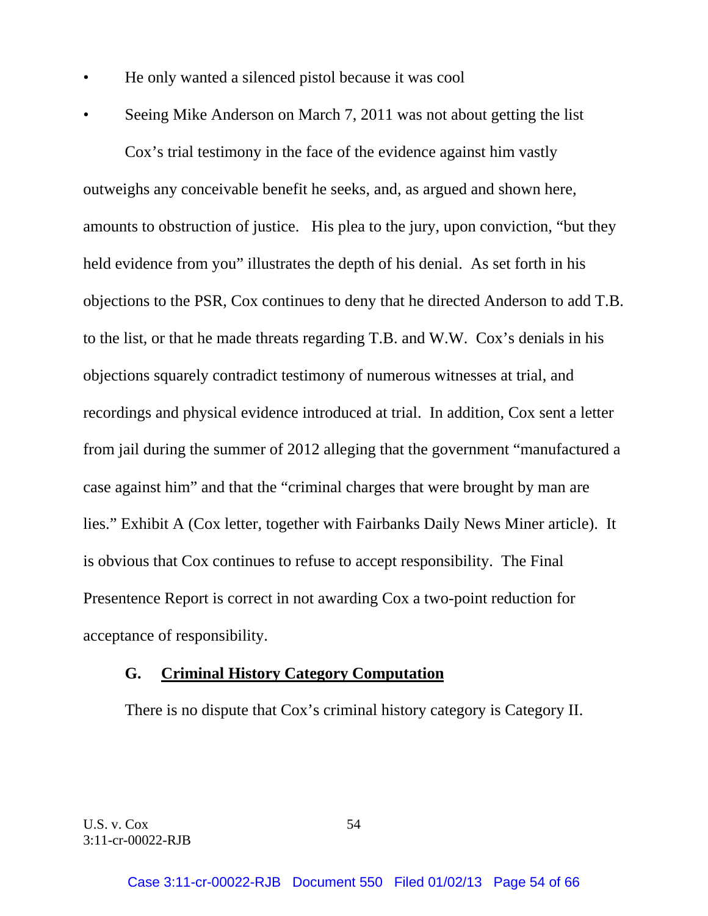- He only wanted a silenced pistol because it was cool
- Seeing Mike Anderson on March 7, 2011 was not about getting the list

Cox's trial testimony in the face of the evidence against him vastly outweighs any conceivable benefit he seeks, and, as argued and shown here, amounts to obstruction of justice. His plea to the jury, upon conviction, "but they held evidence from you" illustrates the depth of his denial. As set forth in his objections to the PSR, Cox continues to deny that he directed Anderson to add T.B. to the list, or that he made threats regarding T.B. and W.W. Cox's denials in his objections squarely contradict testimony of numerous witnesses at trial, and recordings and physical evidence introduced at trial. In addition, Cox sent a letter from jail during the summer of 2012 alleging that the government "manufactured a case against him" and that the "criminal charges that were brought by man are lies." Exhibit A (Cox letter, together with Fairbanks Daily News Miner article). It is obvious that Cox continues to refuse to accept responsibility. The Final Presentence Report is correct in not awarding Cox a two-point reduction for acceptance of responsibility.

### G. Criminal History Category Computation

There is no dispute that Cox's criminal history category is Category II.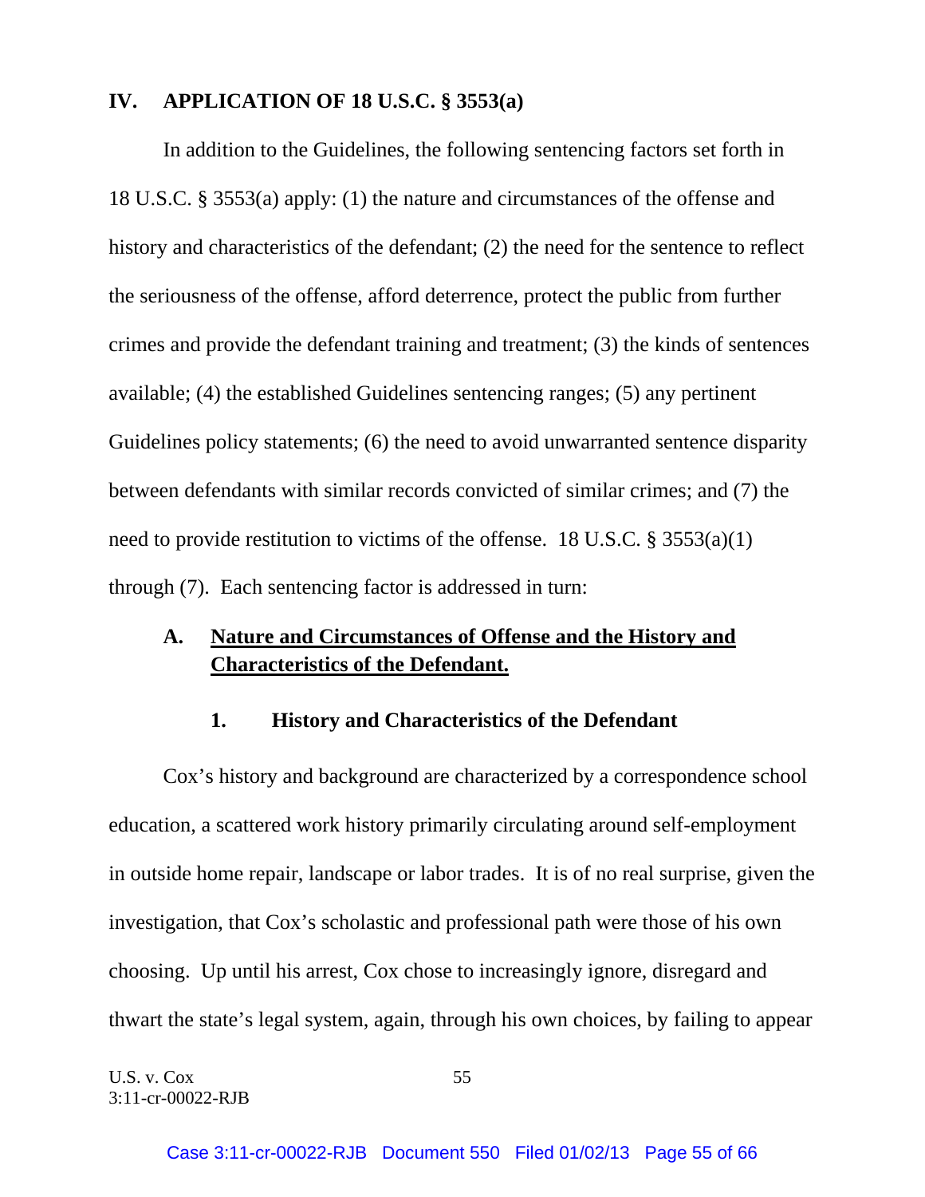## IV. APPLICATION OF 18 U.S.C. § 3553(a)

In addition to the Guidelines, the following sentencing factors set forth in 18 U.S.C. § 3553(a) apply: (1) the nature and circumstances of the offense and history and characteristics of the defendant; (2) the need for the sentence to reflect the seriousness of the offense, afford deterrence, protect the public from further crimes and provide the defendant training and treatment; (3) the kinds of sentences available; (4) the established Guidelines sentencing ranges; (5) any pertinent Guidelines policy statements; (6) the need to avoid unwarranted sentence disparity between defendants with similar records convicted of similar crimes; and (7) the need to provide restitution to victims of the offense. 18 U.S.C. § 3553(a)(1) through (7). Each sentencing factor is addressed in turn:

### A. Nature and Circumstances of Offense and the History and Characteristics of the Defendant.

#### 1. History and Characteristics of the Defendant

Cox's history and background are characterized by a correspondence school education, a scattered work history primarily circulating around self-employment in outside home repair, landscape or labor trades. It is of no real surprise, given the investigation, that Cox's scholastic and professional path were those of his own choosing. Up until his arrest, Cox chose to increasingly ignore, disregard and thwart the state's legal system, again, through his own choices, by failing to appear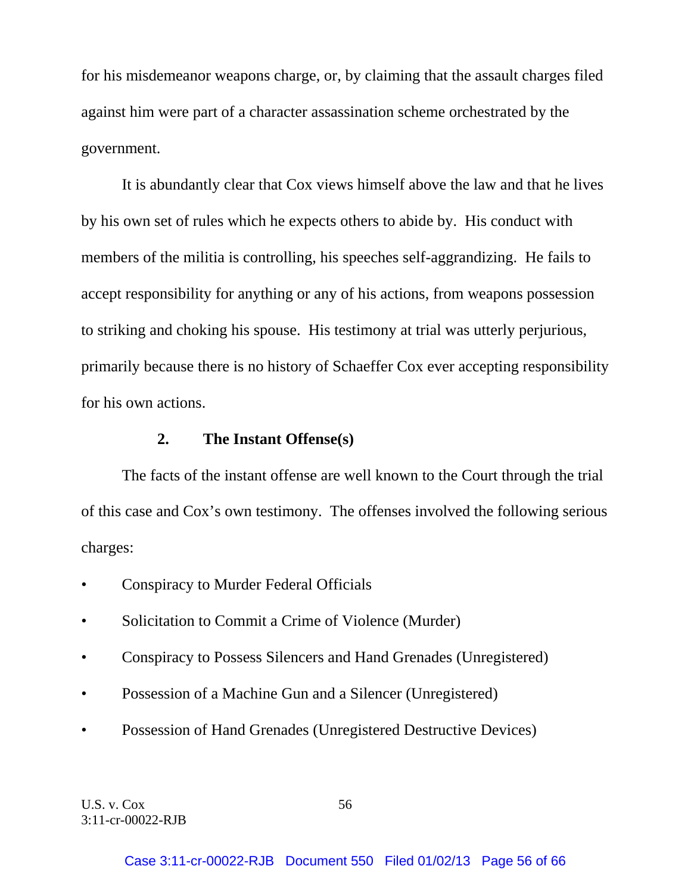for his misdemeanor weapons charge, or, by claiming that the assault charges filed against him were part of a character assassination scheme orchestrated by the government.

It is abundantly clear that Cox views himself above the law and that he lives by his own set of rules which he expects others to abide by. His conduct with members of the militia is controlling, his speeches self-aggrandizing. He fails to accept responsibility for anything or any of his actions, from weapons possession to striking and choking his spouse. His testimony at trial was utterly perjurious, primarily because there is no history of Schaeffer Cox ever accepting responsibility for his own actions.

### 2. The Instant Offense(s)

The facts of the instant offense are well known to the Court through the trial of this case and Cox's own testimony. The offenses involved the following serious charges:

- Conspiracy to Murder Federal Officials
- Solicitation to Commit a Crime of Violence (Murder)
- Conspiracy to Possess Silencers and Hand Grenades (Unregistered)
- Possession of a Machine Gun and a Silencer (Unregistered)
- Possession of Hand Grenades (Unregistered Destructive Devices)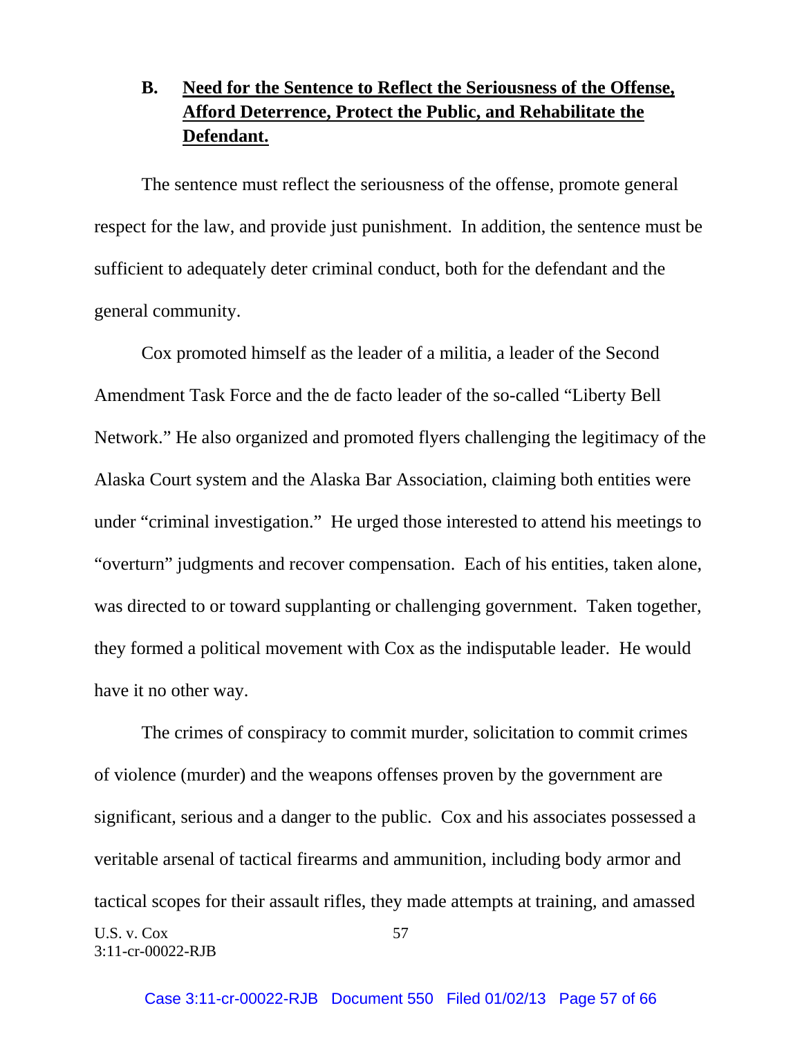## B. Need for the Sentence to Reflect the Seriousness of the Offense, Afford Deterrence, Protect the Public, and Rehabilitate the Defendant.

The sentence must reflect the seriousness of the offense, promote general respect for the law, and provide just punishment. In addition, the sentence must be sufficient to adequately deter criminal conduct, both for the defendant and the general community.

Cox promoted himself as the leader of a militia, a leader of the Second Amendment Task Force and the de facto leader of the so-called "Liberty Bell Network." He also organized and promoted flyers challenging the legitimacy of the Alaska Court system and the Alaska Bar Association, claiming both entities were under "criminal investigation." He urged those interested to attend his meetings to "overturn" judgments and recover compensation. Each of his entities, taken alone, was directed to or toward supplanting or challenging government. Taken together, they formed a political movement with Cox as the indisputable leader. He would have it no other way.

The crimes of conspiracy to commit murder, solicitation to commit crimes of violence (murder) and the weapons offenses proven by the government are significant, serious and a danger to the public. Cox and his associates possessed a veritable arsenal of tactical firearms and ammunition, including body armor and tactical scopes for their assault rifles, they made attempts at training, and amassed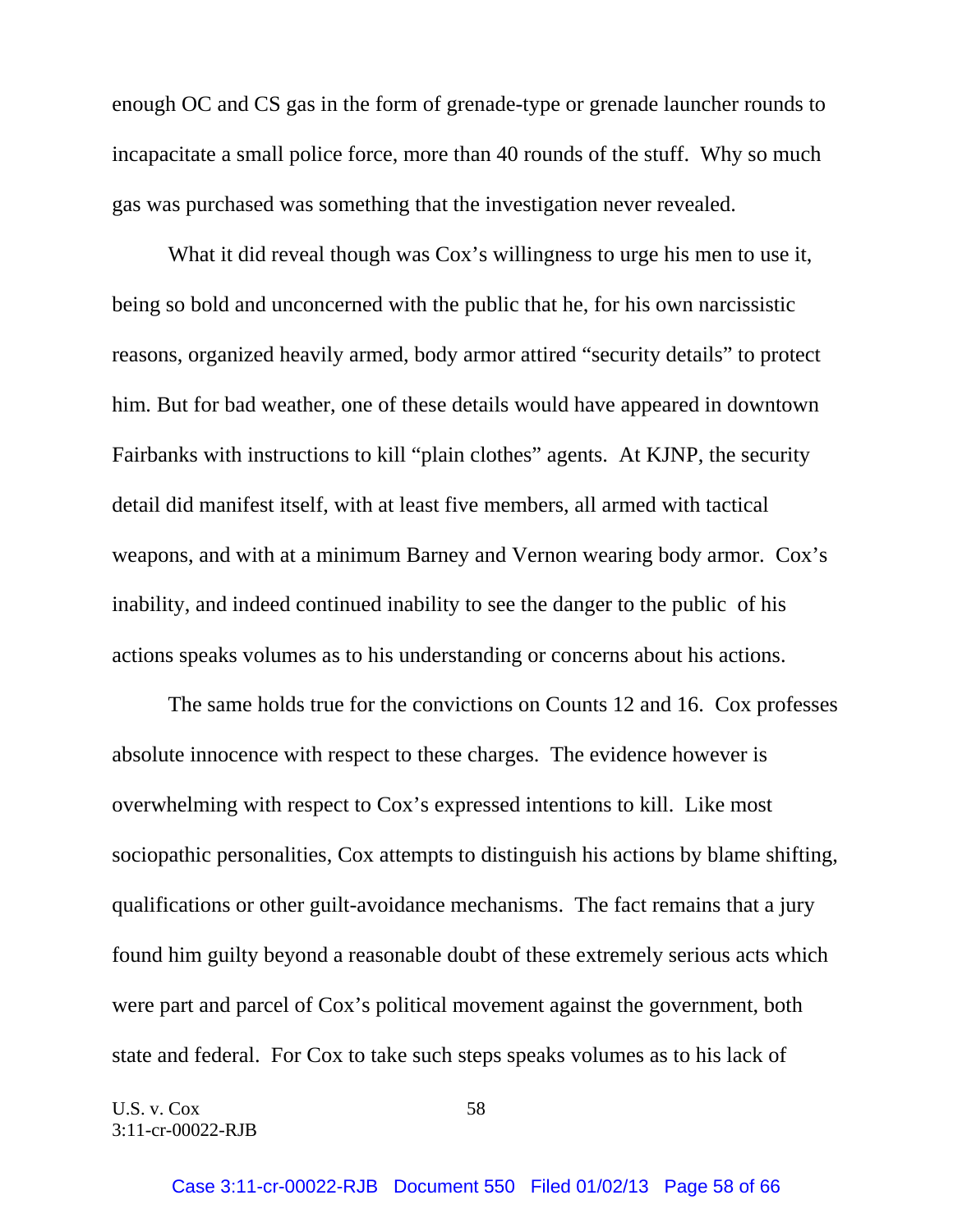enough OC and CS gas in the form of grenade-type or grenade launcher rounds to incapacitate a small police force, more than 40 rounds of the stuff. Why so much gas was purchased was something that the investigation never revealed.

What it did reveal though was Cox's willingness to urge his men to use it, being so bold and unconcerned with the public that he, for his own narcissistic reasons, organized heavily armed, body armor attired "security details" to protect him. But for bad weather, one of these details would have appeared in downtown Fairbanks with instructions to kill "plain clothes" agents. At KJNP, the security detail did manifest itself, with at least five members, all armed with tactical weapons, and with at a minimum Barney and Vernon wearing body armor. Cox's inability, and indeed continued inability to see the danger to the public of his actions speaks volumes as to his understanding or concerns about his actions.

The same holds true for the convictions on Counts 12 and 16. Cox professes absolute innocence with respect to these charges. The evidence however is overwhelming with respect to Cox's expressed intentions to kill. Like most sociopathic personalities, Cox attempts to distinguish his actions by blame shifting, qualifications or other guilt-avoidance mechanisms. The fact remains that a jury found him guilty beyond a reasonable doubt of these extremely serious acts which were part and parcel of Cox's political movement against the government, both state and federal. For Cox to take such steps speaks volumes as to his lack of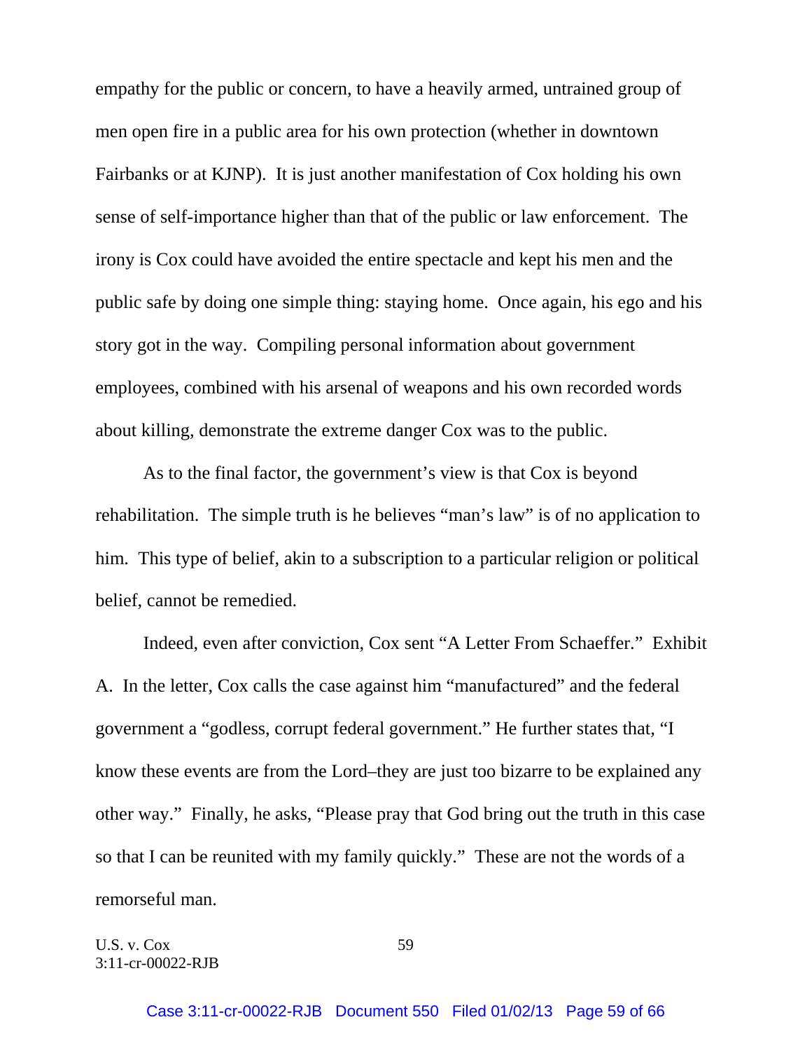empathy for the public or concern, to have a heavily armed, untrained group of men open fire in a public area for his own protection (whether in downtown Fairbanks or at KJNP). It is just another manifestation of Cox holding his own sense of self-importance higher than that of the public or law enforcement. The irony is Cox could have avoided the entire spectacle and kept his men and the public safe by doing one simple thing: staying home. Once again, his ego and his story got in the way. Compiling personal information about government employees, combined with his arsenal of weapons and his own recorded words about killing, demonstrate the extreme danger Cox was to the public.

As to the final factor, the government's view is that Cox is beyond rehabilitation. The simple truth is he believes "man's law" is of no application to him. This type of belief, akin to a subscription to a particular religion or political belief, cannot be remedied.

Indeed, even after conviction, Cox sent "A Letter From Schaeffer." Exhibit A. In the letter, Cox calls the case against him "manufactured" and the federal government a "godless, corrupt federal government." He further states that, "I know these events are from the Lord–they are just too bizarre to be explained any other way." Finally, he asks, "Please pray that God bring out the truth in this case so that I can be reunited with my family quickly." These are not the words of a remorseful man.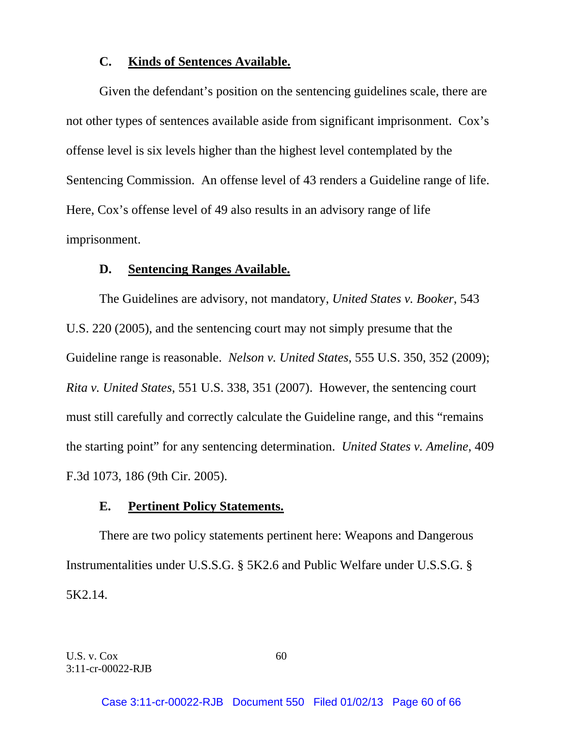### C. Kinds of Sentences Available.

Given the defendant's position on the sentencing guidelines scale, there are not other types of sentences available aside from significant imprisonment. Cox's offense level is six levels higher than the highest level contemplated by the Sentencing Commission. An offense level of 43 renders a Guideline range of life. Here, Cox's offense level of 49 also results in an advisory range of life imprisonment.

### D. Sentencing Ranges Available.

The Guidelines are advisory, not mandatory, *United States v. Booker*, 543 U.S. 220 (2005), and the sentencing court may not simply presume that the Guideline range is reasonable. *Nelson v. United States*, 555 U.S. 350, 352 (2009); *Rita v. United States*, 551 U.S. 338, 351 (2007). However, the sentencing court must still carefully and correctly calculate the Guideline range, and this "remains the starting point" for any sentencing determination. *United States v. Ameline*, 409 F.3d 1073, 186 (9th Cir. 2005).

### E. Pertinent Policy Statements.

There are two policy statements pertinent here: Weapons and Dangerous Instrumentalities under U.S.S.G. § 5K2.6 and Public Welfare under U.S.S.G. § 5K2.14.

U.S. v. Cox
3:11-cr-00022-RJB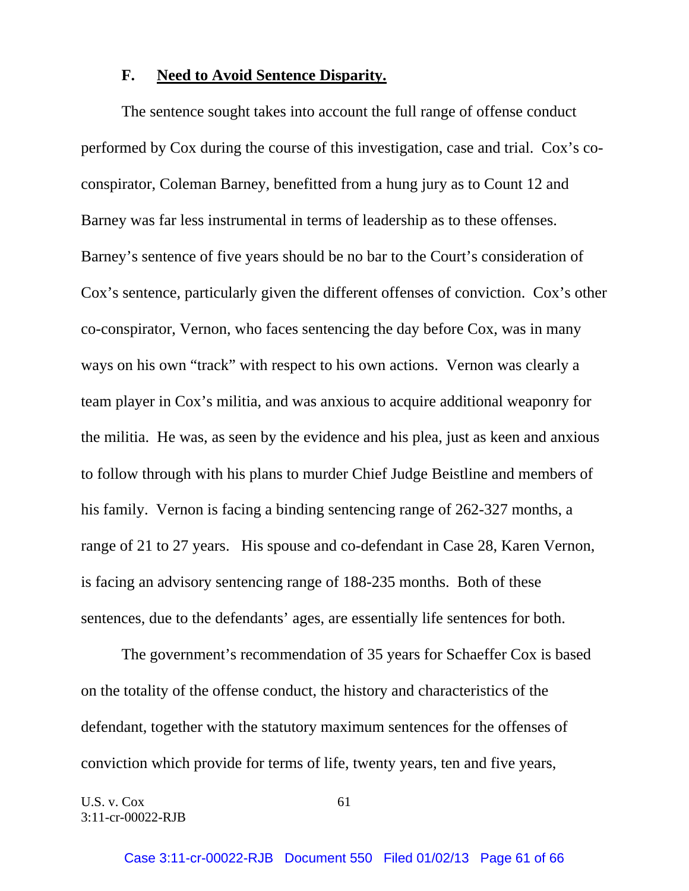### F. Need to Avoid Sentence Disparity.

The sentence sought takes into account the full range of offense conduct performed by Cox during the course of this investigation, case and trial. Cox's co-conspirator, Coleman Barney, benefitted from a hung jury as to Count 12 and Barney was far less instrumental in terms of leadership as to these offenses. Barney's sentence of five years should be no bar to the Court's consideration of Cox's sentence, particularly given the different offenses of conviction. Cox's other co-conspirator, Vernon, who faces sentencing the day before Cox, was in many ways on his own "track" with respect to his own actions. Vernon was clearly a team player in Cox's militia, and was anxious to acquire additional weaponry for the militia. He was, as seen by the evidence and his plea, just as keen and anxious to follow through with his plans to murder Chief Judge Beistline and members of his family. Vernon is facing a binding sentencing range of 262-327 months, a range of 21 to 27 years. His spouse and co-defendant in Case 28, Karen Vernon, is facing an advisory sentencing range of 188-235 months. Both of these sentences, due to the defendants' ages, are essentially life sentences for both.

The government's recommendation of 35 years for Schaeffer Cox is based on the totality of the offense conduct, the history and characteristics of the defendant, together with the statutory maximum sentences for the offenses of conviction which provide for terms of life, twenty years, ten and five years,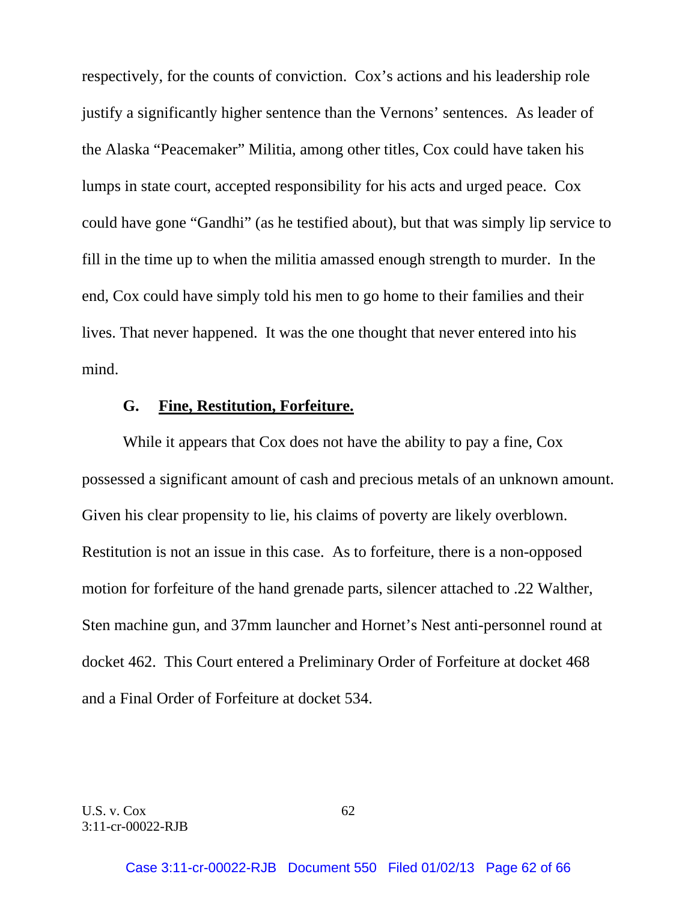respectively, for the counts of conviction. Cox's actions and his leadership role justify a significantly higher sentence than the Vernons' sentences. As leader of the Alaska "Peacemaker" Militia, among other titles, Cox could have taken his lumps in state court, accepted responsibility for his acts and urged peace. Cox could have gone "Gandhi" (as he testified about), but that was simply lip service to fill in the time up to when the militia amassed enough strength to murder. In the end, Cox could have simply told his men to go home to their families and their lives. That never happened. It was the one thought that never entered into his mind.

### G. Fine, Restitution, Forfeiture.

While it appears that Cox does not have the ability to pay a fine, Cox possessed a significant amount of cash and precious metals of an unknown amount. Given his clear propensity to lie, his claims of poverty are likely overblown. Restitution is not an issue in this case. As to forfeiture, there is a non-opposed motion for forfeiture of the hand grenade parts, silencer attached to .22 Walther, Sten machine gun, and 37mm launcher and Hornet's Nest anti-personnel round at docket 462. This Court entered a Preliminary Order of Forfeiture at docket 468 and a Final Order of Forfeiture at docket 534.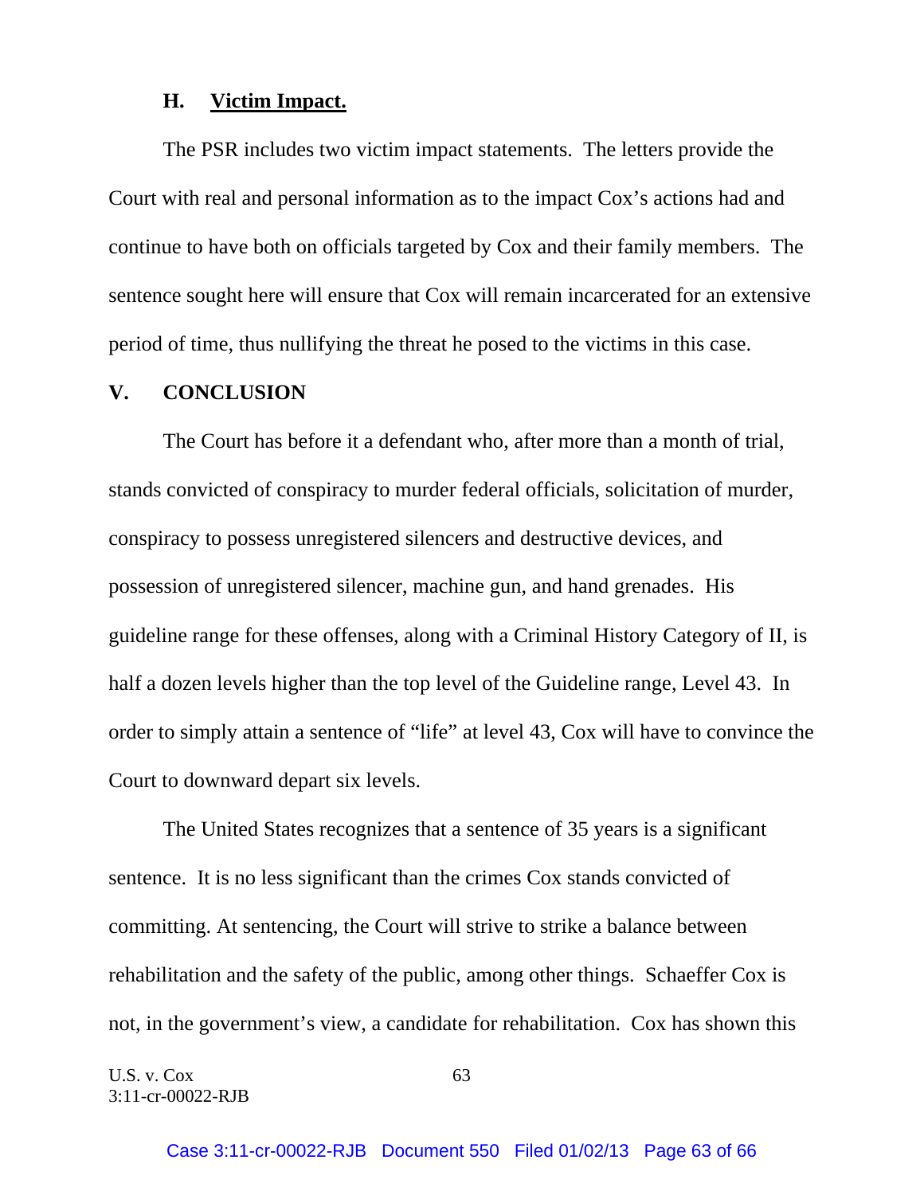### H. Victim Impact.

The PSR includes two victim impact statements. The letters provide the Court with real and personal information as to the impact Cox's actions had and continue to have both on officials targeted by Cox and their family members. The sentence sought here will ensure that Cox will remain incarcerated for an extensive period of time, thus nullifying the threat he posed to the victims in this case.

## V. CONCLUSION

The Court has before it a defendant who, after more than a month of trial, stands convicted of conspiracy to murder federal officials, solicitation of murder, conspiracy to possess unregistered silencers and destructive devices, and possession of unregistered silencer, machine gun, and hand grenades. His guideline range for these offenses, along with a Criminal History Category of II, is half a dozen levels higher than the top level of the Guideline range, Level 43. In order to simply attain a sentence of "life" at level 43, Cox will have to convince the Court to downward depart six levels.

The United States recognizes that a sentence of 35 years is a significant sentence. It is no less significant than the crimes Cox stands convicted of committing. At sentencing, the Court will strive to strike a balance between rehabilitation and the safety of the public, among other things. Schaeffer Cox is not, in the government's view, a candidate for rehabilitation. Cox has shown this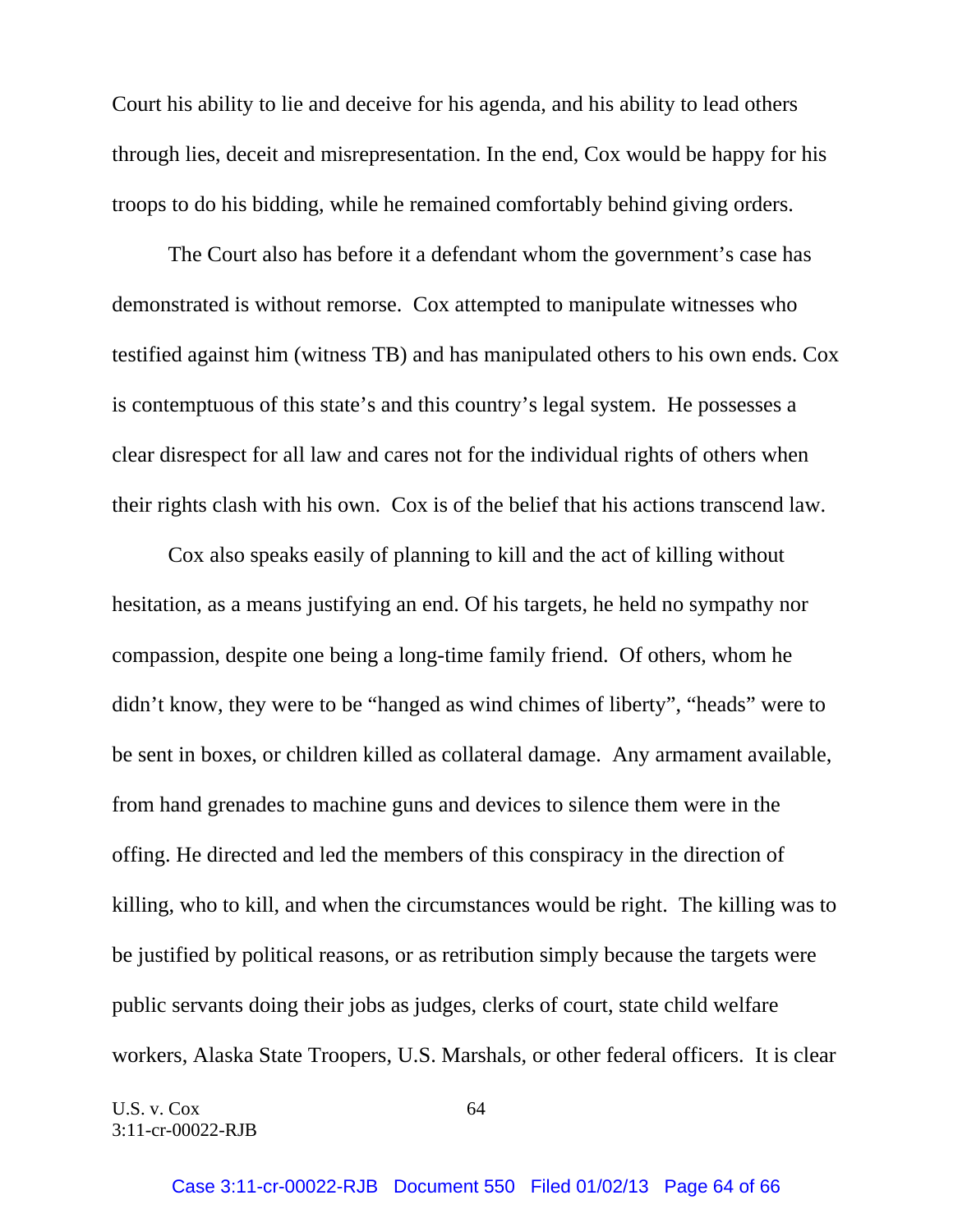Court his ability to lie and deceive for his agenda, and his ability to lead others through lies, deceit and misrepresentation. In the end, Cox would be happy for his troops to do his bidding, while he remained comfortably behind giving orders.

The Court also has before it a defendant whom the government's case has demonstrated is without remorse. Cox attempted to manipulate witnesses who testified against him (witness TB) and has manipulated others to his own ends. Cox is contemptuous of this state's and this country's legal system. He possesses a clear disrespect for all law and cares not for the individual rights of others when their rights clash with his own. Cox is of the belief that his actions transcend law.

Cox also speaks easily of planning to kill and the act of killing without hesitation, as a means justifying an end. Of his targets, he held no sympathy nor compassion, despite one being a long-time family friend. Of others, whom he didn't know, they were to be "hanged as wind chimes of liberty", "heads" were to be sent in boxes, or children killed as collateral damage. Any armament available, from hand grenades to machine guns and devices to silence them were in the offing. He directed and led the members of this conspiracy in the direction of killing, who to kill, and when the circumstances would be right. The killing was to be justified by political reasons, or as retribution simply because the targets were public servants doing their jobs as judges, clerks of court, state child welfare workers, Alaska State Troopers, U.S. Marshals, or other federal officers. It is clear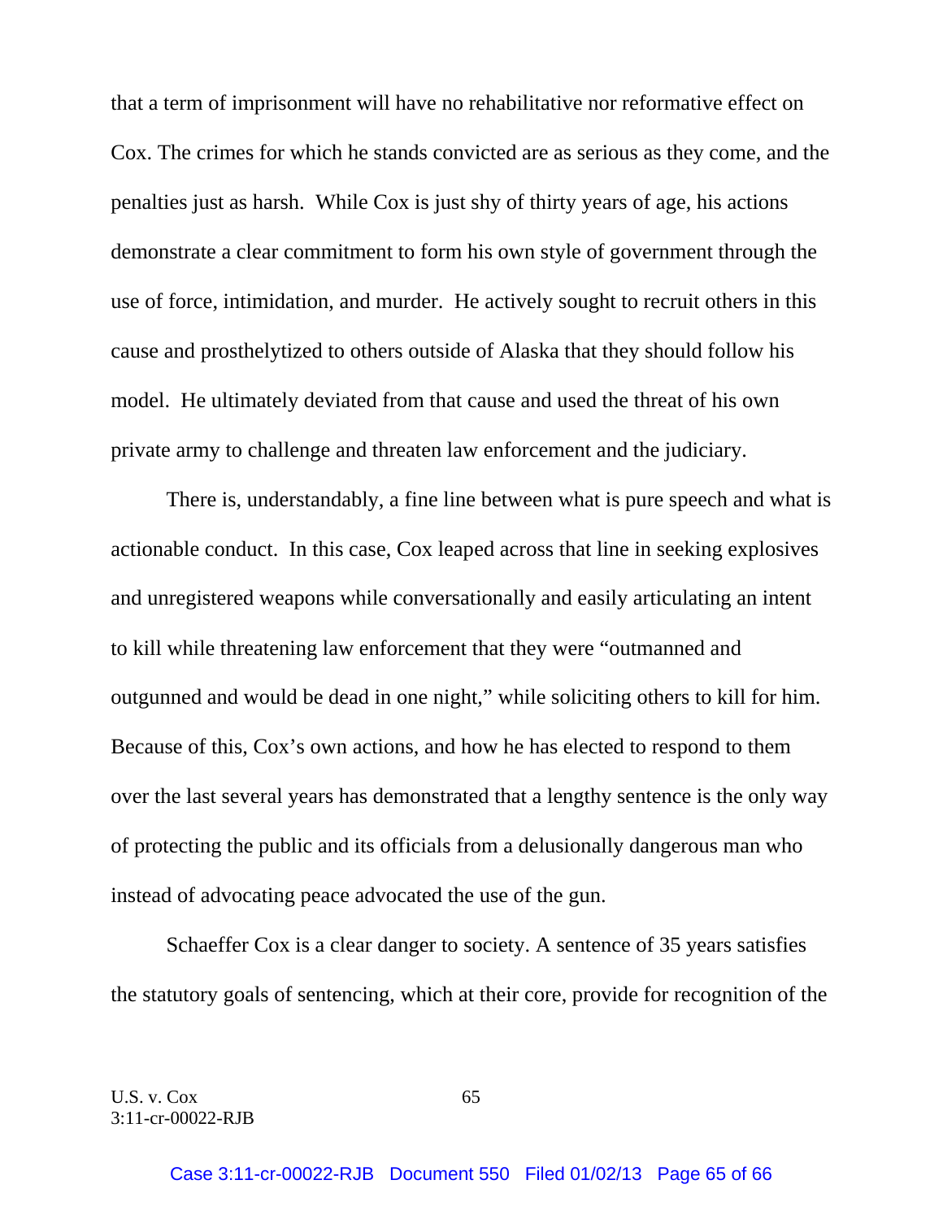that a term of imprisonment will have no rehabilitative nor reformative effect on Cox. The crimes for which he stands convicted are as serious as they come, and the penalties just as harsh. While Cox is just shy of thirty years of age, his actions demonstrate a clear commitment to form his own style of government through the use of force, intimidation, and murder. He actively sought to recruit others in this cause and prosthelytized to others outside of Alaska that they should follow his model. He ultimately deviated from that cause and used the threat of his own private army to challenge and threaten law enforcement and the judiciary.

There is, understandably, a fine line between what is pure speech and what is actionable conduct. In this case, Cox leaped across that line in seeking explosives and unregistered weapons while conversationally and easily articulating an intent to kill while threatening law enforcement that they were "outmanned and outgunned and would be dead in one night," while soliciting others to kill for him. Because of this, Cox's own actions, and how he has elected to respond to them over the last several years has demonstrated that a lengthy sentence is the only way of protecting the public and its officials from a delusionally dangerous man who instead of advocating peace advocated the use of the gun.

Schaeffer Cox is a clear danger to society. A sentence of 35 years satisfies the statutory goals of sentencing, which at their core, provide for recognition of the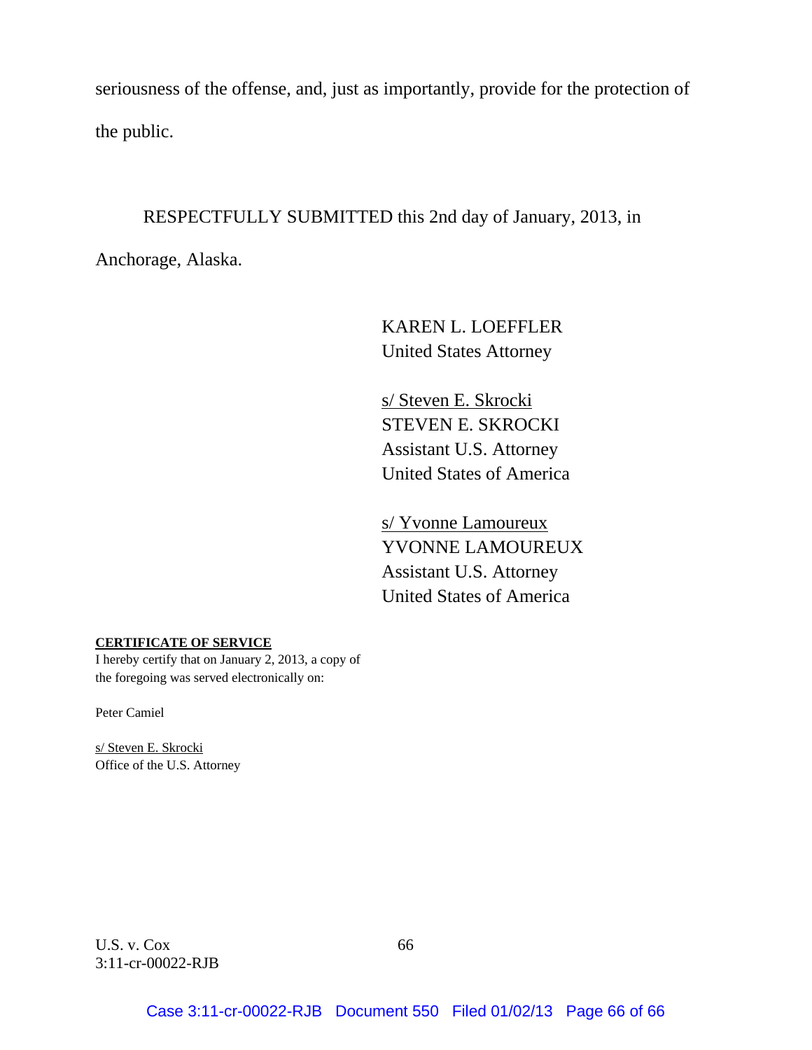seriousness of the offense, and, just as importantly, provide for the protection of the public.

RESPECTFULLY SUBMITTED this 2nd day of January, 2013, in Anchorage, Alaska.

KAREN L. LOEFFLER
United States Attorney

s/ Steven E. Skrocki
STEVEN E. SKROCKI
Assistant U.S. Attorney
United States of America

s/ Yvonne Lamoureux
YVONNE LAMOUREUX
Assistant U.S. Attorney
United States of America

**CERTIFICATE OF SERVICE**
I hereby certify that on January 2, 2013, a copy of the foregoing was served electronically on:

Peter Camiel

s/ Steven E. Skrocki
Office of the U.S. Attorney

U.S. v. Cox
3:11-cr-00022-RJB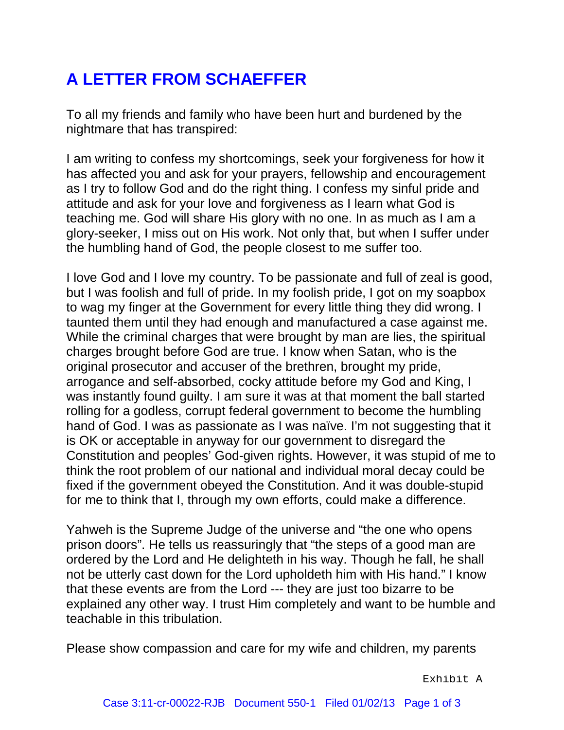# A LETTER FROM SCHAEFFER

To all my friends and family who have been hurt and burdened by the nightmare that has transpired:

I am writing to confess my shortcomings, seek your forgiveness for how it has affected you and ask for your prayers, fellowship and encouragement as I try to follow God and do the right thing. I confess my sinful pride and attitude and ask for your love and forgiveness as I learn what God is teaching me. God will share His glory with no one. In as much as I am a glory-seeker, I miss out on His work. Not only that, but when I suffer under the humbling hand of God, the people closest to me suffer too.

I love God and I love my country. To be passionate and full of zeal is good, but I was foolish and full of pride. In my foolish pride, I got on my soapbox to wag my finger at the Government for every little thing they did wrong. I taunted them until they had enough and manufactured a case against me. While the criminal charges that were brought by man are lies, the spiritual charges brought before God are true. I know when Satan, who is the original prosecutor and accuser of the brethren, brought my pride, arrogance and self-absorbed, cocky attitude before my God and King, I was instantly found guilty. I am sure it was at that moment the ball started rolling for a godless, corrupt federal government to become the humbling hand of God. I was as passionate as I was naïve. I'm not suggesting that it is OK or acceptable in anyway for our government to disregard the Constitution and peoples' God-given rights. However, it was stupid of me to think the root problem of our national and individual moral decay could be fixed if the government obeyed the Constitution. And it was double-stupid for me to think that I, through my own efforts, could make a difference.

Yahweh is the Supreme Judge of the universe and "the one who opens prison doors". He tells us reassuringly that "the steps of a good man are ordered by the Lord and He delighteth in his way. Though he fall, he shall not be utterly cast down for the Lord upholdeth him with His hand." I know that these events are from the Lord --- they are just too bizarre to be explained any other way. I trust Him completely and want to be humble and teachable in this tribulation.

Please show compassion and care for my wife and children, my parents

Exhibit A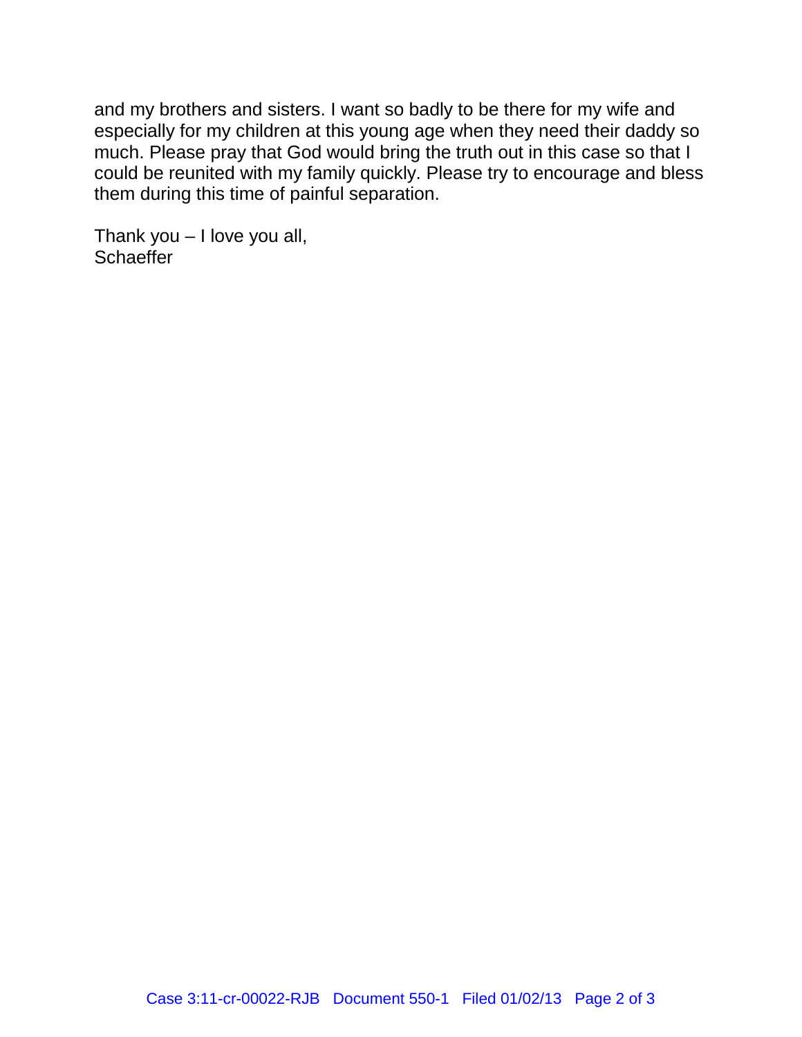and my brothers and sisters. I want so badly to be there for my wife and especially for my children at this young age when they need their daddy so much. Please pray that God would bring the truth out in this case so that I could be reunited with my family quickly. Please try to encourage and bless them during this time of painful separation.

Thank you – I love you all,
Schaeffer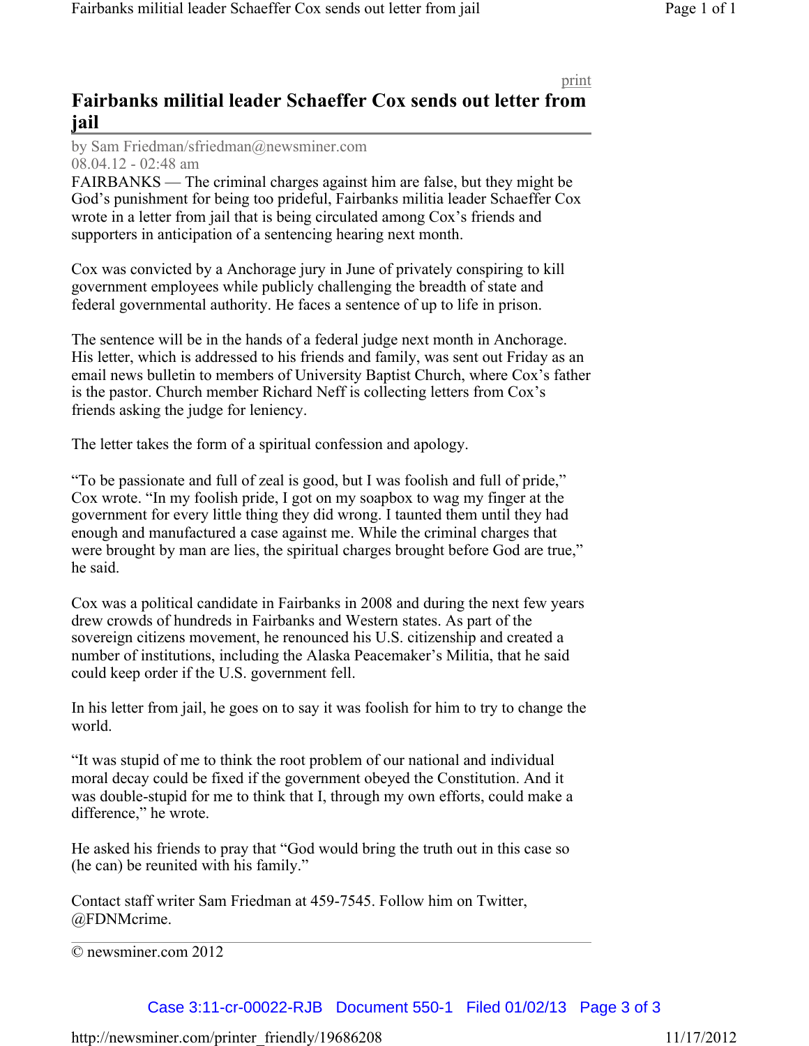print

# Fairbanks militial leader Schaeffer Cox sends out letter from jail

by Sam Friedman/sfriedman@newsminer.com
08.04.12 - 02:48 am

FAIRBANKS — The criminal charges against him are false, but they might be God's punishment for being too prideful, Fairbanks militia leader Schaeffer Cox wrote in a letter from jail that is being circulated among Cox's friends and supporters in anticipation of a sentencing hearing next month.

Cox was convicted by a Anchorage jury in June of privately conspiring to kill government employees while publicly challenging the breadth of state and federal governmental authority. He faces a sentence of up to life in prison.

The sentence will be in the hands of a federal judge next month in Anchorage. His letter, which is addressed to his friends and family, was sent out Friday as an email news bulletin to members of University Baptist Church, where Cox's father is the pastor. Church member Richard Neff is collecting letters from Cox's friends asking the judge for leniency.

The letter takes the form of a spiritual confession and apology.

"To be passionate and full of zeal is good, but I was foolish and full of pride," Cox wrote. "In my foolish pride, I got on my soapbox to wag my finger at the government for every little thing they did wrong. I taunted them until they had enough and manufactured a case against me. While the criminal charges that were brought by man are lies, the spiritual charges brought before God are true," he said.

Cox was a political candidate in Fairbanks in 2008 and during the next few years drew crowds of hundreds in Fairbanks and Western states. As part of the sovereign citizens movement, he renounced his U.S. citizenship and created a number of institutions, including the Alaska Peacemaker's Militia, that he said could keep order if the U.S. government fell.

In his letter from jail, he goes on to say it was foolish for him to try to change the world.

"It was stupid of me to think the root problem of our national and individual moral decay could be fixed if the government obeyed the Constitution. And it was double-stupid for me to think that I, through my own efforts, could make a difference," he wrote.

He asked his friends to pray that "God would bring the truth out in this case so (he can) be reunited with his family."

Contact staff writer Sam Friedman at 459-7545. Follow him on Twitter, @FDNMcrime.

© newsminer.com 2012